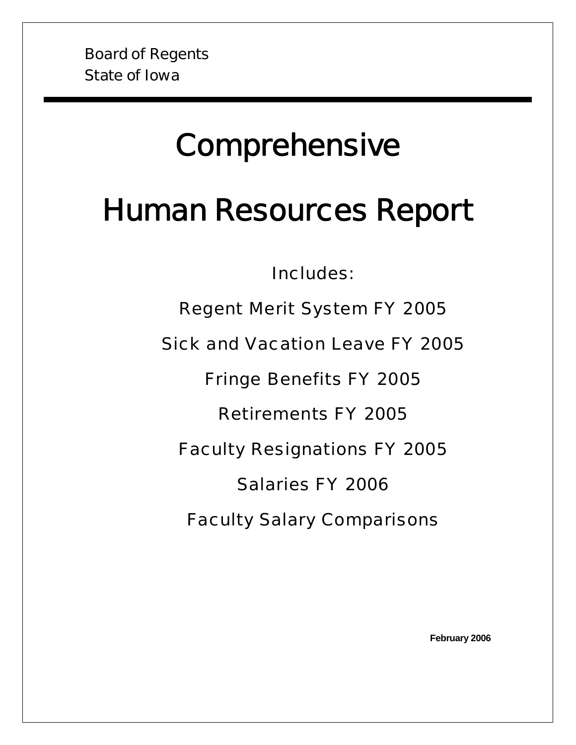Board of Regents
State of Iowa

# Comprehensive

# Human Resources Report

Includes:

Regent Merit System FY 2005

Sick and Vacation Leave FY 2005

Fringe Benefits FY 2005

Retirements FY 2005

Faculty Resignations FY 2005

Salaries FY 2006

Faculty Salary Comparisons

**February 2006**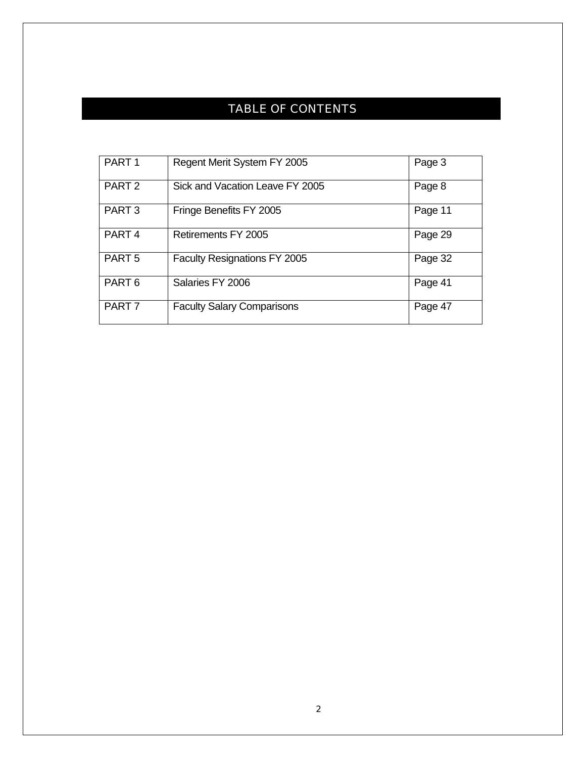# TABLE OF CONTENTS

| | | |
|---|---|---|
| PART 1 | Regent Merit System FY 2005 | Page 3 |
| PART 2 | Sick and Vacation Leave FY 2005 | Page 8 |
| PART 3 | Fringe Benefits FY 2005 | Page 11 |
| PART 4 | Retirements FY 2005 | Page 29 |
| PART 5 | Faculty Resignations FY 2005 | Page 32 |
| PART 6 | Salaries FY 2006 | Page 41 |
| PART 7 | Faculty Salary Comparisons | Page 47 |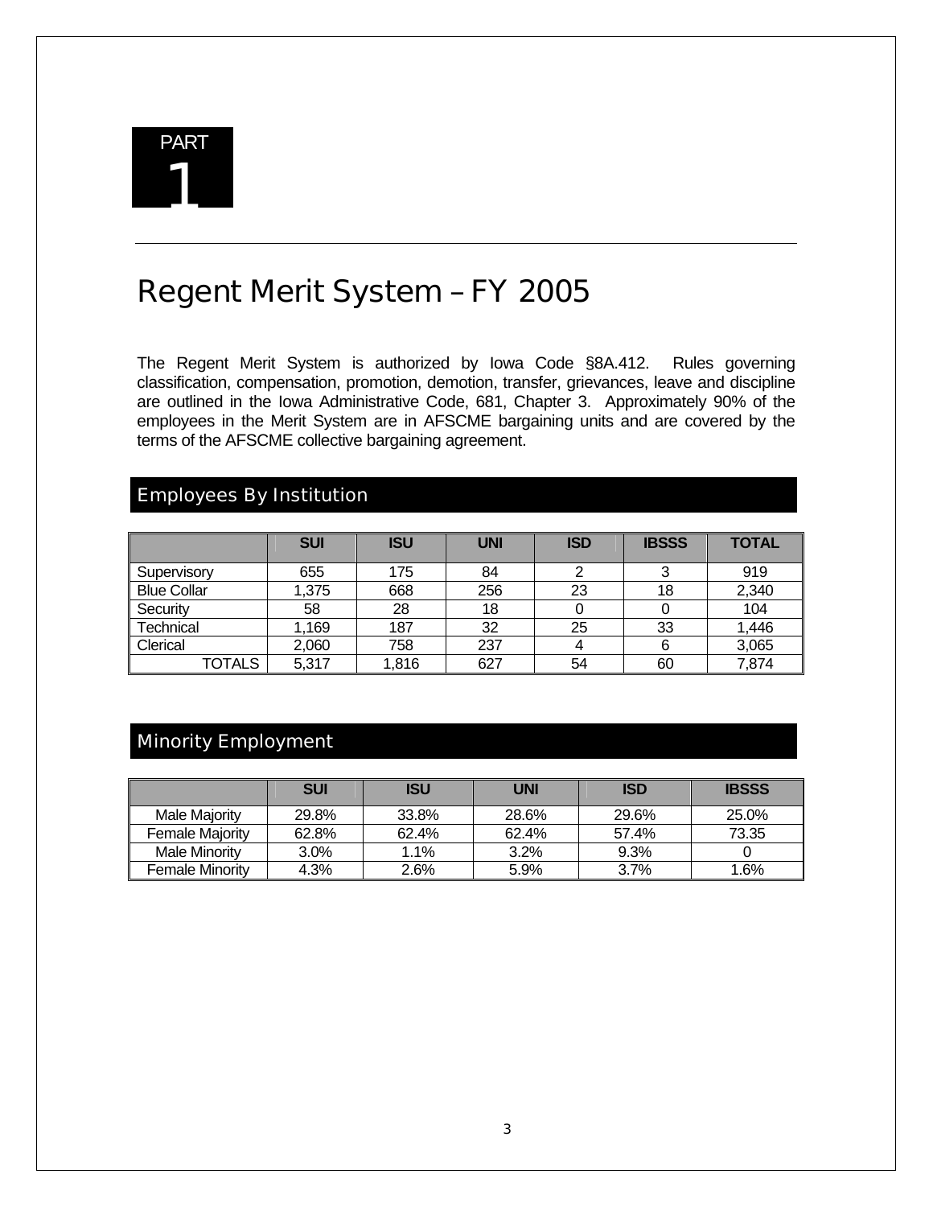PART 1

# Regent Merit System – FY 2005

The Regent Merit System is authorized by Iowa Code §8A.412. Rules governing classification, compensation, promotion, demotion, transfer, grievances, leave and discipline are outlined in the Iowa Administrative Code, 681, Chapter 3. Approximately 90% of the employees in the Merit System are in AFSCME bargaining units and are covered by the terms of the AFSCME collective bargaining agreement.

## Employees By Institution

| | SUI | ISU | UNI | ISD | IBSSS | TOTAL |
|---|---|---|---|---|---|---|
| Supervisory | 655 | 175 | 84 | 2 | 3 | 919 |
| Blue Collar | 1,375 | 668 | 256 | 23 | 18 | 2,340 |
| Security | 58 | 28 | 18 | 0 | 0 | 104 |
| Technical | 1,169 | 187 | 32 | 25 | 33 | 1,446 |
| Clerical | 2,060 | 758 | 237 | 4 | 6 | 3,065 |
| TOTALS | 5,317 | 1,816 | 627 | 54 | 60 | 7,874 |

## Minority Employment

| | SUI | ISU | UNI | ISD | IBSSS |
|---|---|---|---|---|---|
| Male Majority | 29.8% | 33.8% | 28.6% | 29.6% | 25.0% |
| Female Majority | 62.8% | 62.4% | 62.4% | 57.4% | 73.35 |
| Male Minority | 3.0% | 1.1% | 3.2% | 9.3% | 0 |
| Female Minority | 4.3% | 2.6% | 5.9% | 3.7% | 1.6% |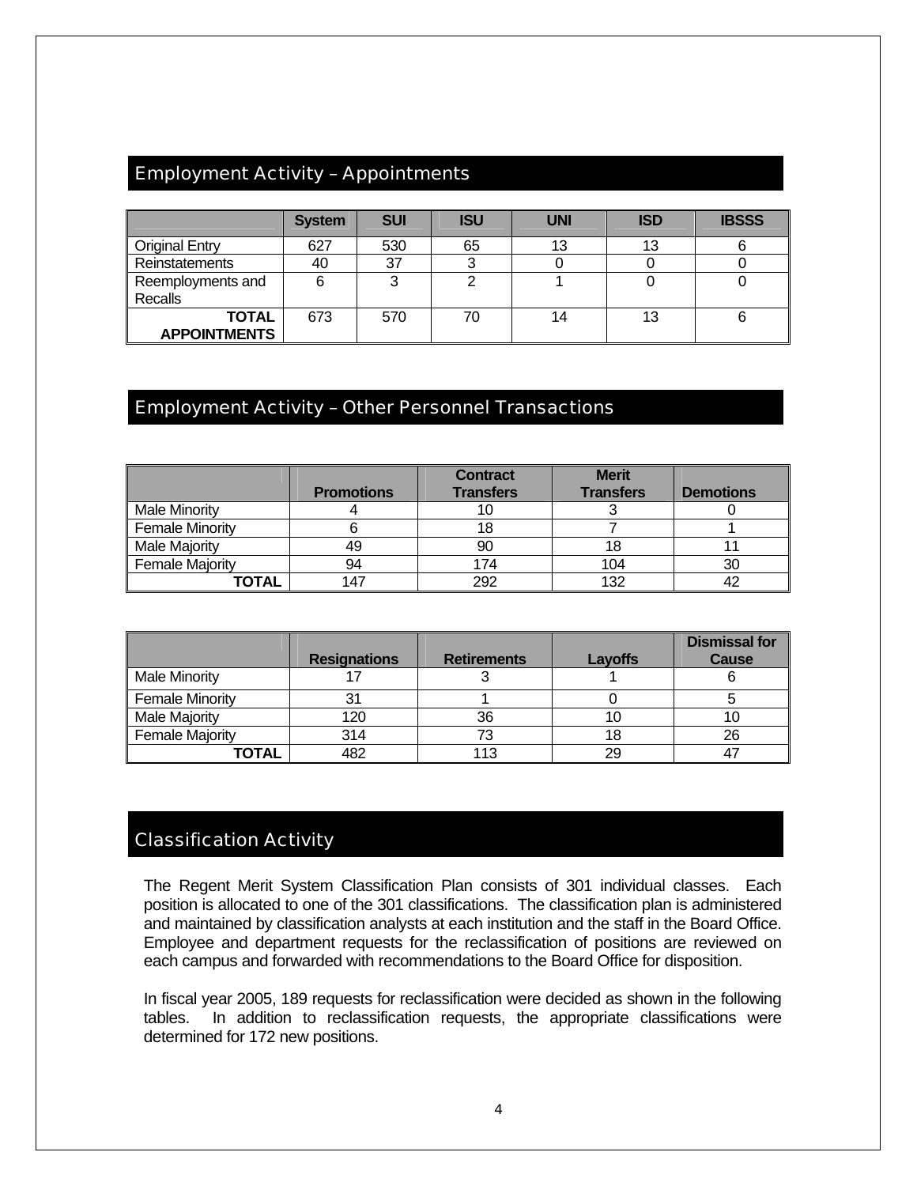## Employment Activity – Appointments

| | System | SUI | ISU | UNI | ISD | IBSSS |
|---|---|---|---|---|---|---|
| Original Entry | 627 | 530 | 65 | 13 | 13 | 6 |
| Reinstatements | 40 | 37 | 3 | 0 | 0 | 0 |
| Reemployments and Recalls | 6 | 3 | 2 | 1 | 0 | 0 |
| **TOTAL APPOINTMENTS** | 673 | 570 | 70 | 14 | 13 | 6 |

## Employment Activity – Other Personnel Transactions

| | Promotions | Contract Transfers | Merit Transfers | Demotions |
|---|---|---|---|---|
| Male Minority | 4 | 10 | 3 | 0 |
| Female Minority | 6 | 18 | 7 | 1 |
| Male Majority | 49 | 90 | 18 | 11 |
| Female Majority | 94 | 174 | 104 | 30 |
| **TOTAL** | 147 | 292 | 132 | 42 |

| | Resignations | Retirements | Layoffs | Dismissal for Cause |
|---|---|---|---|---|
| Male Minority | 17 | 3 | 1 | 6 |
| Female Minority | 31 | 1 | 0 | 5 |
| Male Majority | 120 | 36 | 10 | 10 |
| Female Majority | 314 | 73 | 18 | 26 |
| **TOTAL** | 482 | 113 | 29 | 47 |

## Classification Activity

The Regent Merit System Classification Plan consists of 301 individual classes. Each position is allocated to one of the 301 classifications. The classification plan is administered and maintained by classification analysts at each institution and the staff in the Board Office. Employee and department requests for the reclassification of positions are reviewed on each campus and forwarded with recommendations to the Board Office for disposition.

In fiscal year 2005, 189 requests for reclassification were decided as shown in the following tables. In addition to reclassification requests, the appropriate classifications were determined for 172 new positions.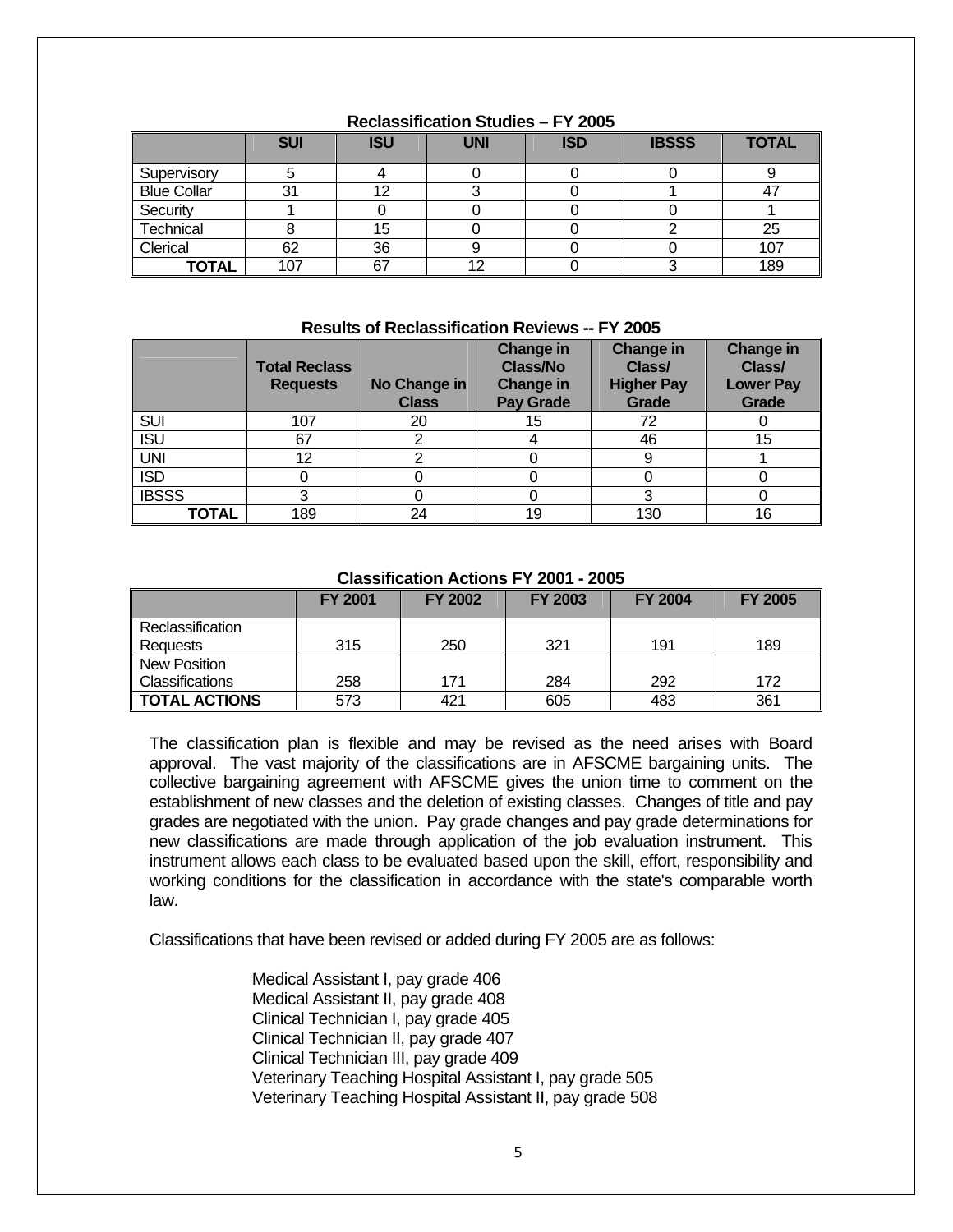**Reclassification Studies – FY 2005**

| | SUI | ISU | UNI | ISD | IBSSS | TOTAL |
|---|---|---|---|---|---|---|
| Supervisory | 5 | 4 | 0 | 0 | 0 | 9 |
| Blue Collar | 31 | 12 | 3 | 0 | 1 | 47 |
| Security | 1 | 0 | 0 | 0 | 0 | 1 |
| Technical | 8 | 15 | 0 | 0 | 2 | 25 |
| Clerical | 62 | 36 | 9 | 0 | 0 | 107 |
| **TOTAL** | 107 | 67 | 12 | 0 | 3 | 189 |

**Results of Reclassification Reviews -- FY 2005**

| | Total Reclass Requests | No Change in Class | Change in Class/No Change in Pay Grade | Change in Class/ Higher Pay Grade | Change in Class/ Lower Pay Grade |
|---|---|---|---|---|---|
| SUI | 107 | 20 | 15 | 72 | 0 |
| ISU | 67 | 2 | 4 | 46 | 15 |
| UNI | 12 | 2 | 0 | 9 | 1 |
| ISD | 0 | 0 | 0 | 0 | 0 |
| IBSSS | 3 | 0 | 0 | 3 | 0 |
| **TOTAL** | 189 | 24 | 19 | 130 | 16 |

**Classification Actions FY 2001 - 2005**

| | FY 2001 | FY 2002 | FY 2003 | FY 2004 | FY 2005 |
|---|---|---|---|---|---|
| Reclassification Requests | 315 | 250 | 321 | 191 | 189 |
| New Position Classifications | 258 | 171 | 284 | 292 | 172 |
| **TOTAL ACTIONS** | 573 | 421 | 605 | 483 | 361 |

The classification plan is flexible and may be revised as the need arises with Board approval. The vast majority of the classifications are in AFSCME bargaining units. The collective bargaining agreement with AFSCME gives the union time to comment on the establishment of new classes and the deletion of existing classes. Changes of title and pay grades are negotiated with the union. Pay grade changes and pay grade determinations for new classifications are made through application of the job evaluation instrument. This instrument allows each class to be evaluated based upon the skill, effort, responsibility and working conditions for the classification in accordance with the state's comparable worth law.

Classifications that have been revised or added during FY 2005 are as follows:

Medical Assistant I, pay grade 406
Medical Assistant II, pay grade 408
Clinical Technician I, pay grade 405
Clinical Technician II, pay grade 407
Clinical Technician III, pay grade 409
Veterinary Teaching Hospital Assistant I, pay grade 505
Veterinary Teaching Hospital Assistant II, pay grade 508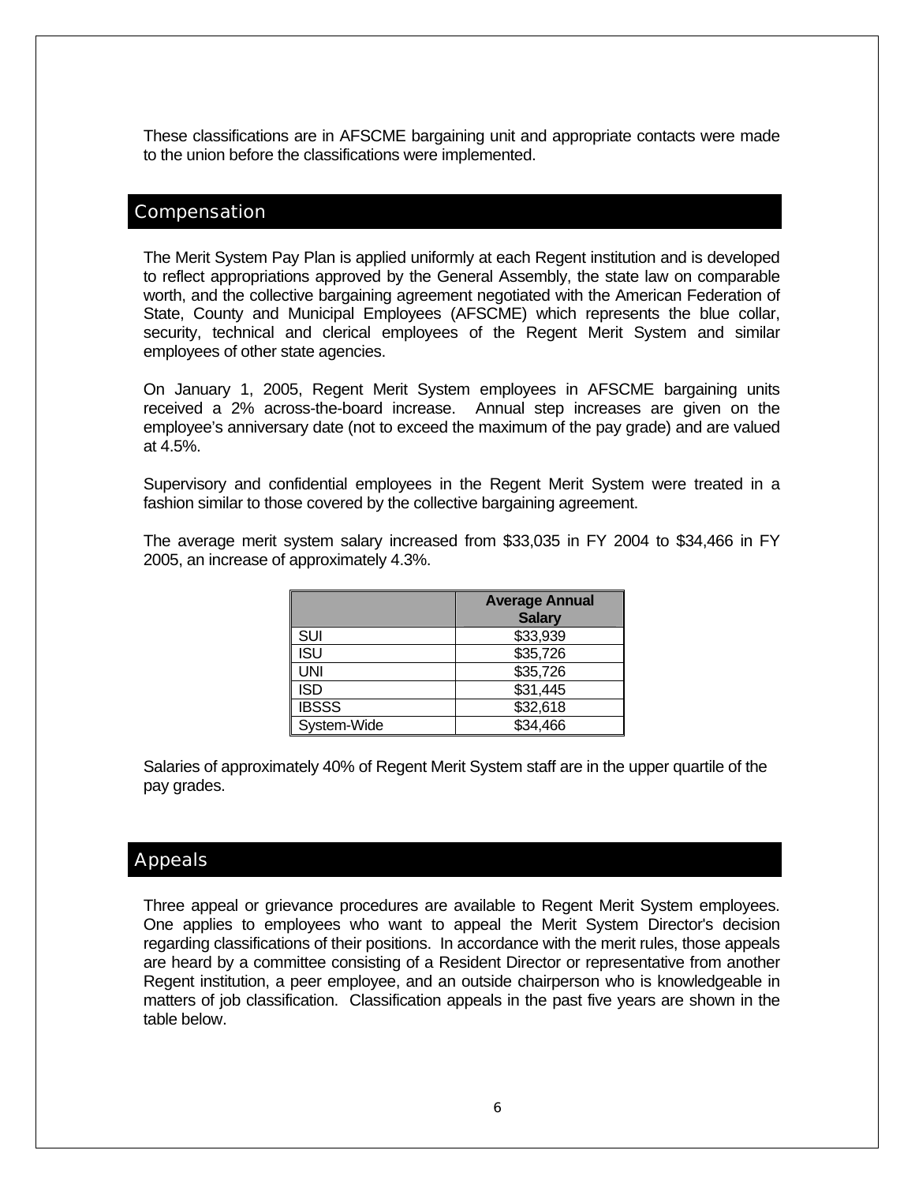These classifications are in AFSCME bargaining unit and appropriate contacts were made to the union before the classifications were implemented.

## Compensation

The Merit System Pay Plan is applied uniformly at each Regent institution and is developed to reflect appropriations approved by the General Assembly, the state law on comparable worth, and the collective bargaining agreement negotiated with the American Federation of State, County and Municipal Employees (AFSCME) which represents the blue collar, security, technical and clerical employees of the Regent Merit System and similar employees of other state agencies.

On January 1, 2005, Regent Merit System employees in AFSCME bargaining units received a 2% across-the-board increase. Annual step increases are given on the employee's anniversary date (not to exceed the maximum of the pay grade) and are valued at 4.5%.

Supervisory and confidential employees in the Regent Merit System were treated in a fashion similar to those covered by the collective bargaining agreement.

The average merit system salary increased from $33,035 in FY 2004 to $34,466 in FY 2005, an increase of approximately 4.3%.

| | Average Annual Salary |
|---|---|
| SUI | $33,939 |
| ISU | $35,726 |
| UNI | $35,726 |
| ISD | $31,445 |
| IBSSS | $32,618 |
| System-Wide | $34,466 |

Salaries of approximately 40% of Regent Merit System staff are in the upper quartile of the pay grades.

## Appeals

Three appeal or grievance procedures are available to Regent Merit System employees. One applies to employees who want to appeal the Merit System Director's decision regarding classifications of their positions. In accordance with the merit rules, those appeals are heard by a committee consisting of a Resident Director or representative from another Regent institution, a peer employee, and an outside chairperson who is knowledgeable in matters of job classification. Classification appeals in the past five years are shown in the table below.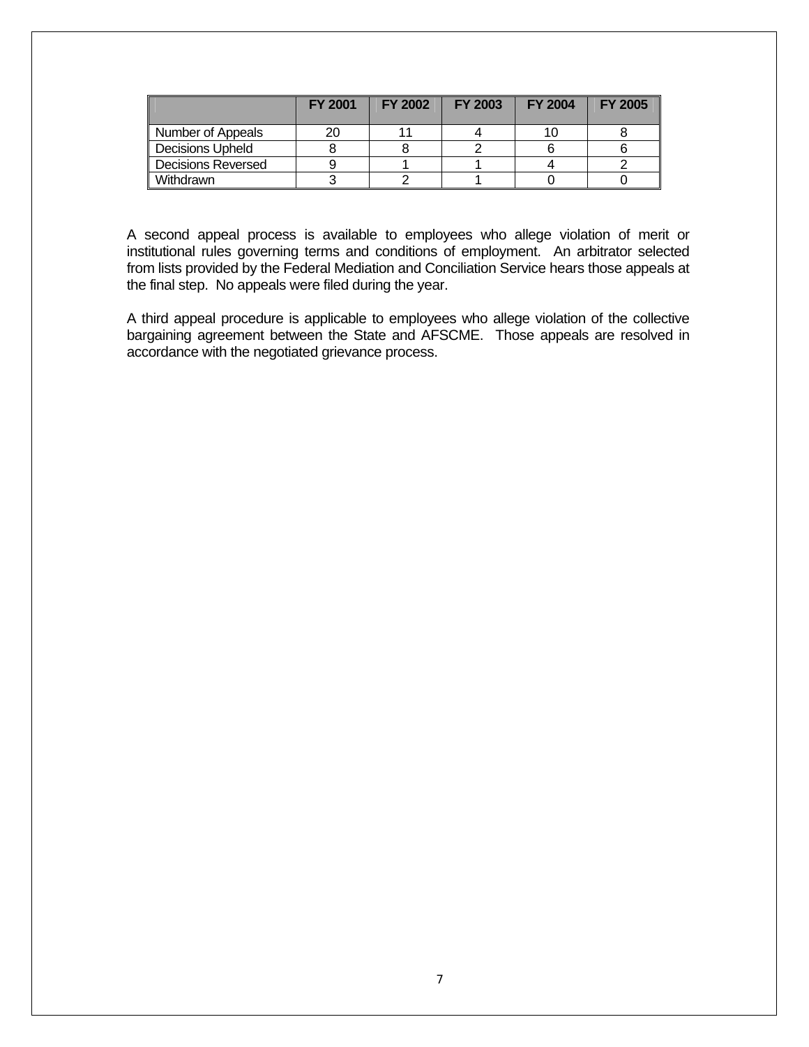| | FY 2001 | FY 2002 | FY 2003 | FY 2004 | FY 2005 |
|---|---|---|---|---|---|
| Number of Appeals | 20 | 11 | 4 | 10 | 8 |
| Decisions Upheld | 8 | 8 | 2 | 6 | 6 |
| Decisions Reversed | 9 | 1 | 1 | 4 | 2 |
| Withdrawn | 3 | 2 | 1 | 0 | 0 |

A second appeal process is available to employees who allege violation of merit or institutional rules governing terms and conditions of employment. An arbitrator selected from lists provided by the Federal Mediation and Conciliation Service hears those appeals at the final step. No appeals were filed during the year.

A third appeal procedure is applicable to employees who allege violation of the collective bargaining agreement between the State and AFSCME. Those appeals are resolved in accordance with the negotiated grievance process.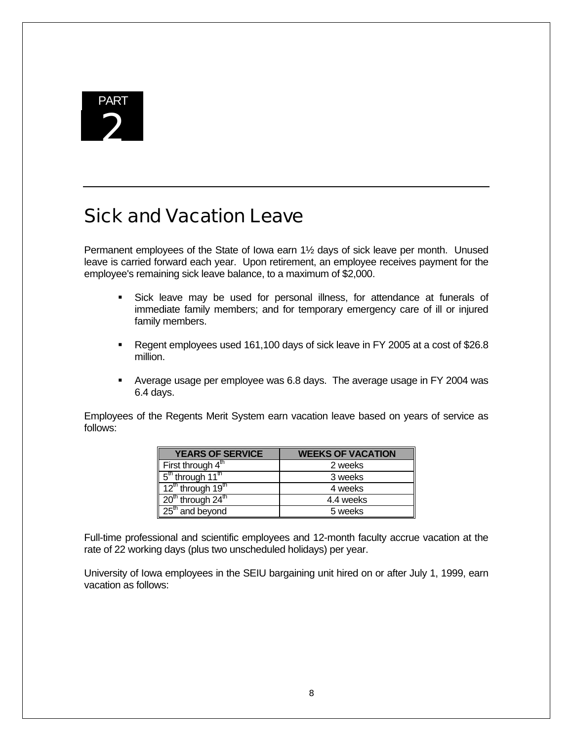PART 2

# Sick and Vacation Leave

Permanent employees of the State of Iowa earn 1½ days of sick leave per month. Unused leave is carried forward each year. Upon retirement, an employee receives payment for the employee's remaining sick leave balance, to a maximum of $2,000.

- Sick leave may be used for personal illness, for attendance at funerals of immediate family members; and for temporary emergency care of ill or injured family members.
- Regent employees used 161,100 days of sick leave in FY 2005 at a cost of $26.8 million.
- Average usage per employee was 6.8 days. The average usage in FY 2004 was 6.4 days.

Employees of the Regents Merit System earn vacation leave based on years of service as follows:

| YEARS OF SERVICE | WEEKS OF VACATION |
|---|---|
| First through 4th | 2 weeks |
| 5th through 11th | 3 weeks |
| 12th through 19th | 4 weeks |
| 20th through 24th | 4.4 weeks |
| 25th and beyond | 5 weeks |

Full-time professional and scientific employees and 12-month faculty accrue vacation at the rate of 22 working days (plus two unscheduled holidays) per year.

University of Iowa employees in the SEIU bargaining unit hired on or after July 1, 1999, earn vacation as follows: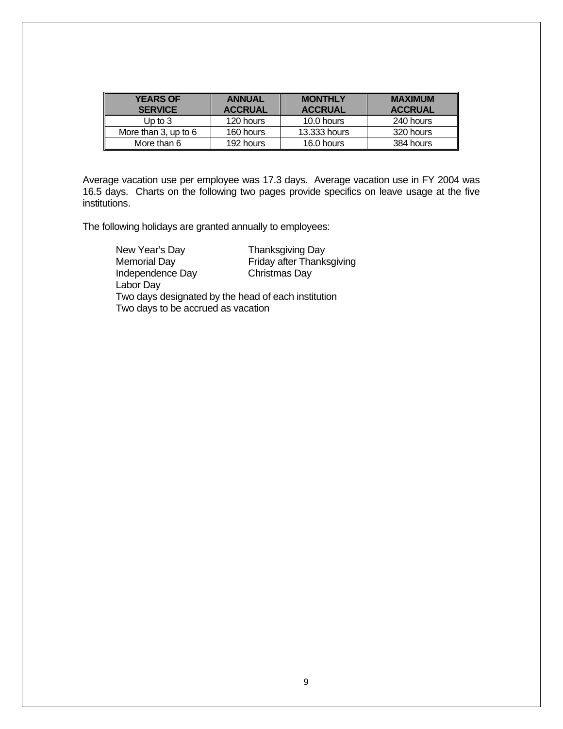| YEARS OF SERVICE | ANNUAL ACCRUAL | MONTHLY ACCRUAL | MAXIMUM ACCRUAL |
|---|---|---|---|
| Up to 3 | 120 hours | 10.0 hours | 240 hours |
| More than 3, up to 6 | 160 hours | 13.333 hours | 320 hours |
| More than 6 | 192 hours | 16.0 hours | 384 hours |

Average vacation use per employee was 17.3 days. Average vacation use in FY 2004 was 16.5 days. Charts on the following two pages provide specifics on leave usage at the five institutions.

The following holidays are granted annually to employees:

- New Year's Day
- Memorial Day
- Independence Day
- Labor Day
- Thanksgiving Day
- Friday after Thanksgiving
- Christmas Day
- Two days designated by the head of each institution
- Two days to be accrued as vacation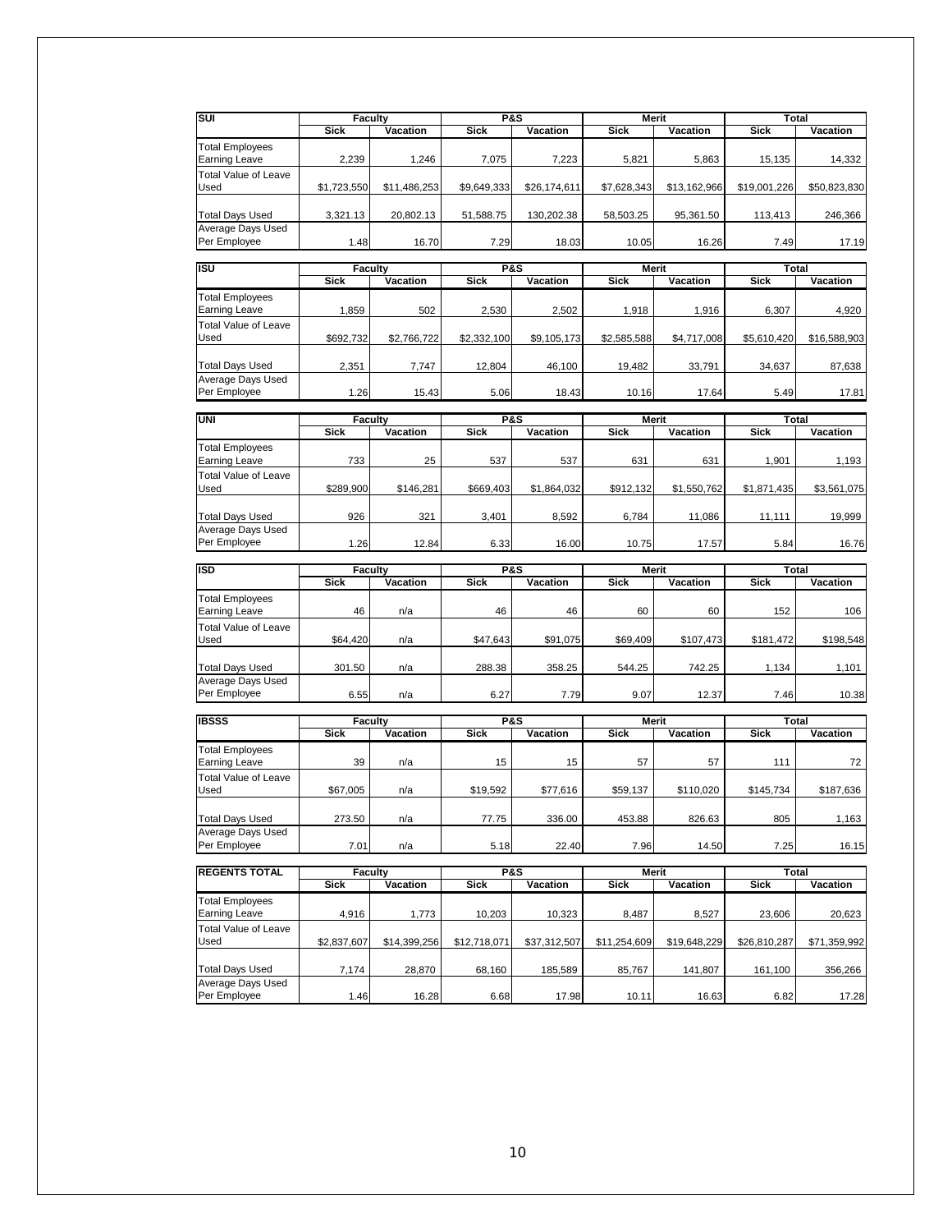| SUI | Faculty | | P&S | | Merit | | Total | |
|---|---|---|---|---|---|---|---|---|
| | Sick | Vacation | Sick | Vacation | Sick | Vacation | Sick | Vacation |
| Total Employees Earning Leave | 2,239 | 1,246 | 7,075 | 7,223 | 5,821 | 5,863 | 15,135 | 14,332 |
| Total Value of Leave Used | $1,723,550 | $11,486,253 | $9,649,333 | $26,174,611 | $7,628,343 | $13,162,966 | $19,001,226 | $50,823,830 |
| Total Days Used | 3,321.13 | 20,802.13 | 51,588.75 | 130,202.38 | 58,503.25 | 95,361.50 | 113,413 | 246,366 |
| Average Days Used Per Employee | 1.48 | 16.70 | 7.29 | 18.03 | 10.05 | 16.26 | 7.49 | 17.19 |

| ISU | Faculty | | P&S | | Merit | | Total | |
|---|---|---|---|---|---|---|---|---|
| | Sick | Vacation | Sick | Vacation | Sick | Vacation | Sick | Vacation |
| Total Employees Earning Leave | 1,859 | 502 | 2,530 | 2,502 | 1,918 | 1,916 | 6,307 | 4,920 |
| Total Value of Leave Used | $692,732 | $2,766,722 | $2,332,100 | $9,105,173 | $2,585,588 | $4,717,008 | $5,610,420 | $16,588,903 |
| Total Days Used | 2,351 | 7,747 | 12,804 | 46,100 | 19,482 | 33,791 | 34,637 | 87,638 |
| Average Days Used Per Employee | 1.26 | 15.43 | 5.06 | 18.43 | 10.16 | 17.64 | 5.49 | 17.81 |

| UNI | Faculty | | P&S | | Merit | | Total | |
|---|---|---|---|---|---|---|---|---|
| | Sick | Vacation | Sick | Vacation | Sick | Vacation | Sick | Vacation |
| Total Employees Earning Leave | 733 | 25 | 537 | 537 | 631 | 631 | 1,901 | 1,193 |
| Total Value of Leave Used | $289,900 | $146,281 | $669,403 | $1,864,032 | $912,132 | $1,550,762 | $1,871,435 | $3,561,075 |
| Total Days Used | 926 | 321 | 3,401 | 8,592 | 6,784 | 11,086 | 11,111 | 19,999 |
| Average Days Used Per Employee | 1.26 | 12.84 | 6.33 | 16.00 | 10.75 | 17.57 | 5.84 | 16.76 |

| ISD | Faculty | | P&S | | Merit | | Total | |
|---|---|---|---|---|---|---|---|---|
| | Sick | Vacation | Sick | Vacation | Sick | Vacation | Sick | Vacation |
| Total Employees Earning Leave | 46 | n/a | 46 | 46 | 60 | 60 | 152 | 106 |
| Total Value of Leave Used | $64,420 | n/a | $47,643 | $91,075 | $69,409 | $107,473 | $181,472 | $198,548 |
| Total Days Used | 301.50 | n/a | 288.38 | 358.25 | 544.25 | 742.25 | 1,134 | 1,101 |
| Average Days Used Per Employee | 6.55 | n/a | 6.27 | 7.79 | 9.07 | 12.37 | 7.46 | 10.38 |

| IBSSS | Faculty | | P&S | | Merit | | Total | |
|---|---|---|---|---|---|---|---|---|
| | Sick | Vacation | Sick | Vacation | Sick | Vacation | Sick | Vacation |
| Total Employees Earning Leave | 39 | n/a | 15 | 15 | 57 | 57 | 111 | 72 |
| Total Value of Leave Used | $67,005 | n/a | $19,592 | $77,616 | $59,137 | $110,020 | $145,734 | $187,636 |
| Total Days Used | 273.50 | n/a | 77.75 | 336.00 | 453.88 | 826.63 | 805 | 1,163 |
| Average Days Used Per Employee | 7.01 | n/a | 5.18 | 22.40 | 7.96 | 14.50 | 7.25 | 16.15 |

| REGENTS TOTAL | Faculty | | P&S | | Merit | | Total | |
|---|---|---|---|---|---|---|---|---|
| | Sick | Vacation | Sick | Vacation | Sick | Vacation | Sick | Vacation |
| Total Employees Earning Leave | 4,916 | 1,773 | 10,203 | 10,323 | 8,487 | 8,527 | 23,606 | 20,623 |
| Total Value of Leave Used | $2,837,607 | $14,399,256 | $12,718,071 | $37,312,507 | $11,254,609 | $19,648,229 | $26,810,287 | $71,359,992 |
| Total Days Used | 7,174 | 28,870 | 68,160 | 185,589 | 85,767 | 141,807 | 161,100 | 356,266 |
| Average Days Used Per Employee | 1.46 | 16.28 | 6.68 | 17.98 | 10.11 | 16.63 | 6.82 | 17.28 |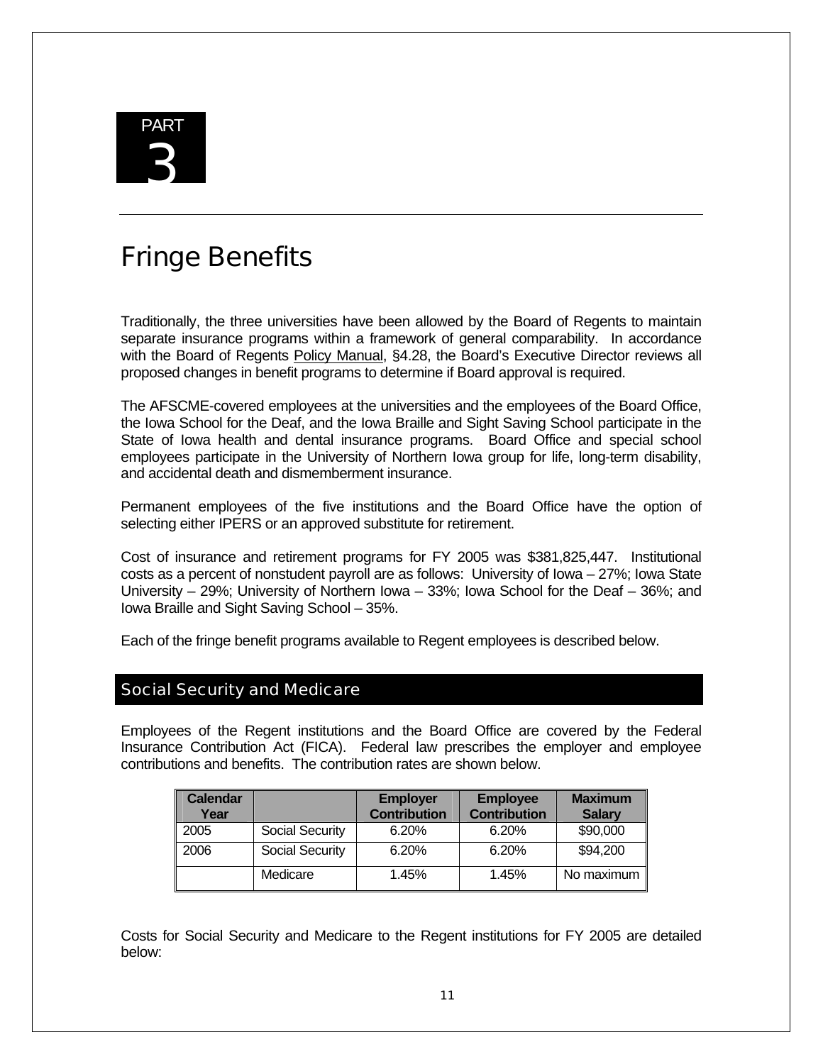PART 3

# Fringe Benefits

Traditionally, the three universities have been allowed by the Board of Regents to maintain separate insurance programs within a framework of general comparability. In accordance with the Board of Regents Policy Manual, §4.28, the Board's Executive Director reviews all proposed changes in benefit programs to determine if Board approval is required.

The AFSCME-covered employees at the universities and the employees of the Board Office, the Iowa School for the Deaf, and the Iowa Braille and Sight Saving School participate in the State of Iowa health and dental insurance programs. Board Office and special school employees participate in the University of Northern Iowa group for life, long-term disability, and accidental death and dismemberment insurance.

Permanent employees of the five institutions and the Board Office have the option of selecting either IPERS or an approved substitute for retirement.

Cost of insurance and retirement programs for FY 2005 was $381,825,447. Institutional costs as a percent of nonstudent payroll are as follows: University of Iowa – 27%; Iowa State University – 29%; University of Northern Iowa – 33%; Iowa School for the Deaf – 36%; and Iowa Braille and Sight Saving School – 35%.

Each of the fringe benefit programs available to Regent employees is described below.

## Social Security and Medicare

Employees of the Regent institutions and the Board Office are covered by the Federal Insurance Contribution Act (FICA). Federal law prescribes the employer and employee contributions and benefits. The contribution rates are shown below.

| Calendar Year | | Employer Contribution | Employee Contribution | Maximum Salary |
|---|---|---|---|---|
| 2005 | Social Security | 6.20% | 6.20% | $90,000 |
| 2006 | Social Security | 6.20% | 6.20% | $94,200 |
| | Medicare | 1.45% | 1.45% | No maximum |

Costs for Social Security and Medicare to the Regent institutions for FY 2005 are detailed below: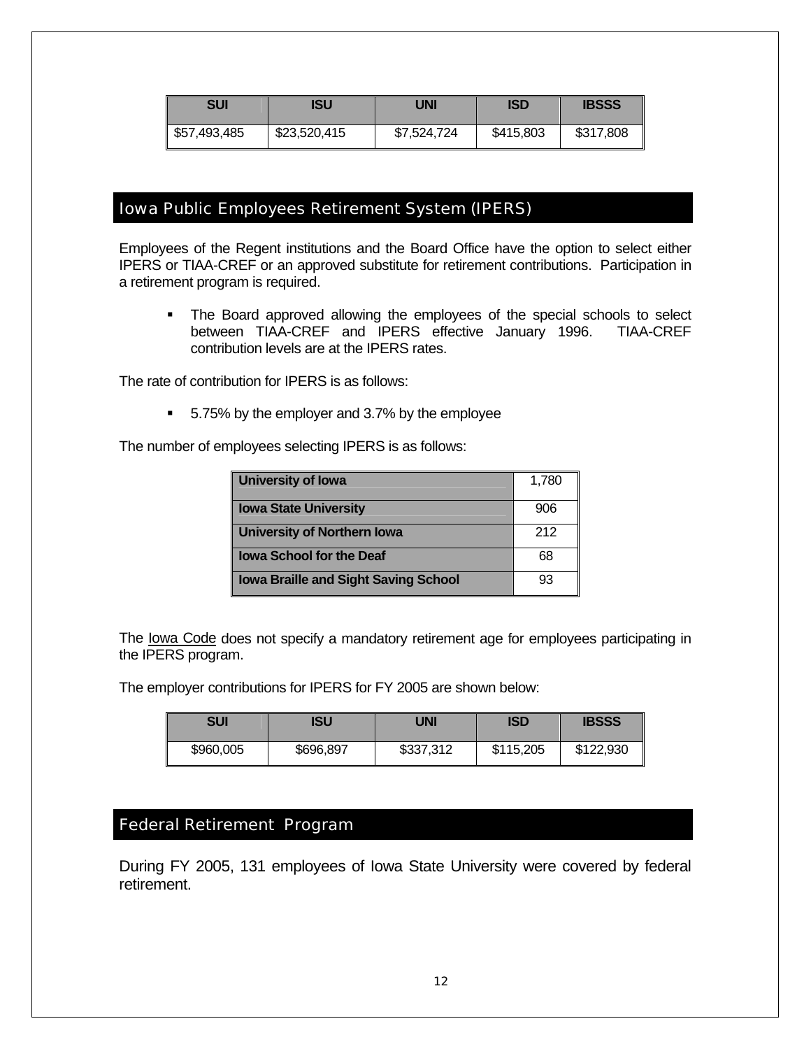| SUI | ISU | UNI | ISD | IBSSS |
| --- | --- | --- | --- | --- |
| $57,493,485 | $23,520,415 | $7,524,724 | $415,803 | $317,808 |

## Iowa Public Employees Retirement System (IPERS)

Employees of the Regent institutions and the Board Office have the option to select either IPERS or TIAA-CREF or an approved substitute for retirement contributions. Participation in a retirement program is required.

- The Board approved allowing the employees of the special schools to select between TIAA-CREF and IPERS effective January 1996. TIAA-CREF contribution levels are at the IPERS rates.

The rate of contribution for IPERS is as follows:

- 5.75% by the employer and 3.7% by the employee

The number of employees selecting IPERS is as follows:

| | |
| --- | --- |
| **University of Iowa** | 1,780 |
| **Iowa State University** | 906 |
| **University of Northern Iowa** | 212 |
| **Iowa School for the Deaf** | 68 |
| **Iowa Braille and Sight Saving School** | 93 |

The Iowa Code does not specify a mandatory retirement age for employees participating in the IPERS program.

The employer contributions for IPERS for FY 2005 are shown below:

| SUI | ISU | UNI | ISD | IBSSS |
| --- | --- | --- | --- | --- |
| $960,005 | $696,897 | $337,312 | $115,205 | $122,930 |

## Federal Retirement Program

During FY 2005, 131 employees of Iowa State University were covered by federal retirement.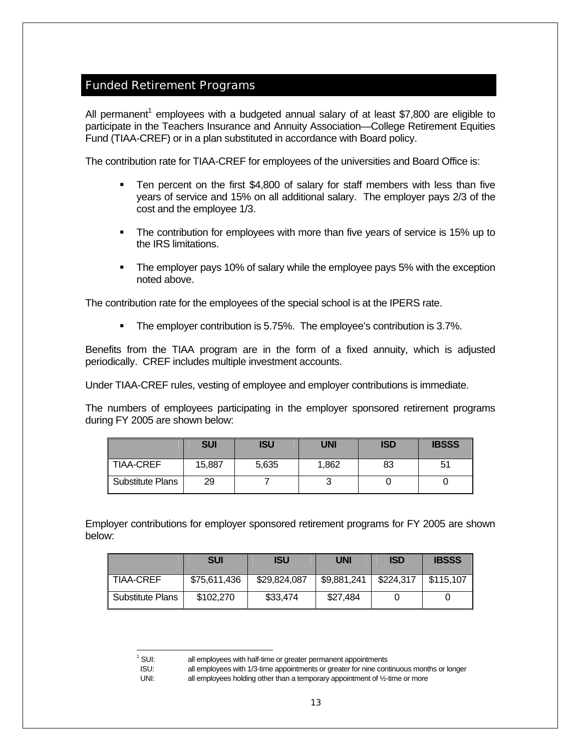## Funded Retirement Programs

All permanent[1] employees with a budgeted annual salary of at least $7,800 are eligible to participate in the Teachers Insurance and Annuity Association—College Retirement Equities Fund (TIAA-CREF) or in a plan substituted in accordance with Board policy.

The contribution rate for TIAA-CREF for employees of the universities and Board Office is:

- Ten percent on the first $4,800 of salary for staff members with less than five years of service and 15% on all additional salary. The employer pays 2/3 of the cost and the employee 1/3.
- The contribution for employees with more than five years of service is 15% up to the IRS limitations.
- The employer pays 10% of salary while the employee pays 5% with the exception noted above.

The contribution rate for the employees of the special school is at the IPERS rate.

- The employer contribution is 5.75%. The employee's contribution is 3.7%.

Benefits from the TIAA program are in the form of a fixed annuity, which is adjusted periodically. CREF includes multiple investment accounts.

Under TIAA-CREF rules, vesting of employee and employer contributions is immediate.

The numbers of employees participating in the employer sponsored retirement programs during FY 2005 are shown below:

| | SUI | ISU | UNI | ISD | IBSSS |
|---|---|---|---|---|---|
| TIAA-CREF | 15,887 | 5,635 | 1,862 | 83 | 51 |
| Substitute Plans | 29 | 7 | 3 | 0 | 0 |

Employer contributions for employer sponsored retirement programs for FY 2005 are shown below:

| | SUI | ISU | UNI | ISD | IBSSS |
|---|---|---|---|---|---|
| TIAA-CREF | $75,611,436 | $29,824,087 | $9,881,241 | $224,317 | $115,107 |
| Substitute Plans | $102,270 | $33,474 | $27,484 | 0 | 0 |

---

[1] SUI: all employees with half-time or greater permanent appointments
ISU: all employees with 1/3-time appointments or greater for nine continuous months or longer
UNI: all employees holding other than a temporary appointment of ½-time or more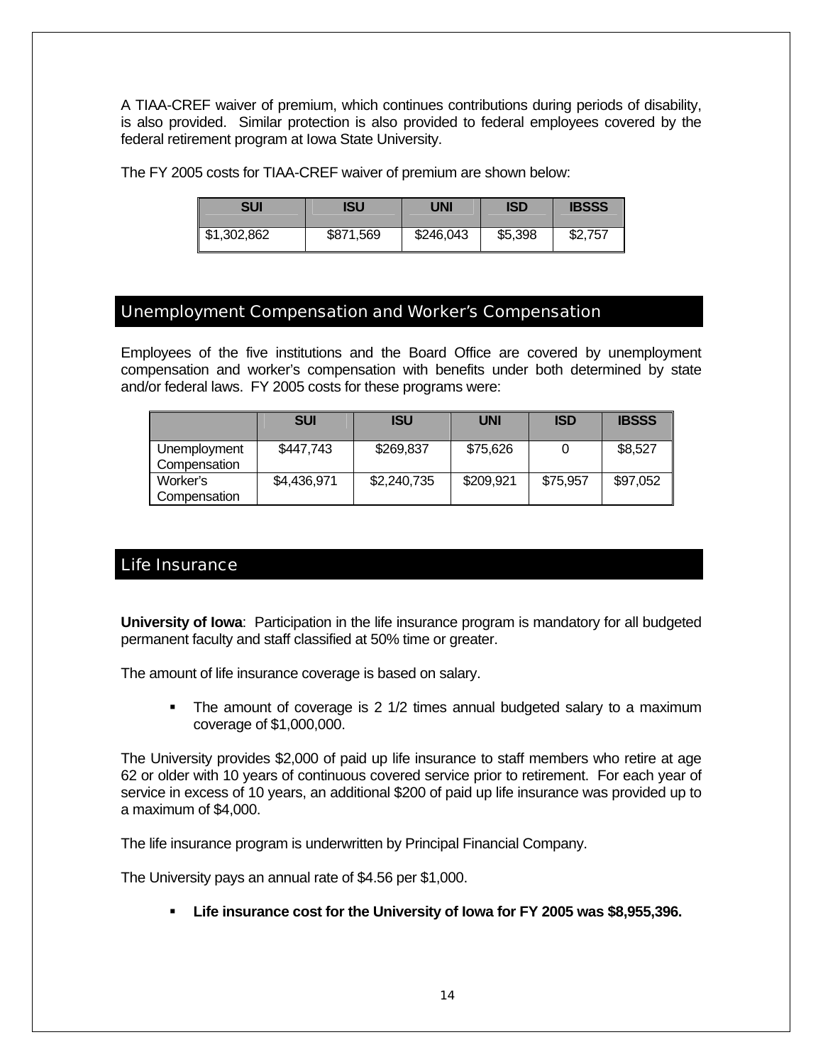A TIAA-CREF waiver of premium, which continues contributions during periods of disability, is also provided. Similar protection is also provided to federal employees covered by the federal retirement program at Iowa State University.

The FY 2005 costs for TIAA-CREF waiver of premium are shown below:

| SUI | ISU | UNI | ISD | IBSSS |
|---|---|---|---|---|
| $1,302,862 | $871,569 | $246,043 | $5,398 | $2,757 |

## Unemployment Compensation and Worker's Compensation

Employees of the five institutions and the Board Office are covered by unemployment compensation and worker's compensation with benefits under both determined by state and/or federal laws. FY 2005 costs for these programs were:

| | SUI | ISU | UNI | ISD | IBSSS |
|---|---|---|---|---|---|
| Unemployment Compensation | $447,743 | $269,837 | $75,626 | 0 | $8,527 |
| Worker's Compensation | $4,436,971 | $2,240,735 | $209,921 | $75,957 | $97,052 |

## Life Insurance

**University of Iowa**: Participation in the life insurance program is mandatory for all budgeted permanent faculty and staff classified at 50% time or greater.

The amount of life insurance coverage is based on salary.

- The amount of coverage is 2 1/2 times annual budgeted salary to a maximum coverage of $1,000,000.

The University provides $2,000 of paid up life insurance to staff members who retire at age 62 or older with 10 years of continuous covered service prior to retirement. For each year of service in excess of 10 years, an additional $200 of paid up life insurance was provided up to a maximum of $4,000.

The life insurance program is underwritten by Principal Financial Company.

The University pays an annual rate of $4.56 per $1,000.

- **Life insurance cost for the University of Iowa for FY 2005 was $8,955,396.**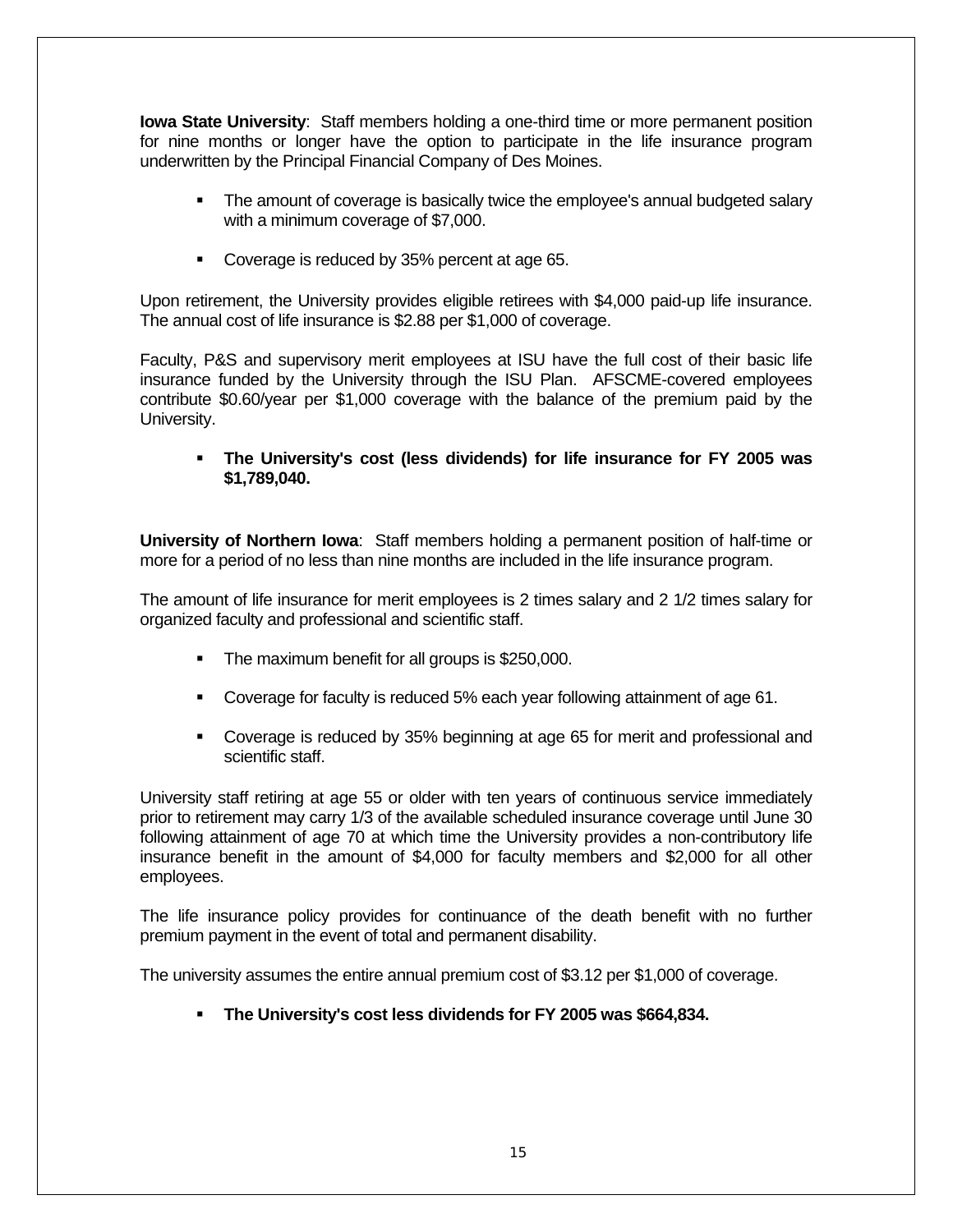**Iowa State University**: Staff members holding a one-third time or more permanent position for nine months or longer have the option to participate in the life insurance program underwritten by the Principal Financial Company of Des Moines.

- The amount of coverage is basically twice the employee's annual budgeted salary with a minimum coverage of $7,000.
- Coverage is reduced by 35% percent at age 65.

Upon retirement, the University provides eligible retirees with $4,000 paid-up life insurance. The annual cost of life insurance is $2.88 per $1,000 of coverage.

Faculty, P&S and supervisory merit employees at ISU have the full cost of their basic life insurance funded by the University through the ISU Plan. AFSCME-covered employees contribute $0.60/year per $1,000 coverage with the balance of the premium paid by the University.

- **The University's cost (less dividends) for life insurance for FY 2005 was $1,789,040.**

**University of Northern Iowa**: Staff members holding a permanent position of half-time or more for a period of no less than nine months are included in the life insurance program.

The amount of life insurance for merit employees is 2 times salary and 2 1/2 times salary for organized faculty and professional and scientific staff.

- The maximum benefit for all groups is $250,000.
- Coverage for faculty is reduced 5% each year following attainment of age 61.
- Coverage is reduced by 35% beginning at age 65 for merit and professional and scientific staff.

University staff retiring at age 55 or older with ten years of continuous service immediately prior to retirement may carry 1/3 of the available scheduled insurance coverage until June 30 following attainment of age 70 at which time the University provides a non-contributory life insurance benefit in the amount of $4,000 for faculty members and $2,000 for all other employees.

The life insurance policy provides for continuance of the death benefit with no further premium payment in the event of total and permanent disability.

The university assumes the entire annual premium cost of $3.12 per $1,000 of coverage.

- **The University's cost less dividends for FY 2005 was $664,834.**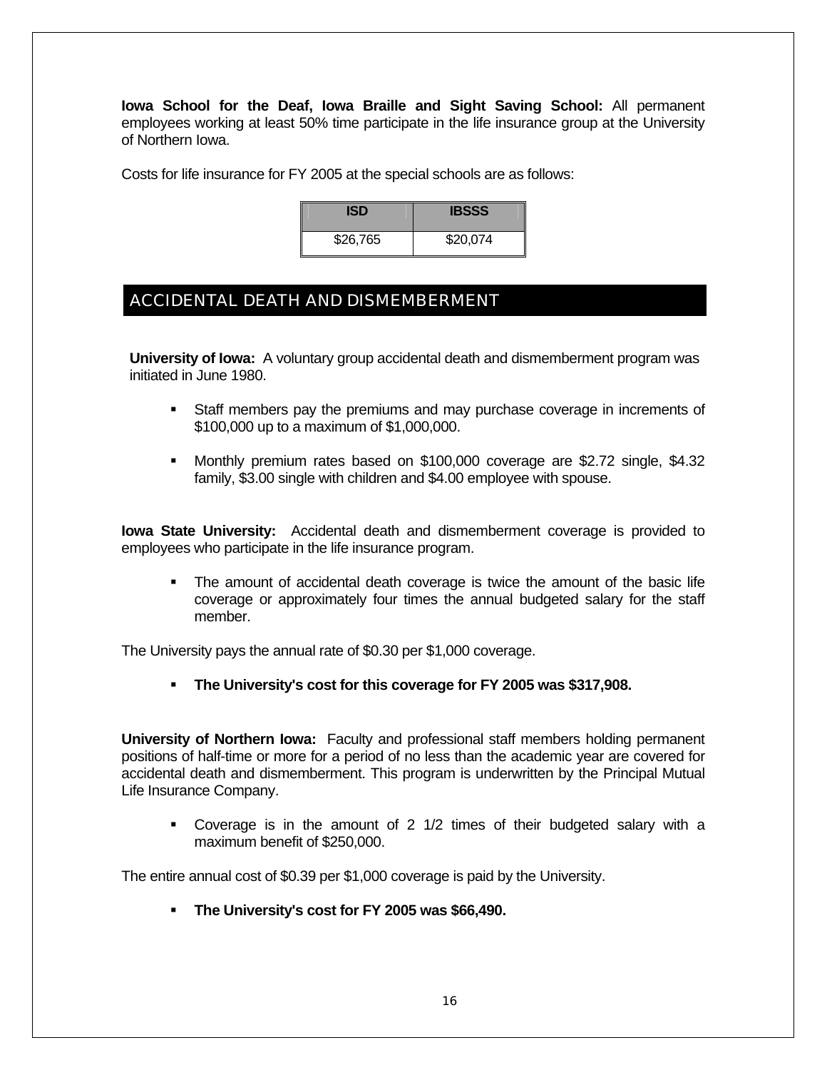**Iowa School for the Deaf, Iowa Braille and Sight Saving School:** All permanent employees working at least 50% time participate in the life insurance group at the University of Northern Iowa.

Costs for life insurance for FY 2005 at the special schools are as follows:

| ISD | IBSSS |
|---|---|
| $26,765 | $20,074 |

## ACCIDENTAL DEATH AND DISMEMBERMENT

**University of Iowa:** A voluntary group accidental death and dismemberment program was initiated in June 1980.

- Staff members pay the premiums and may purchase coverage in increments of $100,000 up to a maximum of $1,000,000.
- Monthly premium rates based on $100,000 coverage are $2.72 single, $4.32 family, $3.00 single with children and $4.00 employee with spouse.

**Iowa State University:** Accidental death and dismemberment coverage is provided to employees who participate in the life insurance program.

- The amount of accidental death coverage is twice the amount of the basic life coverage or approximately four times the annual budgeted salary for the staff member.

The University pays the annual rate of $0.30 per $1,000 coverage.

- **The University's cost for this coverage for FY 2005 was $317,908.**

**University of Northern Iowa:** Faculty and professional staff members holding permanent positions of half-time or more for a period of no less than the academic year are covered for accidental death and dismemberment. This program is underwritten by the Principal Mutual Life Insurance Company.

- Coverage is in the amount of 2 1/2 times of their budgeted salary with a maximum benefit of $250,000.

The entire annual cost of $0.39 per $1,000 coverage is paid by the University.

- **The University's cost for FY 2005 was $66,490.**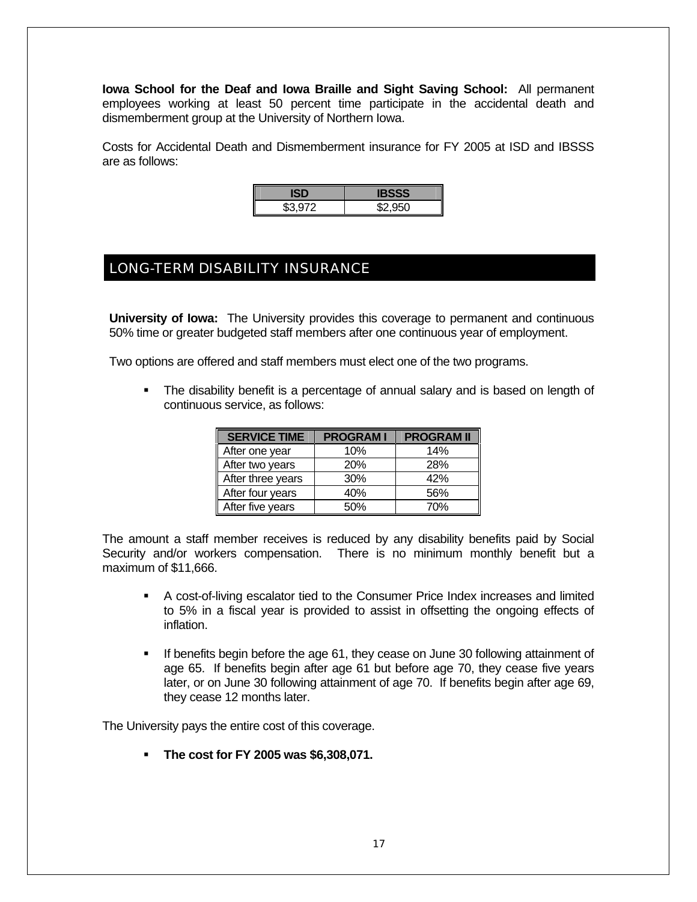**Iowa School for the Deaf and Iowa Braille and Sight Saving School:** All permanent employees working at least 50 percent time participate in the accidental death and dismemberment group at the University of Northern Iowa.

Costs for Accidental Death and Dismemberment insurance for FY 2005 at ISD and IBSSS are as follows:

| ISD | IBSSS |
|---|---|
| $3,972 | $2,950 |

## LONG-TERM DISABILITY INSURANCE

**University of Iowa:** The University provides this coverage to permanent and continuous 50% time or greater budgeted staff members after one continuous year of employment.

Two options are offered and staff members must elect one of the two programs.

- The disability benefit is a percentage of annual salary and is based on length of continuous service, as follows:

| SERVICE TIME | PROGRAM I | PROGRAM II |
|---|---|---|
| After one year | 10% | 14% |
| After two years | 20% | 28% |
| After three years | 30% | 42% |
| After four years | 40% | 56% |
| After five years | 50% | 70% |

The amount a staff member receives is reduced by any disability benefits paid by Social Security and/or workers compensation. There is no minimum monthly benefit but a maximum of $11,666.

- A cost-of-living escalator tied to the Consumer Price Index increases and limited to 5% in a fiscal year is provided to assist in offsetting the ongoing effects of inflation.
- If benefits begin before the age 61, they cease on June 30 following attainment of age 65. If benefits begin after age 61 but before age 70, they cease five years later, or on June 30 following attainment of age 70. If benefits begin after age 69, they cease 12 months later.

The University pays the entire cost of this coverage.

- **The cost for FY 2005 was $6,308,071.**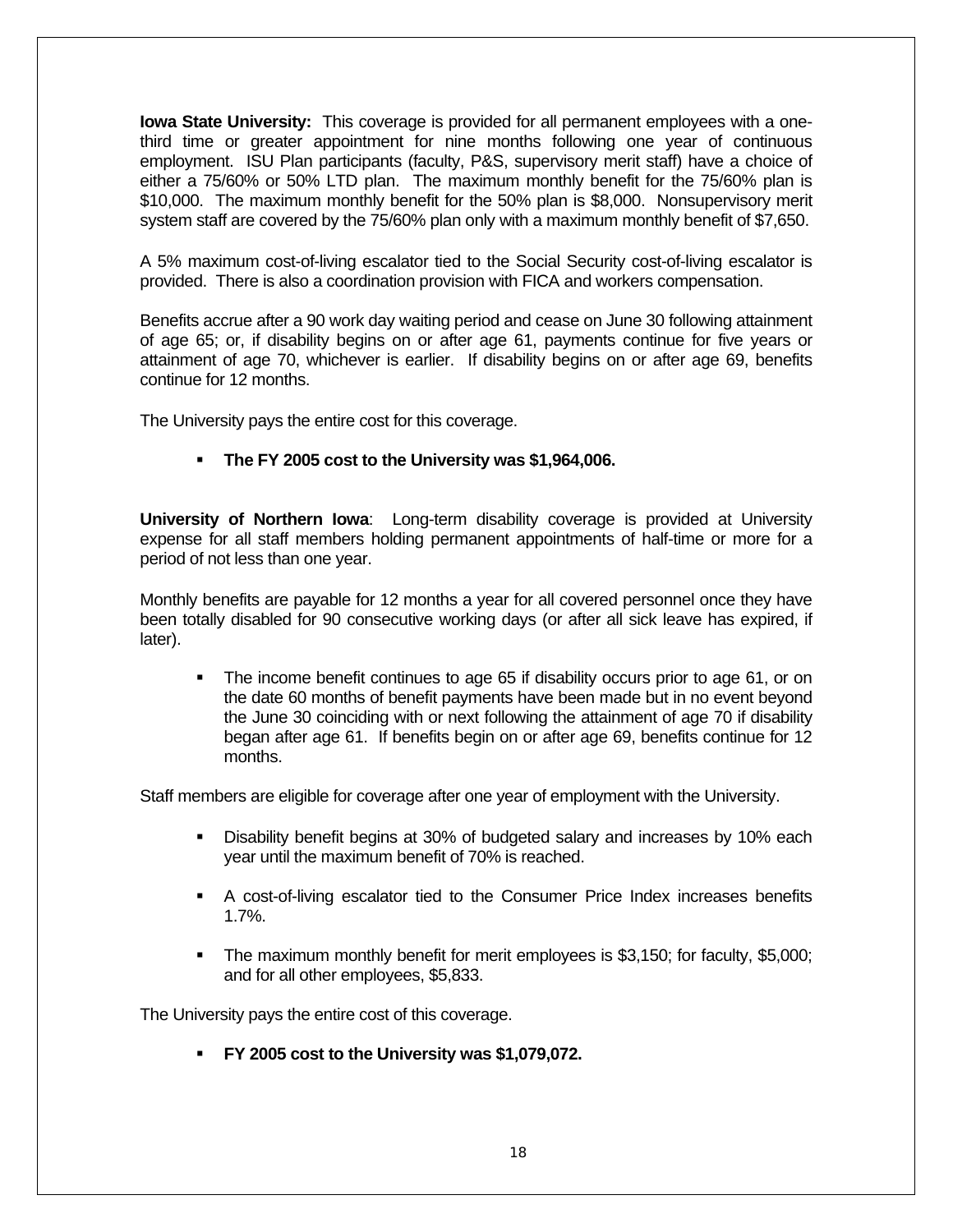**Iowa State University:** This coverage is provided for all permanent employees with a one-third time or greater appointment for nine months following one year of continuous employment. ISU Plan participants (faculty, P&S, supervisory merit staff) have a choice of either a 75/60% or 50% LTD plan. The maximum monthly benefit for the 75/60% plan is $10,000. The maximum monthly benefit for the 50% plan is $8,000. Nonsupervisory merit system staff are covered by the 75/60% plan only with a maximum monthly benefit of $7,650.

A 5% maximum cost-of-living escalator tied to the Social Security cost-of-living escalator is provided. There is also a coordination provision with FICA and workers compensation.

Benefits accrue after a 90 work day waiting period and cease on June 30 following attainment of age 65; or, if disability begins on or after age 61, payments continue for five years or attainment of age 70, whichever is earlier. If disability begins on or after age 69, benefits continue for 12 months.

The University pays the entire cost for this coverage.

- **The FY 2005 cost to the University was $1,964,006.**

**University of Northern Iowa**: Long-term disability coverage is provided at University expense for all staff members holding permanent appointments of half-time or more for a period of not less than one year.

Monthly benefits are payable for 12 months a year for all covered personnel once they have been totally disabled for 90 consecutive working days (or after all sick leave has expired, if later).

- The income benefit continues to age 65 if disability occurs prior to age 61, or on the date 60 months of benefit payments have been made but in no event beyond the June 30 coinciding with or next following the attainment of age 70 if disability began after age 61. If benefits begin on or after age 69, benefits continue for 12 months.

Staff members are eligible for coverage after one year of employment with the University.

- Disability benefit begins at 30% of budgeted salary and increases by 10% each year until the maximum benefit of 70% is reached.
- A cost-of-living escalator tied to the Consumer Price Index increases benefits 1.7%.
- The maximum monthly benefit for merit employees is $3,150; for faculty, $5,000; and for all other employees, $5,833.

The University pays the entire cost of this coverage.

- **FY 2005 cost to the University was $1,079,072.**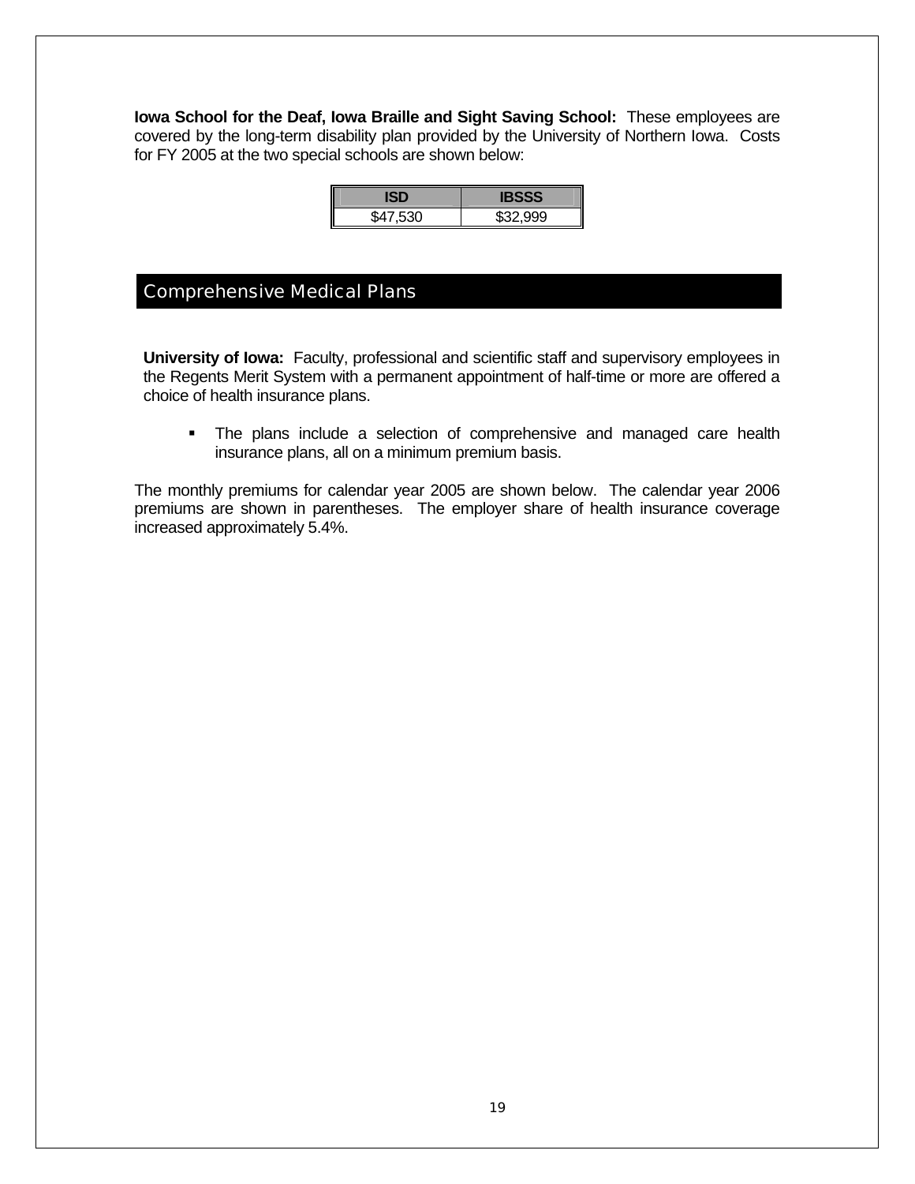**Iowa School for the Deaf, Iowa Braille and Sight Saving School:** These employees are covered by the long-term disability plan provided by the University of Northern Iowa. Costs for FY 2005 at the two special schools are shown below:

| ISD | IBSSS |
|---|---|
| $47,530 | $32,999 |

## Comprehensive Medical Plans

**University of Iowa:** Faculty, professional and scientific staff and supervisory employees in the Regents Merit System with a permanent appointment of half-time or more are offered a choice of health insurance plans.

- The plans include a selection of comprehensive and managed care health insurance plans, all on a minimum premium basis.

The monthly premiums for calendar year 2005 are shown below. The calendar year 2006 premiums are shown in parentheses. The employer share of health insurance coverage increased approximately 5.4%.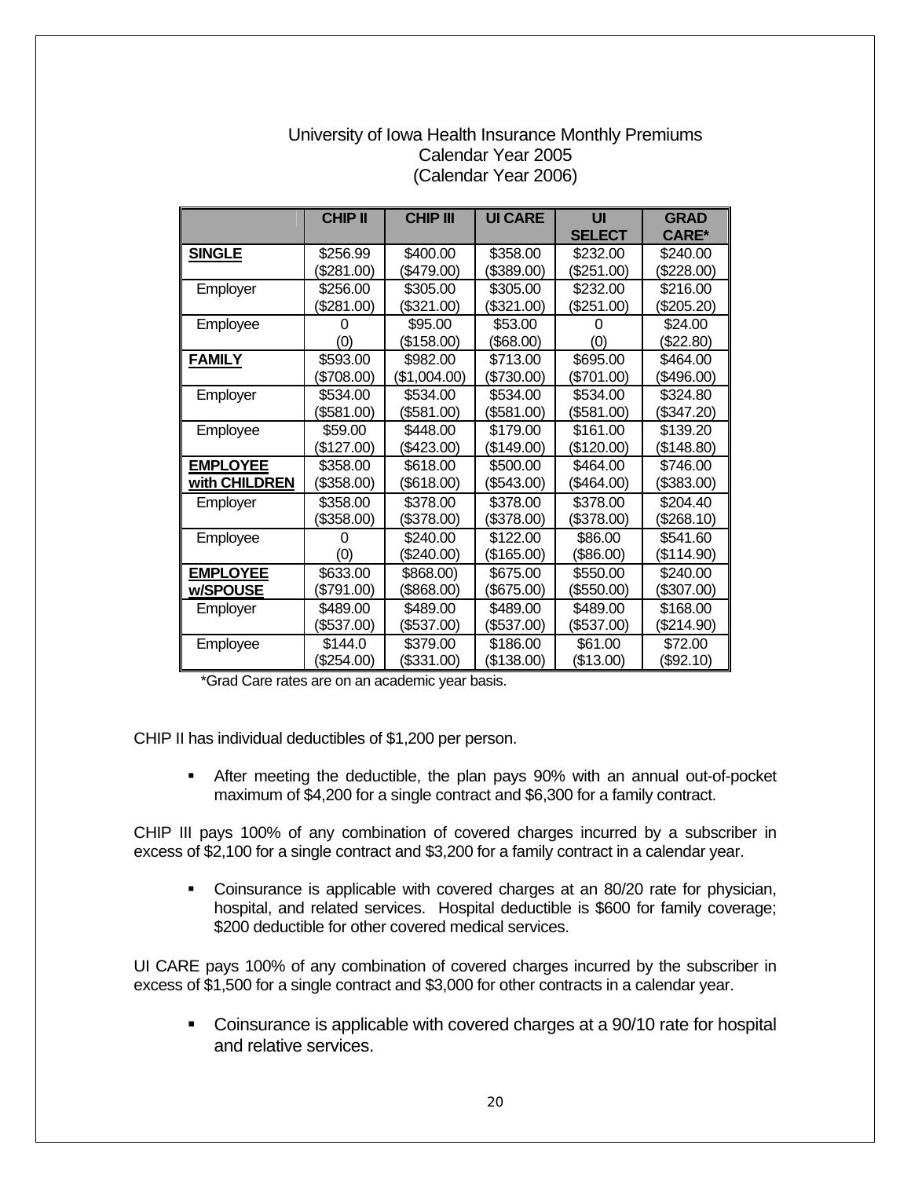University of Iowa Health Insurance Monthly Premiums
Calendar Year 2005
(Calendar Year 2006)

| | CHIP II | CHIP III | UI CARE | UI SELECT | GRAD CARE* |
|---|---|---|---|---|---|
| **SINGLE** | $256.99<br>($281.00) | $400.00<br>($479.00) | $358.00<br>($389.00) | $232.00<br>($251.00) | $240.00<br>($228.00) |
| Employer | $256.00<br>($281.00) | $305.00<br>($321.00) | $305.00<br>($321.00) | $232.00<br>($251.00) | $216.00<br>($205.20) |
| Employee | 0<br>(0) | $95.00<br>($158.00) | $53.00<br>($68.00) | 0<br>(0) | $24.00<br>($22.80) |
| **FAMILY** | $593.00<br>($708.00) | $982.00<br>($1,004.00) | $713.00<br>($730.00) | $695.00<br>($701.00) | $464.00<br>($496.00) |
| Employer | $534.00<br>($581.00) | $534.00<br>($581.00) | $534.00<br>($581.00) | $534.00<br>($581.00) | $324.80<br>($347.20) |
| Employee | $59.00<br>($127.00) | $448.00<br>($423.00) | $179.00<br>($149.00) | $161.00<br>($120.00) | $139.20<br>($148.80) |
| **EMPLOYEE with CHILDREN** | $358.00<br>($358.00) | $618.00<br>($618.00) | $500.00<br>($543.00) | $464.00<br>($464.00) | $746.00<br>($383.00) |
| Employer | $358.00<br>($358.00) | $378.00<br>($378.00) | $378.00<br>($378.00) | $378.00<br>($378.00) | $204.40<br>($268.10) |
| Employee | 0<br>(0) | $240.00<br>($240.00) | $122.00<br>($165.00) | $86.00<br>($86.00) | $541.60<br>($114.90) |
| **EMPLOYEE w/SPOUSE** | $633.00<br>($791.00) | $868.00)<br>($868.00) | $675.00<br>($675.00) | $550.00<br>($550.00) | $240.00<br>($307.00) |
| Employer | $489.00<br>($537.00) | $489.00<br>($537.00) | $489.00<br>($537.00) | $489.00<br>($537.00) | $168.00<br>($214.90) |
| Employee | $144.0<br>($254.00) | $379.00<br>($331.00) | $186.00<br>($138.00) | $61.00<br>($13.00) | $72.00<br>($92.10) |

*Grad Care rates are on an academic year basis.

CHIP II has individual deductibles of $1,200 per person.

- After meeting the deductible, the plan pays 90% with an annual out-of-pocket maximum of $4,200 for a single contract and $6,300 for a family contract.

CHIP III pays 100% of any combination of covered charges incurred by a subscriber in excess of $2,100 for a single contract and $3,200 for a family contract in a calendar year.

- Coinsurance is applicable with covered charges at an 80/20 rate for physician, hospital, and related services. Hospital deductible is $600 for family coverage; $200 deductible for other covered medical services.

UI CARE pays 100% of any combination of covered charges incurred by the subscriber in excess of $1,500 for a single contract and $3,000 for other contracts in a calendar year.

- Coinsurance is applicable with covered charges at a 90/10 rate for hospital and relative services.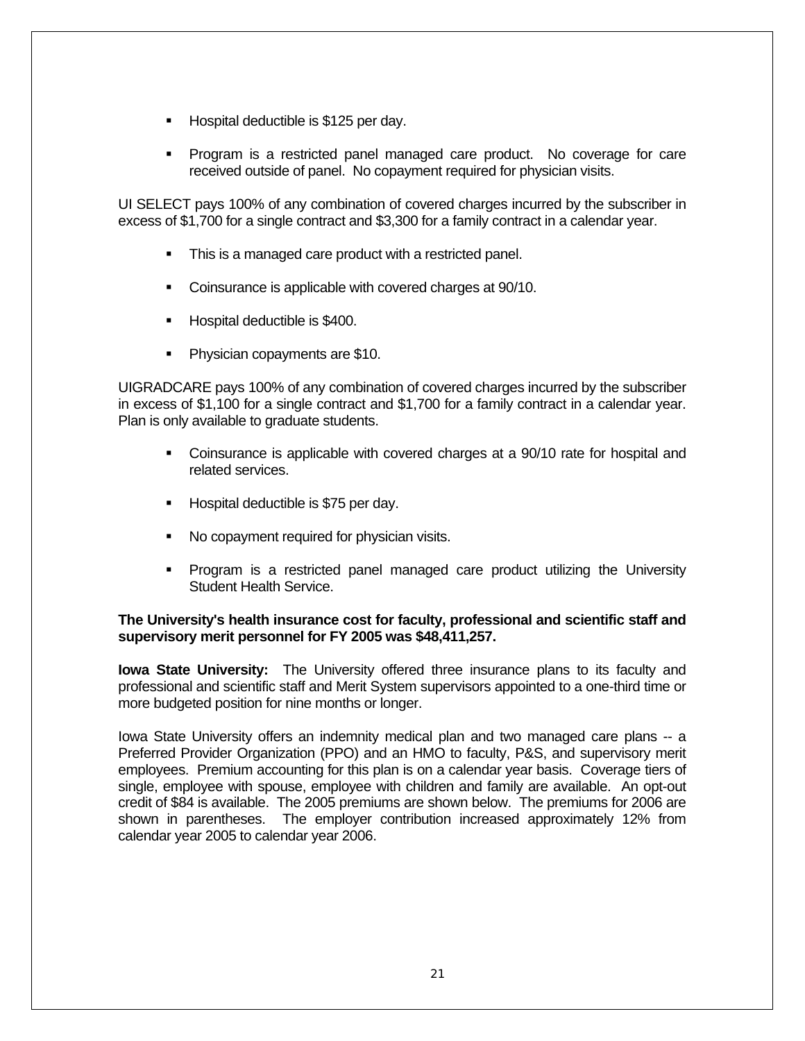- Hospital deductible is $125 per day.

- Program is a restricted panel managed care product. No coverage for care received outside of panel. No copayment required for physician visits.

UI SELECT pays 100% of any combination of covered charges incurred by the subscriber in excess of $1,700 for a single contract and $3,300 for a family contract in a calendar year.

- This is a managed care product with a restricted panel.

- Coinsurance is applicable with covered charges at 90/10.

- Hospital deductible is $400.

- Physician copayments are $10.

UIGRADCARE pays 100% of any combination of covered charges incurred by the subscriber in excess of $1,100 for a single contract and $1,700 for a family contract in a calendar year. Plan is only available to graduate students.

- Coinsurance is applicable with covered charges at a 90/10 rate for hospital and related services.

- Hospital deductible is $75 per day.

- No copayment required for physician visits.

- Program is a restricted panel managed care product utilizing the University Student Health Service.

**The University's health insurance cost for faculty, professional and scientific staff and supervisory merit personnel for FY 2005 was $48,411,257.**

**Iowa State University:** The University offered three insurance plans to its faculty and professional and scientific staff and Merit System supervisors appointed to a one-third time or more budgeted position for nine months or longer.

Iowa State University offers an indemnity medical plan and two managed care plans -- a Preferred Provider Organization (PPO) and an HMO to faculty, P&S, and supervisory merit employees. Premium accounting for this plan is on a calendar year basis. Coverage tiers of single, employee with spouse, employee with children and family are available. An opt-out credit of $84 is available. The 2005 premiums are shown below. The premiums for 2006 are shown in parentheses. The employer contribution increased approximately 12% from calendar year 2005 to calendar year 2006.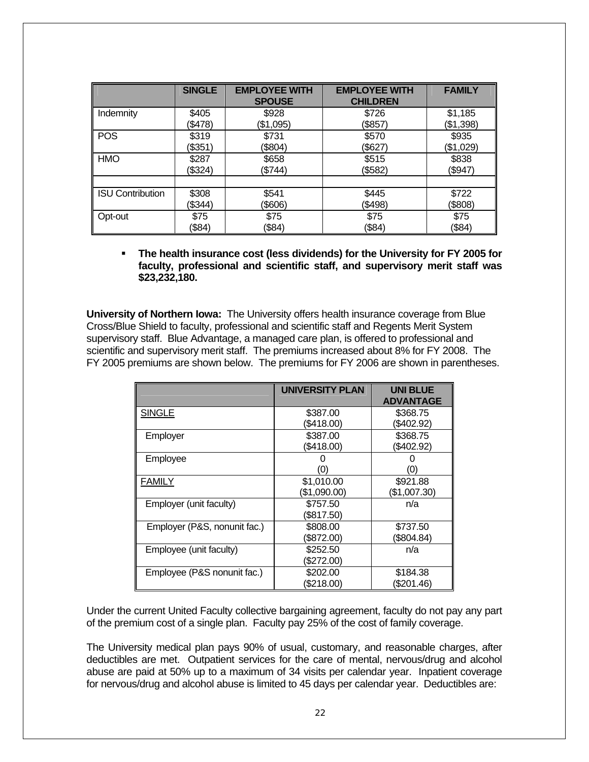| | SINGLE | EMPLOYEE WITH SPOUSE | EMPLOYEE WITH CHILDREN | FAMILY |
|---|---|---|---|---|
| Indemnity | $405 ($478) | $928 ($1,095) | $726 ($857) | $1,185 ($1,398) |
| POS | $319 ($351) | $731 ($804) | $570 ($627) | $935 ($1,029) |
| HMO | $287 ($324) | $658 ($744) | $515 ($582) | $838 ($947) |
| | | | | |
| ISU Contribution | $308 ($344) | $541 ($606) | $445 ($498) | $722 ($808) |
| Opt-out | $75 ($84) | $75 ($84) | $75 ($84) | $75 ($84) |

- **The health insurance cost (less dividends) for the University for FY 2005 for faculty, professional and scientific staff, and supervisory merit staff was $23,232,180.**

**University of Northern Iowa:** The University offers health insurance coverage from Blue Cross/Blue Shield to faculty, professional and scientific staff and Regents Merit System supervisory staff. Blue Advantage, a managed care plan, is offered to professional and scientific and supervisory merit staff. The premiums increased about 8% for FY 2008. The FY 2005 premiums are shown below. The premiums for FY 2006 are shown in parentheses.

| | UNIVERSITY PLAN | UNI BLUE ADVANTAGE |
|---|---|---|
| SINGLE | $387.00 ($418.00) | $368.75 ($402.92) |
| Employer | $387.00 ($418.00) | $368.75 ($402.92) |
| Employee | 0 (0) | 0 (0) |
| FAMILY | $1,010.00 ($1,090.00) | $921.88 ($1,007.30) |
| Employer (unit faculty) | $757.50 ($817.50) | n/a |
| Employer (P&S, nonunit fac.) | $808.00 ($872.00) | $737.50 ($804.84) |
| Employee (unit faculty) | $252.50 ($272.00) | n/a |
| Employee (P&S nonunit fac.) | $202.00 ($218.00) | $184.38 ($201.46) |

Under the current United Faculty collective bargaining agreement, faculty do not pay any part of the premium cost of a single plan. Faculty pay 25% of the cost of family coverage.

The University medical plan pays 90% of usual, customary, and reasonable charges, after deductibles are met. Outpatient services for the care of mental, nervous/drug and alcohol abuse are paid at 50% up to a maximum of 34 visits per calendar year. Inpatient coverage for nervous/drug and alcohol abuse is limited to 45 days per calendar year. Deductibles are: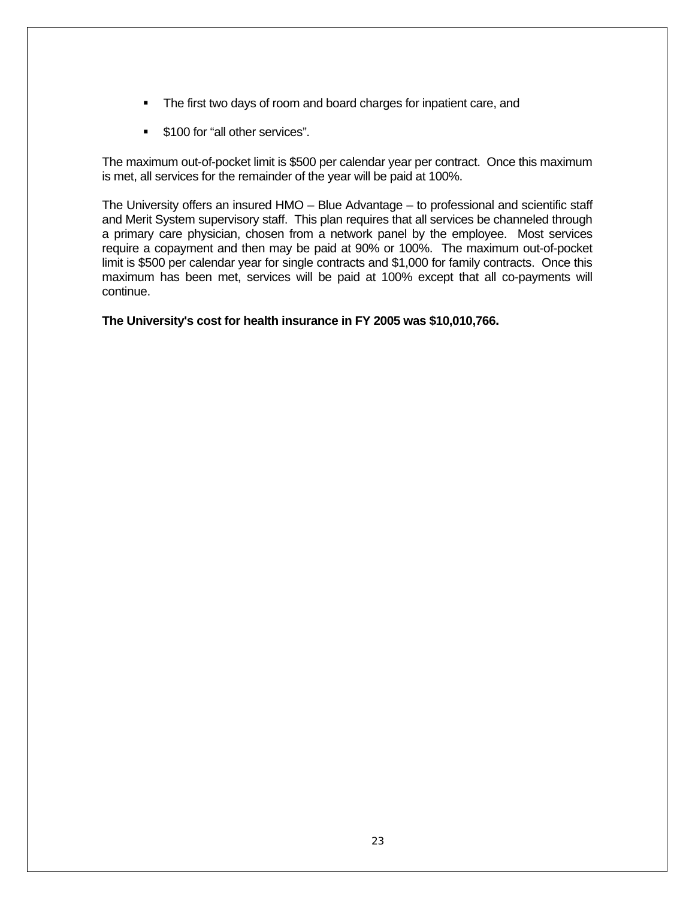- The first two days of room and board charges for inpatient care, and
- $100 for “all other services”.

The maximum out-of-pocket limit is $500 per calendar year per contract. Once this maximum is met, all services for the remainder of the year will be paid at 100%.

The University offers an insured HMO – Blue Advantage – to professional and scientific staff and Merit System supervisory staff. This plan requires that all services be channeled through a primary care physician, chosen from a network panel by the employee. Most services require a copayment and then may be paid at 90% or 100%. The maximum out-of-pocket limit is $500 per calendar year for single contracts and $1,000 for family contracts. Once this maximum has been met, services will be paid at 100% except that all co-payments will continue.

**The University's cost for health insurance in FY 2005 was $10,010,766.**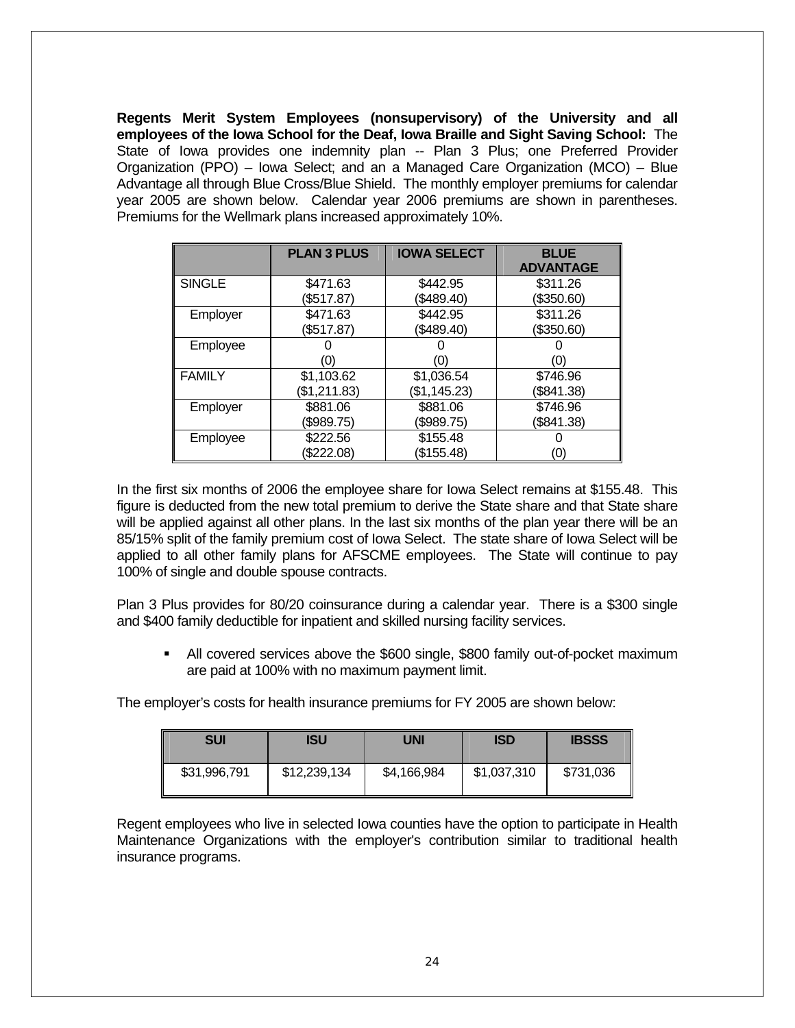**Regents Merit System Employees (nonsupervisory) of the University and all employees of the Iowa School for the Deaf, Iowa Braille and Sight Saving School:** The State of Iowa provides one indemnity plan -- Plan 3 Plus; one Preferred Provider Organization (PPO) – Iowa Select; and an a Managed Care Organization (MCO) – Blue Advantage all through Blue Cross/Blue Shield. The monthly employer premiums for calendar year 2005 are shown below. Calendar year 2006 premiums are shown in parentheses. Premiums for the Wellmark plans increased approximately 10%.

| | PLAN 3 PLUS | IOWA SELECT | BLUE ADVANTAGE |
|---|---|---|---|
| SINGLE | $471.63 ($517.87) | $442.95 ($489.40) | $311.26 ($350.60) |
| Employer | $471.63 ($517.87) | $442.95 ($489.40) | $311.26 ($350.60) |
| Employee | 0 (0) | 0 (0) | 0 (0) |
| FAMILY | $1,103.62 ($1,211.83) | $1,036.54 ($1,145.23) | $746.96 ($841.38) |
| Employer | $881.06 ($989.75) | $881.06 ($989.75) | $746.96 ($841.38) |
| Employee | $222.56 ($222.08) | $155.48 ($155.48) | 0 (0) |

In the first six months of 2006 the employee share for Iowa Select remains at $155.48. This figure is deducted from the new total premium to derive the State share and that State share will be applied against all other plans. In the last six months of the plan year there will be an 85/15% split of the family premium cost of Iowa Select. The state share of Iowa Select will be applied to all other family plans for AFSCME employees. The State will continue to pay 100% of single and double spouse contracts.

Plan 3 Plus provides for 80/20 coinsurance during a calendar year. There is a $300 single and $400 family deductible for inpatient and skilled nursing facility services.

- All covered services above the $600 single, $800 family out-of-pocket maximum are paid at 100% with no maximum payment limit.

The employer's costs for health insurance premiums for FY 2005 are shown below:

| SUI | ISU | UNI | ISD | IBSSS |
|---|---|---|---|---|
| $31,996,791 | $12,239,134 | $4,166,984 | $1,037,310 | $731,036 |

Regent employees who live in selected Iowa counties have the option to participate in Health Maintenance Organizations with the employer's contribution similar to traditional health insurance programs.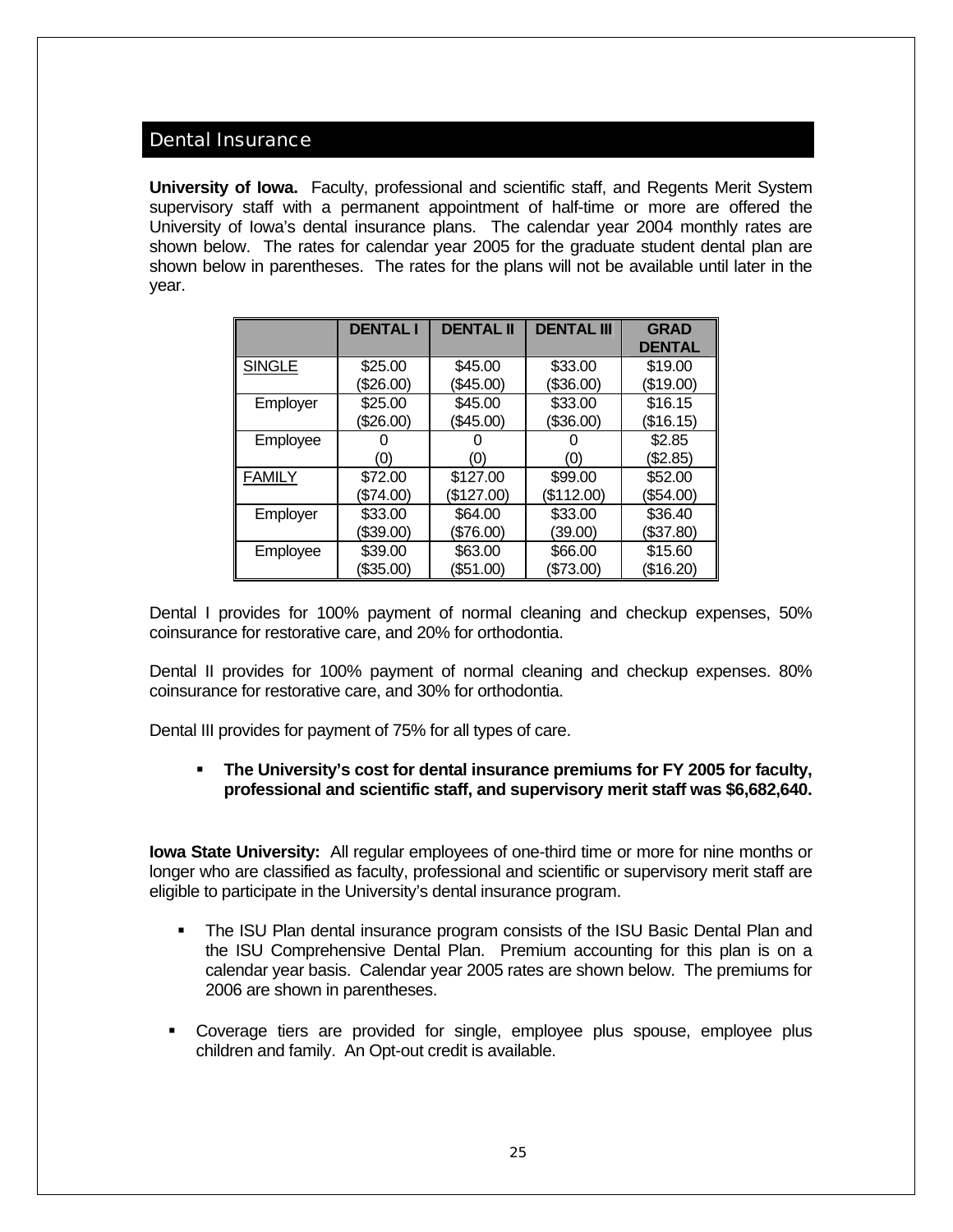## Dental Insurance

**University of Iowa.** Faculty, professional and scientific staff, and Regents Merit System supervisory staff with a permanent appointment of half-time or more are offered the University of Iowa's dental insurance plans. The calendar year 2004 monthly rates are shown below. The rates for calendar year 2005 for the graduate student dental plan are shown below in parentheses. The rates for the plans will not be available until later in the year.

| | DENTAL I | DENTAL II | DENTAL III | GRAD DENTAL |
|---|---|---|---|---|
| SINGLE | $25.00 ($26.00) | $45.00 ($45.00) | $33.00 ($36.00) | $19.00 ($19.00) |
| Employer | $25.00 ($26.00) | $45.00 ($45.00) | $33.00 ($36.00) | $16.15 ($16.15) |
| Employee | 0 (0) | 0 (0) | 0 (0) | $2.85 ($2.85) |
| FAMILY | $72.00 ($74.00) | $127.00 ($127.00) | $99.00 ($112.00) | $52.00 ($54.00) |
| Employer | $33.00 ($39.00) | $64.00 ($76.00) | $33.00 (39.00) | $36.40 ($37.80) |
| Employee | $39.00 ($35.00) | $63.00 ($51.00) | $66.00 ($73.00) | $15.60 ($16.20) |

Dental I provides for 100% payment of normal cleaning and checkup expenses, 50% coinsurance for restorative care, and 20% for orthodontia.

Dental II provides for 100% payment of normal cleaning and checkup expenses. 80% coinsurance for restorative care, and 30% for orthodontia.

Dental III provides for payment of 75% for all types of care.

- **The University's cost for dental insurance premiums for FY 2005 for faculty, professional and scientific staff, and supervisory merit staff was $6,682,640.**

**Iowa State University:** All regular employees of one-third time or more for nine months or longer who are classified as faculty, professional and scientific or supervisory merit staff are eligible to participate in the University's dental insurance program.

- The ISU Plan dental insurance program consists of the ISU Basic Dental Plan and the ISU Comprehensive Dental Plan. Premium accounting for this plan is on a calendar year basis. Calendar year 2005 rates are shown below. The premiums for 2006 are shown in parentheses.
- Coverage tiers are provided for single, employee plus spouse, employee plus children and family. An Opt-out credit is available.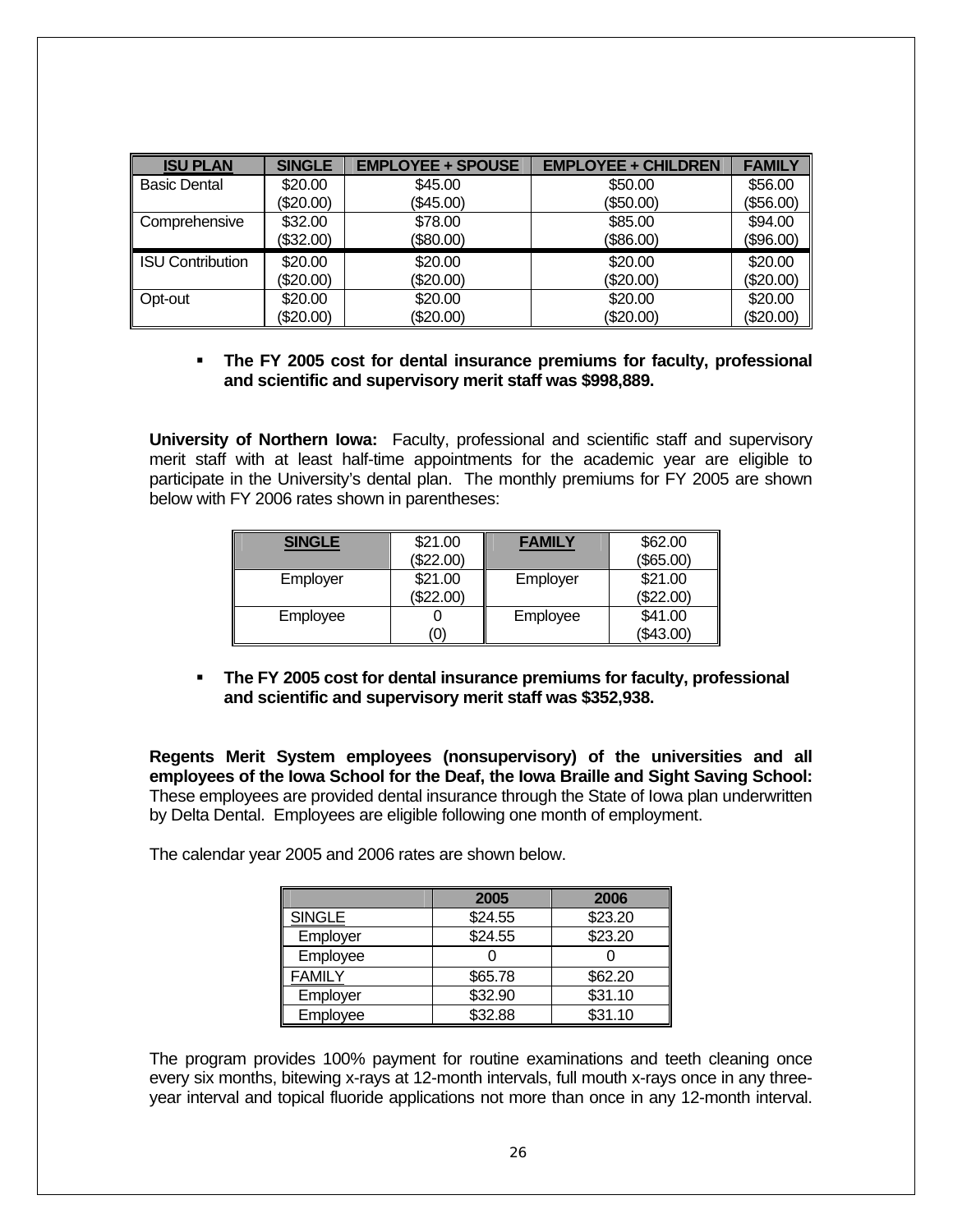| ISU PLAN | SINGLE | EMPLOYEE + SPOUSE | EMPLOYEE + CHILDREN | FAMILY |
|---|---|---|---|---|
| Basic Dental | $20.00 ($20.00) | $45.00 ($45.00) | $50.00 ($50.00) | $56.00 ($56.00) |
| Comprehensive | $32.00 ($32.00) | $78.00 ($80.00) | $85.00 ($86.00) | $94.00 ($96.00) |
| ISU Contribution | $20.00 ($20.00) | $20.00 ($20.00) | $20.00 ($20.00) | $20.00 ($20.00) |
| Opt-out | $20.00 ($20.00) | $20.00 ($20.00) | $20.00 ($20.00) | $20.00 ($20.00) |

- **The FY 2005 cost for dental insurance premiums for faculty, professional and scientific and supervisory merit staff was $998,889.**

**University of Northern Iowa:** Faculty, professional and scientific staff and supervisory merit staff with at least half-time appointments for the academic year are eligible to participate in the University's dental plan. The monthly premiums for FY 2005 are shown below with FY 2006 rates shown in parentheses:

| SINGLE | $21.00 ($22.00) | FAMILY | $62.00 ($65.00) |
|---|---|---|---|
| Employer | $21.00 ($22.00) | Employer | $21.00 ($22.00) |
| Employee | 0 (0) | Employee | $41.00 ($43.00) |

- **The FY 2005 cost for dental insurance premiums for faculty, professional and scientific and supervisory merit staff was $352,938.**

**Regents Merit System employees (nonsupervisory) of the universities and all employees of the Iowa School for the Deaf, the Iowa Braille and Sight Saving School:** These employees are provided dental insurance through the State of Iowa plan underwritten by Delta Dental. Employees are eligible following one month of employment.

The calendar year 2005 and 2006 rates are shown below.

| | 2005 | 2006 |
|---|---|---|
| SINGLE | $24.55 | $23.20 |
| Employer | $24.55 | $23.20 |
| Employee | 0 | 0 |
| FAMILY | $65.78 | $62.20 |
| Employer | $32.90 | $31.10 |
| Employee | $32.88 | $31.10 |

The program provides 100% payment for routine examinations and teeth cleaning once every six months, bitewing x-rays at 12-month intervals, full mouth x-rays once in any three-year interval and topical fluoride applications not more than once in any 12-month interval.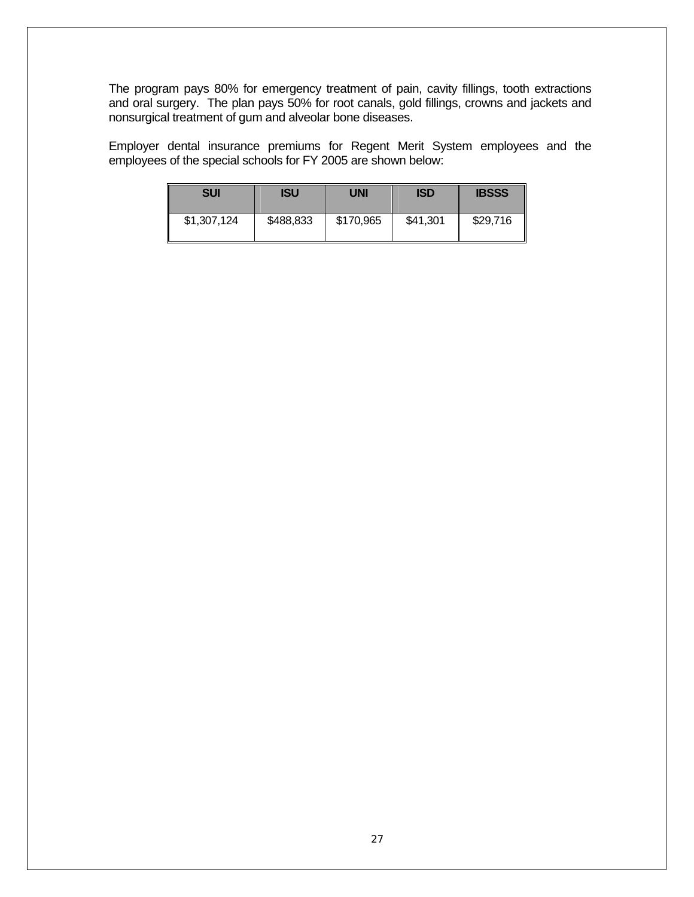The program pays 80% for emergency treatment of pain, cavity fillings, tooth extractions and oral surgery. The plan pays 50% for root canals, gold fillings, crowns and jackets and nonsurgical treatment of gum and alveolar bone diseases.

Employer dental insurance premiums for Regent Merit System employees and the employees of the special schools for FY 2005 are shown below:

| SUI | ISU | UNI | ISD | IBSSS |
|---|---|---|---|---|
| $1,307,124 | $488,833 | $170,965 | $41,301 | $29,716 |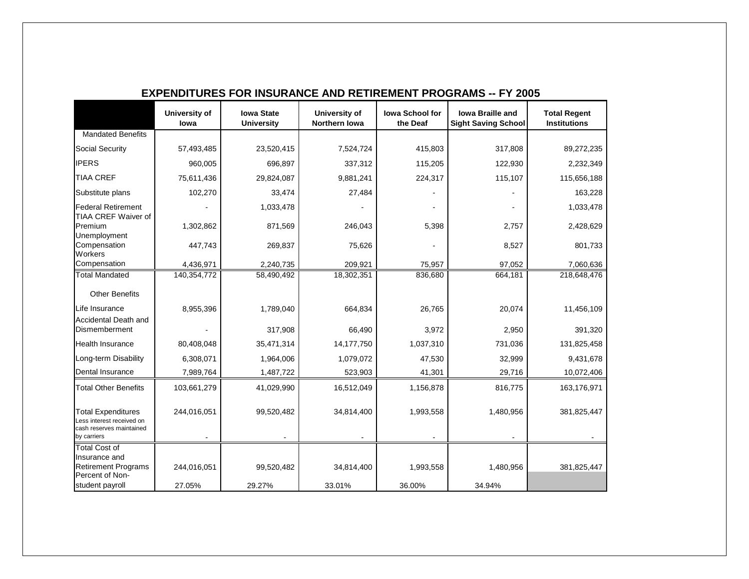## EXPENDITURES FOR INSURANCE AND RETIREMENT PROGRAMS -- FY 2005

| | University of Iowa | Iowa State University | University of Northern Iowa | Iowa School for the Deaf | Iowa Braille and Sight Saving School | Total Regent Institutions |
|---|---|---|---|---|---|---|
| Mandated Benefits | | | | | | |
| Social Security | 57,493,485 | 23,520,415 | 7,524,724 | 415,803 | 317,808 | 89,272,235 |
| IPERS | 960,005 | 696,897 | 337,312 | 115,205 | 122,930 | 2,232,349 |
| TIAA CREF | 75,611,436 | 29,824,087 | 9,881,241 | 224,317 | 115,107 | 115,656,188 |
| Substitute plans | 102,270 | 33,474 | 27,484 | - | - | 163,228 |
| Federal Retirement | - | 1,033,478 | - | - | - | 1,033,478 |
| TIAA CREF Waiver of Premium | 1,302,862 | 871,569 | 246,043 | 5,398 | 2,757 | 2,428,629 |
| Unemployment Compensation | 447,743 | 269,837 | 75,626 | - | 8,527 | 801,733 |
| Workers Compensation | 4,436,971 | 2,240,735 | 209,921 | 75,957 | 97,052 | 7,060,636 |
| Total Mandated | 140,354,772 | 58,490,492 | 18,302,351 | 836,680 | 664,181 | 218,648,476 |
| Other Benefits | | | | | | |
| Life Insurance | 8,955,396 | 1,789,040 | 664,834 | 26,765 | 20,074 | 11,456,109 |
| Accidental Death and Dismemberment | - | 317,908 | 66,490 | 3,972 | 2,950 | 391,320 |
| Health Insurance | 80,408,048 | 35,471,314 | 14,177,750 | 1,037,310 | 731,036 | 131,825,458 |
| Long-term Disability | 6,308,071 | 1,964,006 | 1,079,072 | 47,530 | 32,999 | 9,431,678 |
| Dental Insurance | 7,989,764 | 1,487,722 | 523,903 | 41,301 | 29,716 | 10,072,406 |
| Total Other Benefits | 103,661,279 | 41,029,990 | 16,512,049 | 1,156,878 | 816,775 | 163,176,971 |
| Total Expenditures | 244,016,051 | 99,520,482 | 34,814,400 | 1,993,558 | 1,480,956 | 381,825,447 |
| Less interest received on cash reserves maintained by carriers | - | - | - | - | - | - |
| Total Cost of Insurance and Retirement Programs | 244,016,051 | 99,520,482 | 34,814,400 | 1,993,558 | 1,480,956 | 381,825,447 |
| Percent of Non-student payroll | 27.05% | 29.27% | 33.01% | 36.00% | 34.94% | |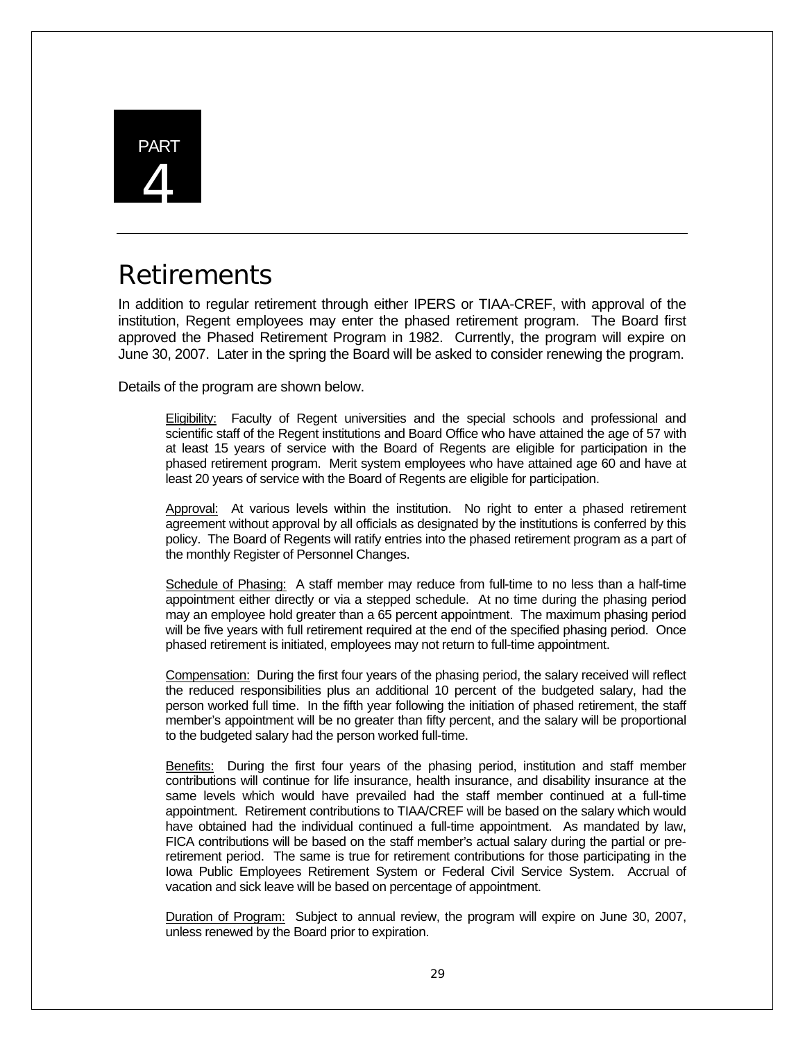PART 4

# Retirements

In addition to regular retirement through either IPERS or TIAA-CREF, with approval of the institution, Regent employees may enter the phased retirement program. The Board first approved the Phased Retirement Program in 1982. Currently, the program will expire on June 30, 2007. Later in the spring the Board will be asked to consider renewing the program.

Details of the program are shown below.

Eligibility: Faculty of Regent universities and the special schools and professional and scientific staff of the Regent institutions and Board Office who have attained the age of 57 with at least 15 years of service with the Board of Regents are eligible for participation in the phased retirement program. Merit system employees who have attained age 60 and have at least 20 years of service with the Board of Regents are eligible for participation.

Approval: At various levels within the institution. No right to enter a phased retirement agreement without approval by all officials as designated by the institutions is conferred by this policy. The Board of Regents will ratify entries into the phased retirement program as a part of the monthly Register of Personnel Changes.

Schedule of Phasing: A staff member may reduce from full-time to no less than a half-time appointment either directly or via a stepped schedule. At no time during the phasing period may an employee hold greater than a 65 percent appointment. The maximum phasing period will be five years with full retirement required at the end of the specified phasing period. Once phased retirement is initiated, employees may not return to full-time appointment.

Compensation: During the first four years of the phasing period, the salary received will reflect the reduced responsibilities plus an additional 10 percent of the budgeted salary, had the person worked full time. In the fifth year following the initiation of phased retirement, the staff member's appointment will be no greater than fifty percent, and the salary will be proportional to the budgeted salary had the person worked full-time.

Benefits: During the first four years of the phasing period, institution and staff member contributions will continue for life insurance, health insurance, and disability insurance at the same levels which would have prevailed had the staff member continued at a full-time appointment. Retirement contributions to TIAA/CREF will be based on the salary which would have obtained had the individual continued a full-time appointment. As mandated by law, FICA contributions will be based on the staff member's actual salary during the partial or pre-retirement period. The same is true for retirement contributions for those participating in the Iowa Public Employees Retirement System or Federal Civil Service System. Accrual of vacation and sick leave will be based on percentage of appointment.

Duration of Program: Subject to annual review, the program will expire on June 30, 2007, unless renewed by the Board prior to expiration.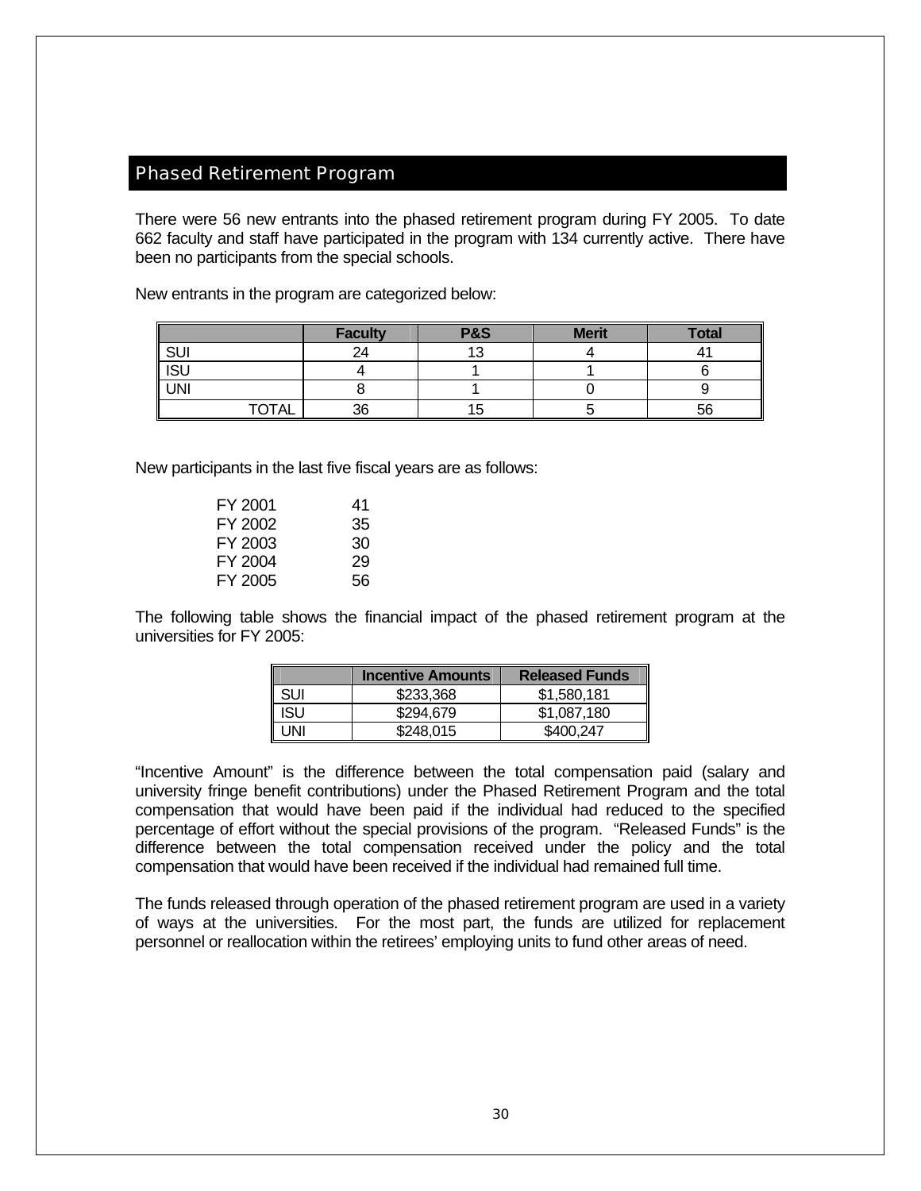## Phased Retirement Program

There were 56 new entrants into the phased retirement program during FY 2005. To date 662 faculty and staff have participated in the program with 134 currently active. There have been no participants from the special schools.

New entrants in the program are categorized below:

| | Faculty | P&S | Merit | Total |
|---|---|---|---|---|
| SUI | 24 | 13 | 4 | 41 |
| ISU | 4 | 1 | 1 | 6 |
| UNI | 8 | 1 | 0 | 9 |
| TOTAL | 36 | 15 | 5 | 56 |

New participants in the last five fiscal years are as follows:

| | |
|---|---|
| FY 2001 | 41 |
| FY 2002 | 35 |
| FY 2003 | 30 |
| FY 2004 | 29 |
| FY 2005 | 56 |

The following table shows the financial impact of the phased retirement program at the universities for FY 2005:

| | Incentive Amounts | Released Funds |
|---|---|---|
| SUI | $233,368 | $1,580,181 |
| ISU | $294,679 | $1,087,180 |
| UNI | $248,015 | $400,247 |

"Incentive Amount" is the difference between the total compensation paid (salary and university fringe benefit contributions) under the Phased Retirement Program and the total compensation that would have been paid if the individual had reduced to the specified percentage of effort without the special provisions of the program. "Released Funds" is the difference between the total compensation received under the policy and the total compensation that would have been received if the individual had remained full time.

The funds released through operation of the phased retirement program are used in a variety of ways at the universities. For the most part, the funds are utilized for replacement personnel or reallocation within the retirees' employing units to fund other areas of need.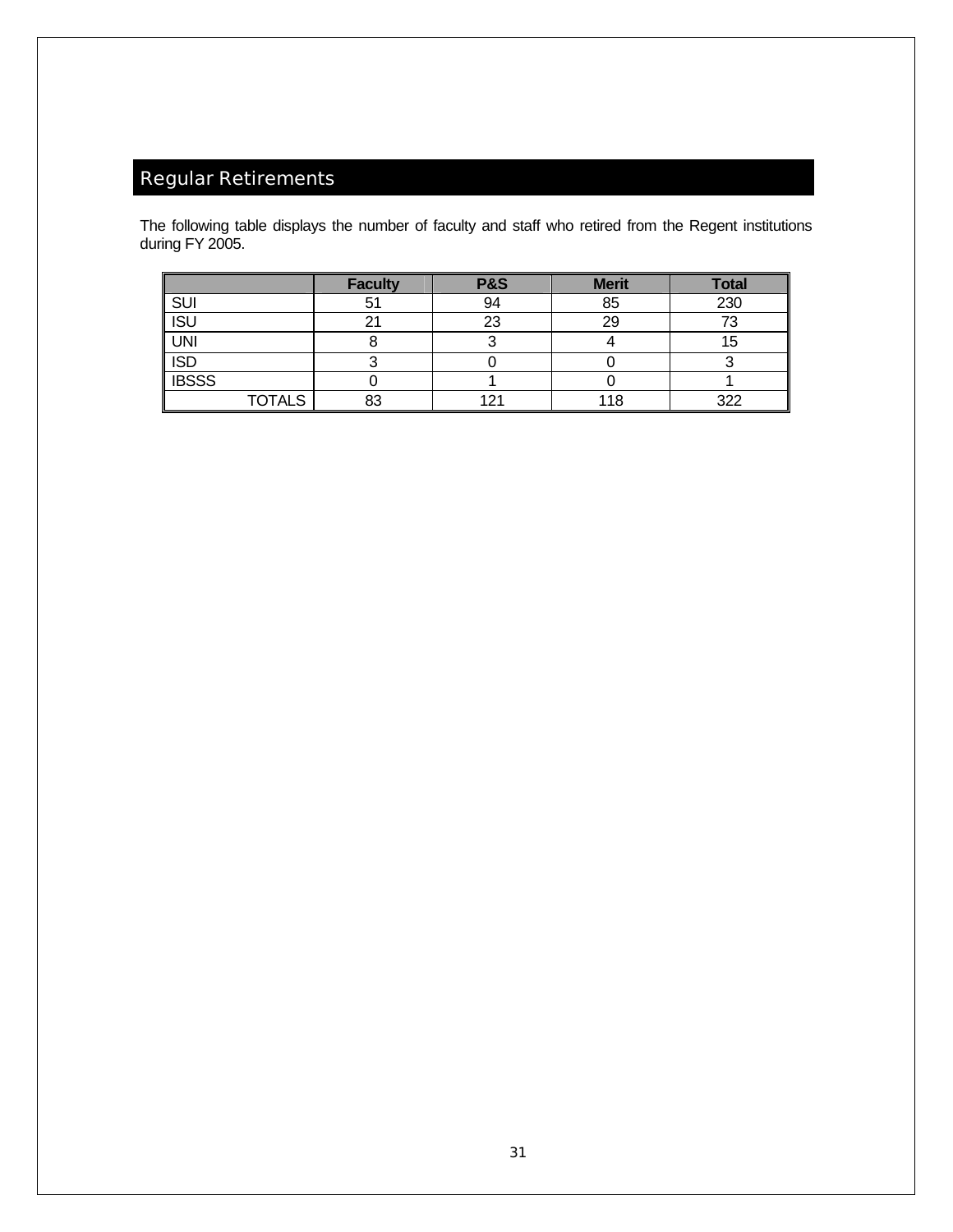## Regular Retirements

The following table displays the number of faculty and staff who retired from the Regent institutions during FY 2005.

| | Faculty | P&S | Merit | Total |
|---|---|---|---|---|
| SUI | 51 | 94 | 85 | 230 |
| ISU | 21 | 23 | 29 | 73 |
| UNI | 8 | 3 | 4 | 15 |
| ISD | 3 | 0 | 0 | 3 |
| IBSSS | 0 | 1 | 0 | 1 |
| TOTALS | 83 | 121 | 118 | 322 |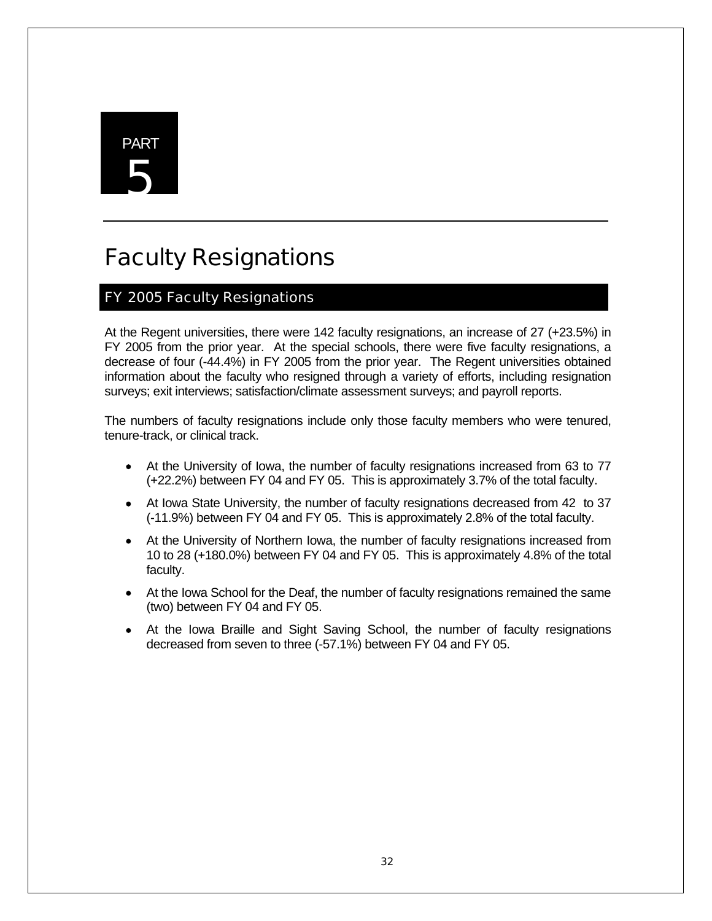PART 5

# Faculty Resignations

## FY 2005 Faculty Resignations

At the Regent universities, there were 142 faculty resignations, an increase of 27 (+23.5%) in FY 2005 from the prior year. At the special schools, there were five faculty resignations, a decrease of four (-44.4%) in FY 2005 from the prior year. The Regent universities obtained information about the faculty who resigned through a variety of efforts, including resignation surveys; exit interviews; satisfaction/climate assessment surveys; and payroll reports.

The numbers of faculty resignations include only those faculty members who were tenured, tenure-track, or clinical track.

- At the University of Iowa, the number of faculty resignations increased from 63 to 77 (+22.2%) between FY 04 and FY 05. This is approximately 3.7% of the total faculty.
- At Iowa State University, the number of faculty resignations decreased from 42 to 37 (-11.9%) between FY 04 and FY 05. This is approximately 2.8% of the total faculty.
- At the University of Northern Iowa, the number of faculty resignations increased from 10 to 28 (+180.0%) between FY 04 and FY 05. This is approximately 4.8% of the total faculty.
- At the Iowa School for the Deaf, the number of faculty resignations remained the same (two) between FY 04 and FY 05.
- At the Iowa Braille and Sight Saving School, the number of faculty resignations decreased from seven to three (-57.1%) between FY 04 and FY 05.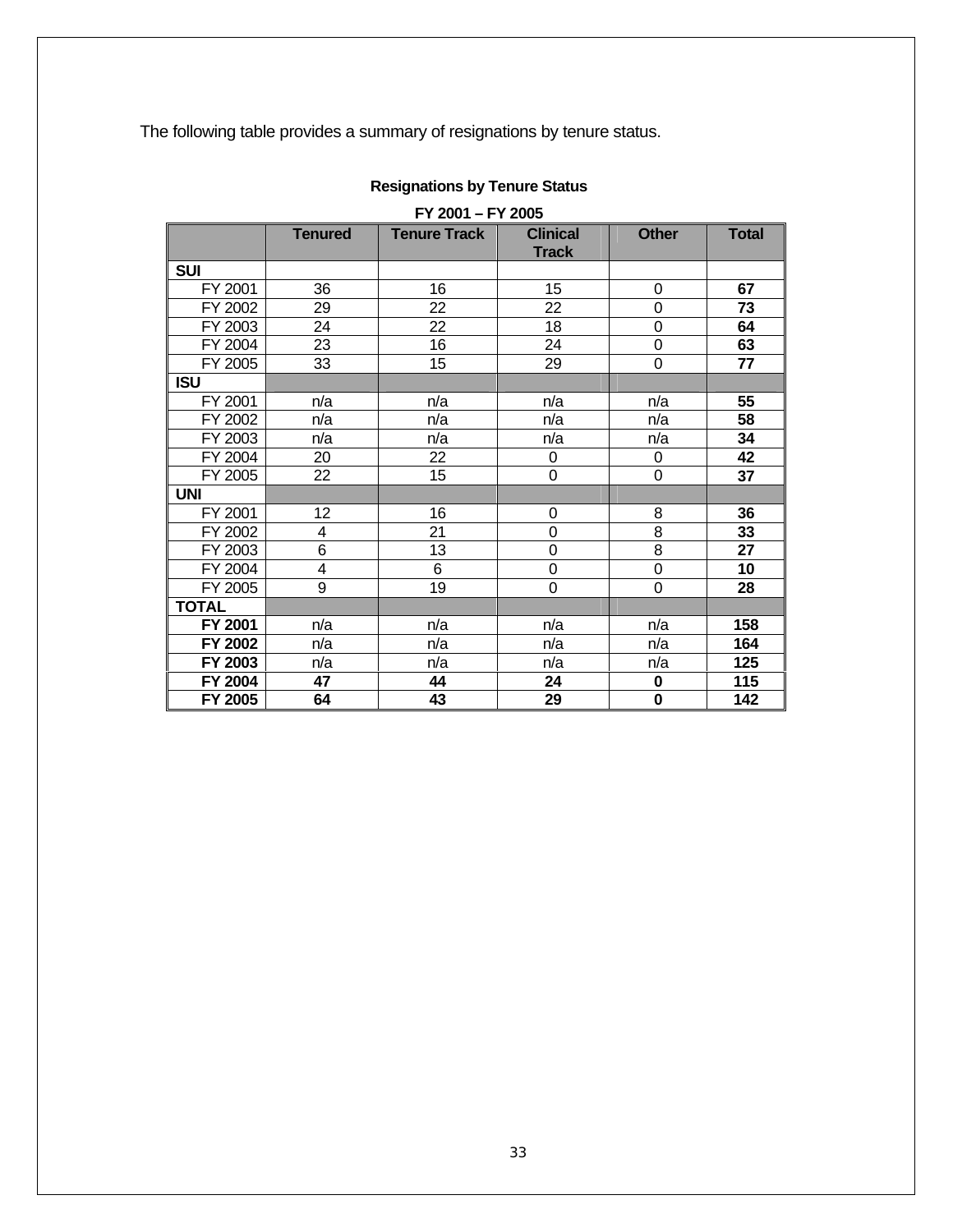The following table provides a summary of resignations by tenure status.

**Resignations by Tenure Status**

**FY 2001 – FY 2005**

| | Tenured | Tenure Track | Clinical Track | Other | Total |
|---|---|---|---|---|---|
| **SUI** | | | | | |
| FY 2001 | 36 | 16 | 15 | 0 | **67** |
| FY 2002 | 29 | 22 | 22 | 0 | **73** |
| FY 2003 | 24 | 22 | 18 | 0 | **64** |
| FY 2004 | 23 | 16 | 24 | 0 | **63** |
| FY 2005 | 33 | 15 | 29 | 0 | **77** |
| **ISU** | | | | | |
| FY 2001 | n/a | n/a | n/a | n/a | **55** |
| FY 2002 | n/a | n/a | n/a | n/a | **58** |
| FY 2003 | n/a | n/a | n/a | n/a | **34** |
| FY 2004 | 20 | 22 | 0 | 0 | **42** |
| FY 2005 | 22 | 15 | 0 | 0 | **37** |
| **UNI** | | | | | |
| FY 2001 | 12 | 16 | 0 | 8 | **36** |
| FY 2002 | 4 | 21 | 0 | 8 | **33** |
| FY 2003 | 6 | 13 | 0 | 8 | **27** |
| FY 2004 | 4 | 6 | 0 | 0 | **10** |
| FY 2005 | 9 | 19 | 0 | 0 | **28** |
| **TOTAL** | | | | | |
| **FY 2001** | n/a | n/a | n/a | n/a | **158** |
| **FY 2002** | n/a | n/a | n/a | n/a | **164** |
| **FY 2003** | n/a | n/a | n/a | n/a | **125** |
| **FY 2004** | **47** | **44** | **24** | **0** | **115** |
| **FY 2005** | **64** | **43** | **29** | **0** | **142** |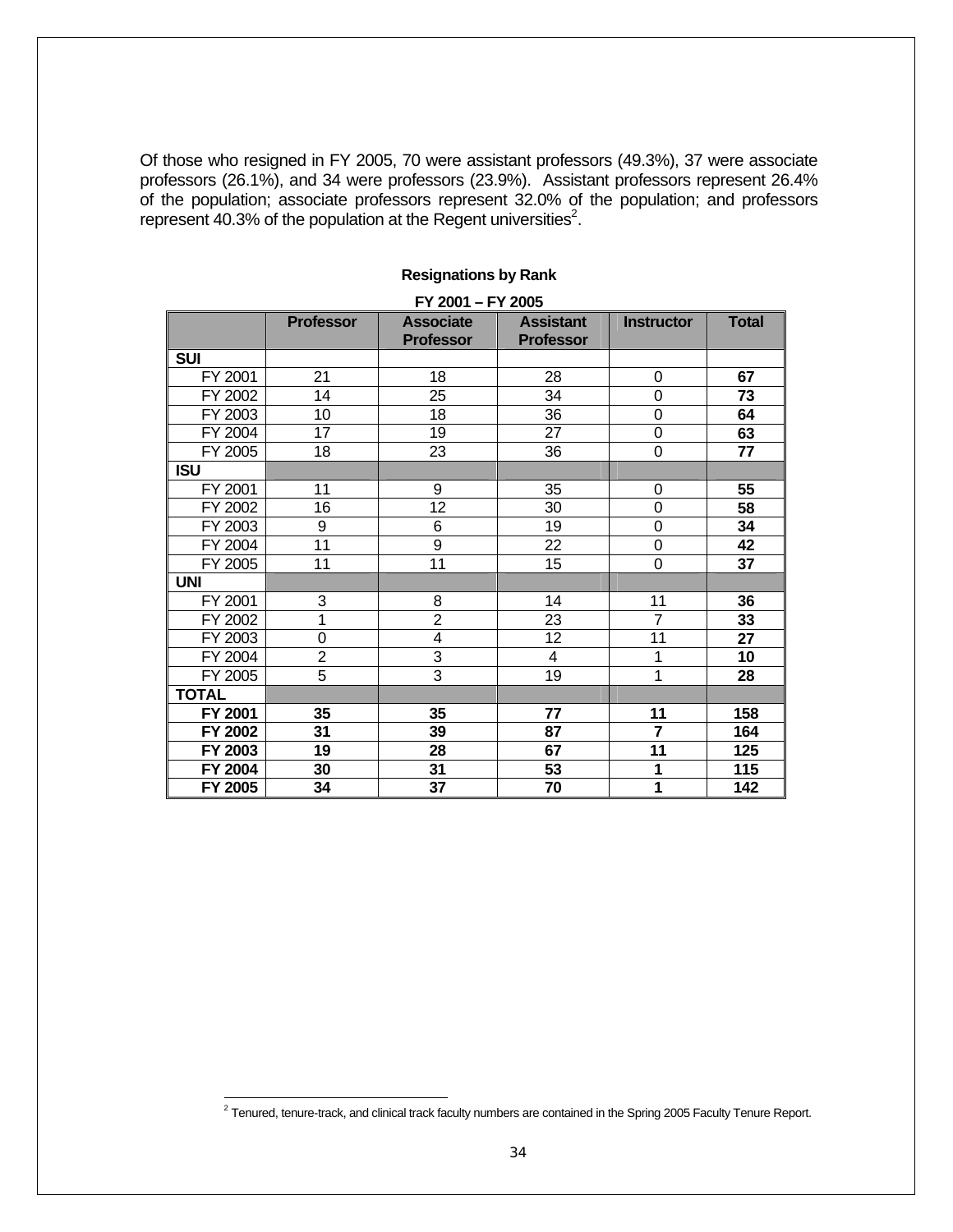Of those who resigned in FY 2005, 70 were assistant professors (49.3%), 37 were associate professors (26.1%), and 34 were professors (23.9%). Assistant professors represent 26.4% of the population; associate professors represent 32.0% of the population; and professors represent 40.3% of the population at the Regent universities[2].

**Resignations by Rank**

**FY 2001 – FY 2005**

| | Professor | Associate Professor | Assistant Professor | Instructor | Total |
|---|---|---|---|---|---|
| **SUI** | | | | | |
| FY 2001 | 21 | 18 | 28 | 0 | **67** |
| FY 2002 | 14 | 25 | 34 | 0 | **73** |
| FY 2003 | 10 | 18 | 36 | 0 | **64** |
| FY 2004 | 17 | 19 | 27 | 0 | **63** |
| FY 2005 | 18 | 23 | 36 | 0 | **77** |
| **ISU** | | | | | |
| FY 2001 | 11 | 9 | 35 | 0 | **55** |
| FY 2002 | 16 | 12 | 30 | 0 | **58** |
| FY 2003 | 9 | 6 | 19 | 0 | **34** |
| FY 2004 | 11 | 9 | 22 | 0 | **42** |
| FY 2005 | 11 | 11 | 15 | 0 | **37** |
| **UNI** | | | | | |
| FY 2001 | 3 | 8 | 14 | 11 | **36** |
| FY 2002 | 1 | 2 | 23 | 7 | **33** |
| FY 2003 | 0 | 4 | 12 | 11 | **27** |
| FY 2004 | 2 | 3 | 4 | 1 | **10** |
| FY 2005 | 5 | 3 | 19 | 1 | **28** |
| **TOTAL** | | | | | |
| **FY 2001** | **35** | **35** | **77** | **11** | **158** |
| **FY 2002** | **31** | **39** | **87** | **7** | **164** |
| **FY 2003** | **19** | **28** | **67** | **11** | **125** |
| **FY 2004** | **30** | **31** | **53** | **1** | **115** |
| **FY 2005** | **34** | **37** | **70** | **1** | **142** |

[2] Tenured, tenure-track, and clinical track faculty numbers are contained in the Spring 2005 Faculty Tenure Report.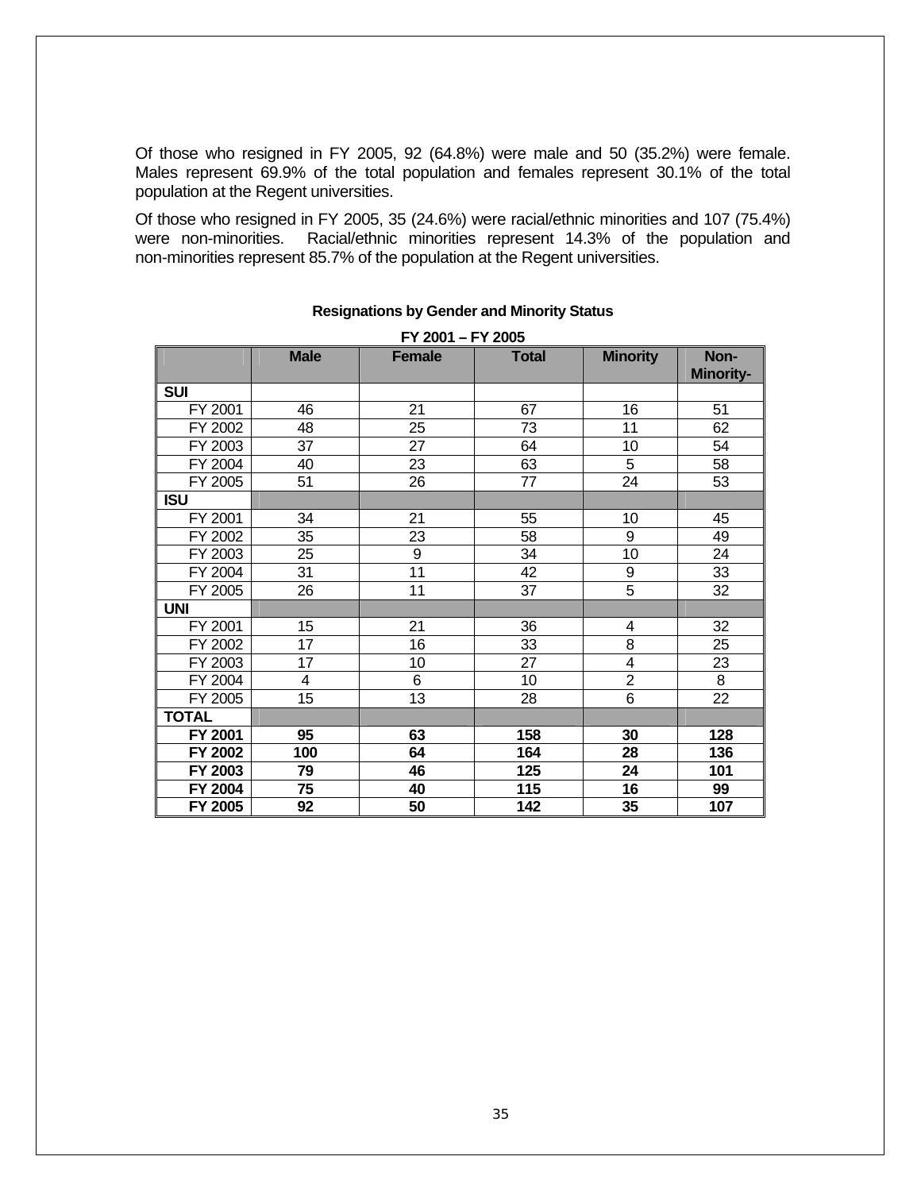Of those who resigned in FY 2005, 92 (64.8%) were male and 50 (35.2%) were female. Males represent 69.9% of the total population and females represent 30.1% of the total population at the Regent universities.

Of those who resigned in FY 2005, 35 (24.6%) were racial/ethnic minorities and 107 (75.4%) were non-minorities. Racial/ethnic minorities represent 14.3% of the population and non-minorities represent 85.7% of the population at the Regent universities.

**Resignations by Gender and Minority Status**

**FY 2001 – FY 2005**

| | Male | Female | Total | Minority | Non-Minority- |
|---|---|---|---|---|---|
| **SUI** | | | | | |
| FY 2001 | 46 | 21 | 67 | 16 | 51 |
| FY 2002 | 48 | 25 | 73 | 11 | 62 |
| FY 2003 | 37 | 27 | 64 | 10 | 54 |
| FY 2004 | 40 | 23 | 63 | 5 | 58 |
| FY 2005 | 51 | 26 | 77 | 24 | 53 |
| **ISU** | | | | | |
| FY 2001 | 34 | 21 | 55 | 10 | 45 |
| FY 2002 | 35 | 23 | 58 | 9 | 49 |
| FY 2003 | 25 | 9 | 34 | 10 | 24 |
| FY 2004 | 31 | 11 | 42 | 9 | 33 |
| FY 2005 | 26 | 11 | 37 | 5 | 32 |
| **UNI** | | | | | |
| FY 2001 | 15 | 21 | 36 | 4 | 32 |
| FY 2002 | 17 | 16 | 33 | 8 | 25 |
| FY 2003 | 17 | 10 | 27 | 4 | 23 |
| FY 2004 | 4 | 6 | 10 | 2 | 8 |
| FY 2005 | 15 | 13 | 28 | 6 | 22 |
| **TOTAL** | | | | | |
| **FY 2001** | **95** | **63** | **158** | **30** | **128** |
| **FY 2002** | **100** | **64** | **164** | **28** | **136** |
| **FY 2003** | **79** | **46** | **125** | **24** | **101** |
| **FY 2004** | **75** | **40** | **115** | **16** | **99** |
| **FY 2005** | **92** | **50** | **142** | **35** | **107** |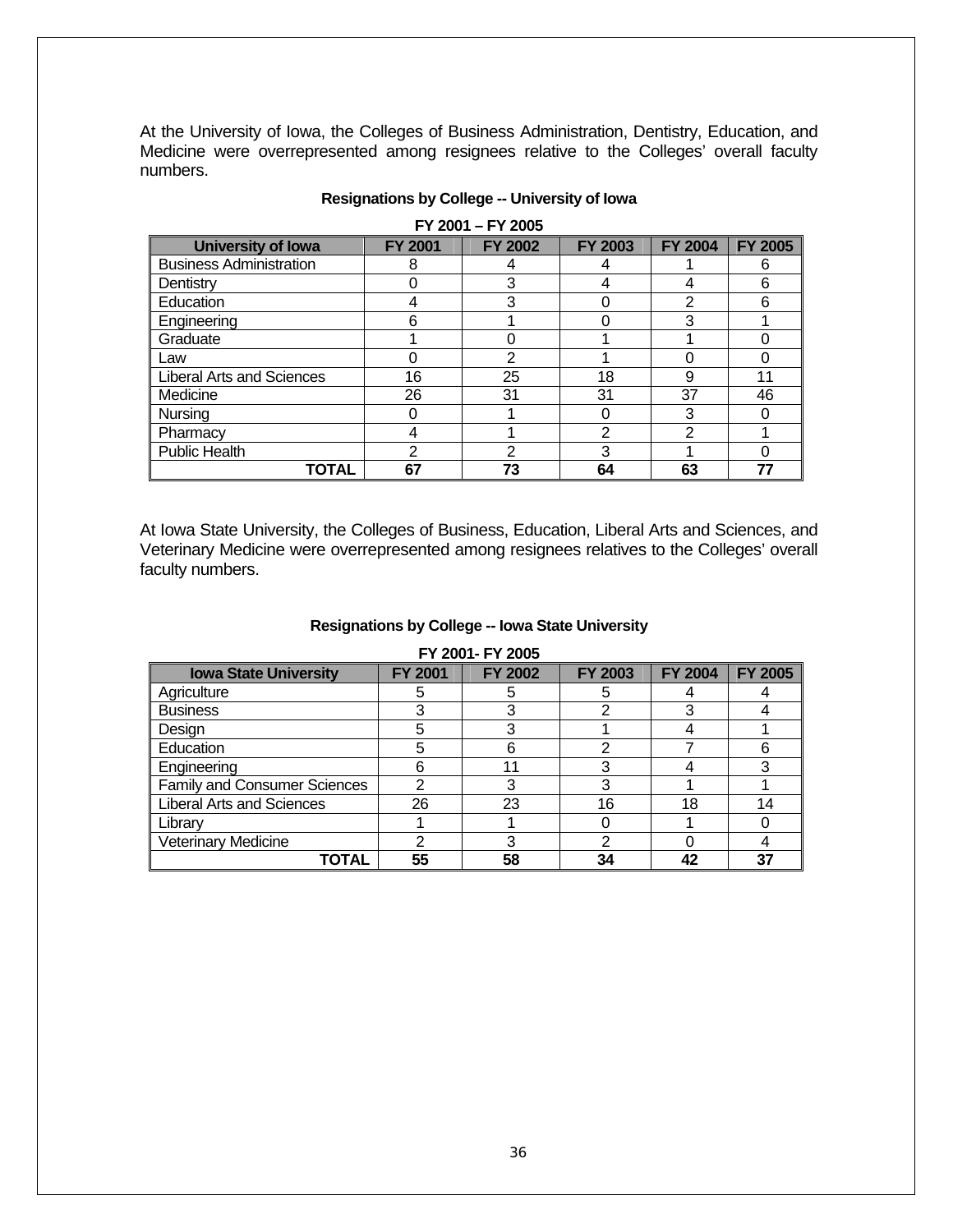At the University of Iowa, the Colleges of Business Administration, Dentistry, Education, and Medicine were overrepresented among resignees relative to the Colleges' overall faculty numbers.

**Resignations by College -- University of Iowa**

**FY 2001 – FY 2005**

| University of Iowa | FY 2001 | FY 2002 | FY 2003 | FY 2004 | FY 2005 |
|---|---|---|---|---|---|
| Business Administration | 8 | 4 | 4 | 1 | 6 |
| Dentistry | 0 | 3 | 4 | 4 | 6 |
| Education | 4 | 3 | 0 | 2 | 6 |
| Engineering | 6 | 1 | 0 | 3 | 1 |
| Graduate | 1 | 0 | 1 | 1 | 0 |
| Law | 0 | 2 | 1 | 0 | 0 |
| Liberal Arts and Sciences | 16 | 25 | 18 | 9 | 11 |
| Medicine | 26 | 31 | 31 | 37 | 46 |
| Nursing | 0 | 1 | 0 | 3 | 0 |
| Pharmacy | 4 | 1 | 2 | 2 | 1 |
| Public Health | 2 | 2 | 3 | 1 | 0 |
| **TOTAL** | **67** | **73** | **64** | **63** | **77** |

At Iowa State University, the Colleges of Business, Education, Liberal Arts and Sciences, and Veterinary Medicine were overrepresented among resignees relatives to the Colleges' overall faculty numbers.

**Resignations by College -- Iowa State University**

**FY 2001- FY 2005**

| Iowa State University | FY 2001 | FY 2002 | FY 2003 | FY 2004 | FY 2005 |
|---|---|---|---|---|---|
| Agriculture | 5 | 5 | 5 | 4 | 4 |
| Business | 3 | 3 | 2 | 3 | 4 |
| Design | 5 | 3 | 1 | 4 | 1 |
| Education | 5 | 6 | 2 | 7 | 6 |
| Engineering | 6 | 11 | 3 | 4 | 3 |
| Family and Consumer Sciences | 2 | 3 | 3 | 1 | 1 |
| Liberal Arts and Sciences | 26 | 23 | 16 | 18 | 14 |
| Library | 1 | 1 | 0 | 1 | 0 |
| Veterinary Medicine | 2 | 3 | 2 | 0 | 4 |
| **TOTAL** | **55** | **58** | **34** | **42** | **37** |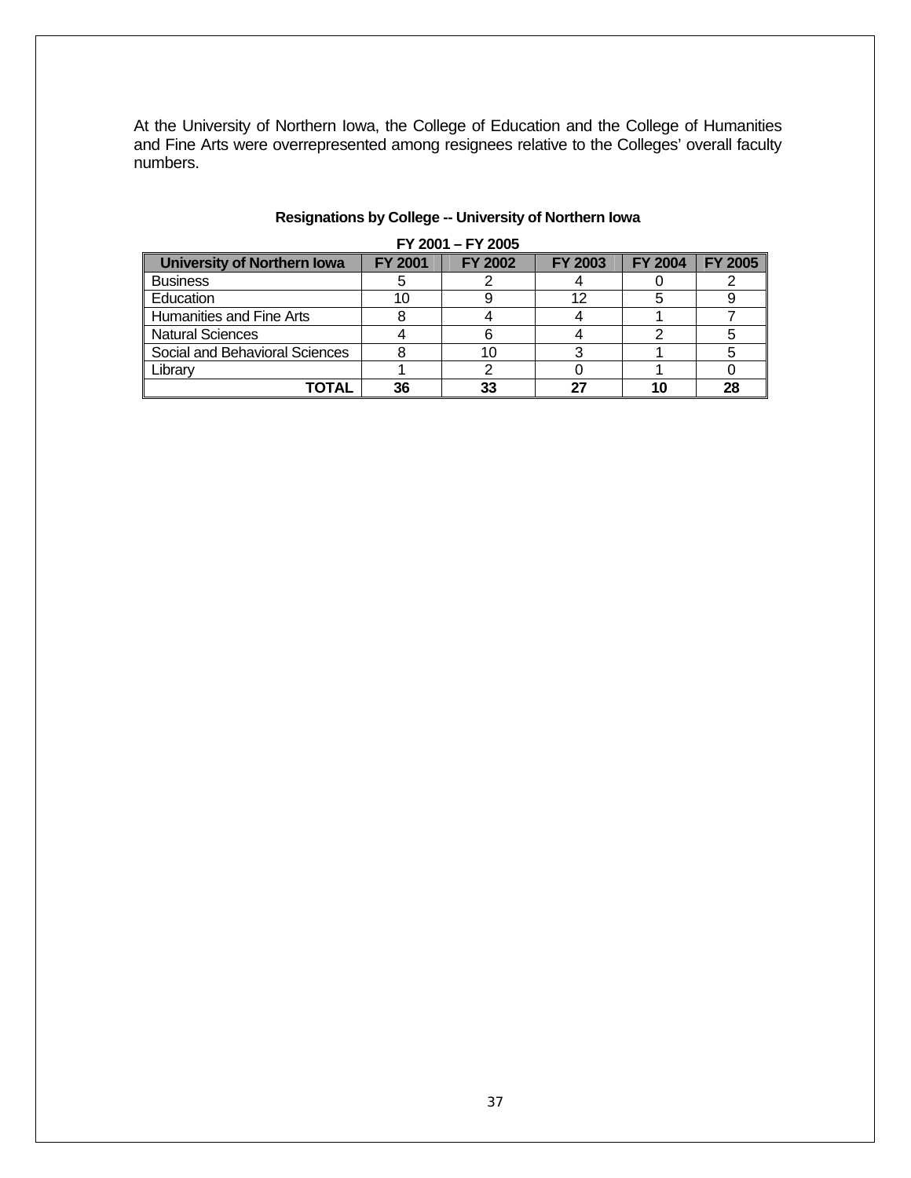At the University of Northern Iowa, the College of Education and the College of Humanities and Fine Arts were overrepresented among resignees relative to the Colleges' overall faculty numbers.

**Resignations by College -- University of Northern Iowa**

**FY 2001 – FY 2005**

| University of Northern Iowa | FY 2001 | FY 2002 | FY 2003 | FY 2004 | FY 2005 |
|---|---|---|---|---|---|
| Business | 5 | 2 | 4 | 0 | 2 |
| Education | 10 | 9 | 12 | 5 | 9 |
| Humanities and Fine Arts | 8 | 4 | 4 | 1 | 7 |
| Natural Sciences | 4 | 6 | 4 | 2 | 5 |
| Social and Behavioral Sciences | 8 | 10 | 3 | 1 | 5 |
| Library | 1 | 2 | 0 | 1 | 0 |
| **TOTAL** | **36** | **33** | **27** | **10** | **28** |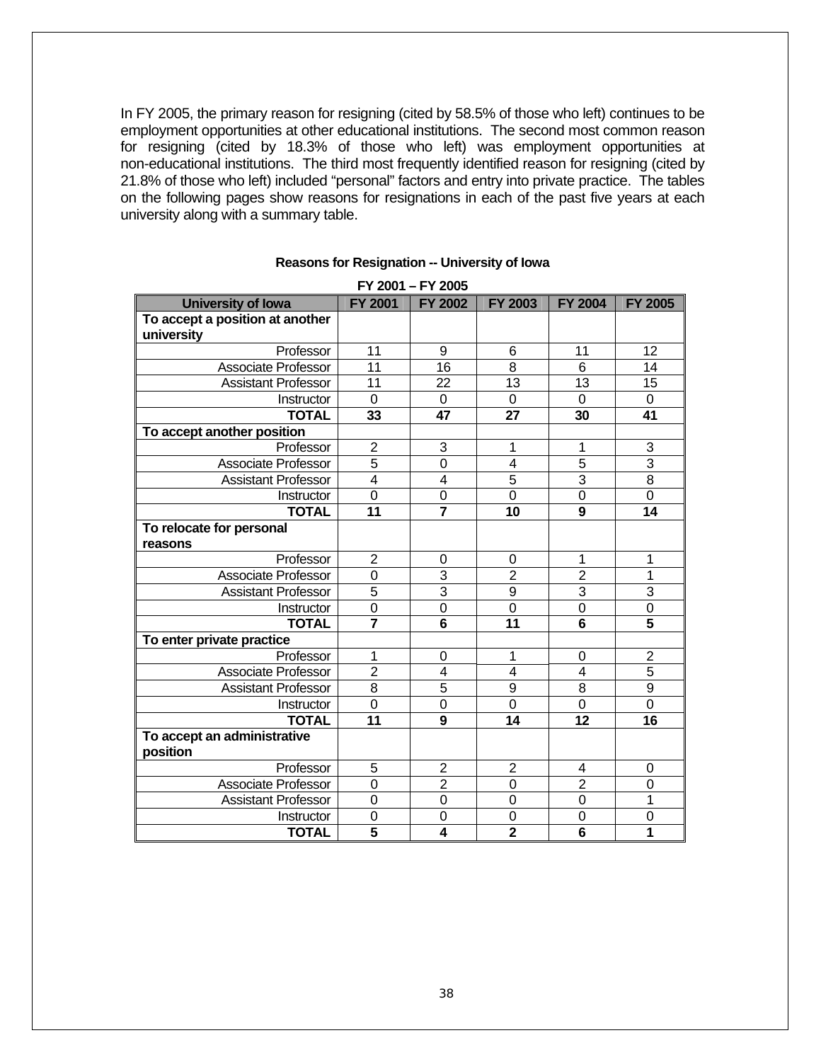In FY 2005, the primary reason for resigning (cited by 58.5% of those who left) continues to be employment opportunities at other educational institutions. The second most common reason for resigning (cited by 18.3% of those who left) was employment opportunities at non-educational institutions. The third most frequently identified reason for resigning (cited by 21.8% of those who left) included "personal" factors and entry into private practice. The tables on the following pages show reasons for resignations in each of the past five years at each university along with a summary table.

**Reasons for Resignation -- University of Iowa**

**FY 2001 – FY 2005**

| University of Iowa | FY 2001 | FY 2002 | FY 2003 | FY 2004 | FY 2005 |
|---|---|---|---|---|---|
| **To accept a position at another university** | | | | | |
| Professor | 11 | 9 | 6 | 11 | 12 |
| Associate Professor | 11 | 16 | 8 | 6 | 14 |
| Assistant Professor | 11 | 22 | 13 | 13 | 15 |
| Instructor | 0 | 0 | 0 | 0 | 0 |
| **TOTAL** | **33** | **47** | **27** | **30** | **41** |
| **To accept another position** | | | | | |
| Professor | 2 | 3 | 1 | 1 | 3 |
| Associate Professor | 5 | 0 | 4 | 5 | 3 |
| Assistant Professor | 4 | 4 | 5 | 3 | 8 |
| Instructor | 0 | 0 | 0 | 0 | 0 |
| **TOTAL** | **11** | **7** | **10** | **9** | **14** |
| **To relocate for personal reasons** | | | | | |
| Professor | 2 | 0 | 0 | 1 | 1 |
| Associate Professor | 0 | 3 | 2 | 2 | 1 |
| Assistant Professor | 5 | 3 | 9 | 3 | 3 |
| Instructor | 0 | 0 | 0 | 0 | 0 |
| **TOTAL** | **7** | **6** | **11** | **6** | **5** |
| **To enter private practice** | | | | | |
| Professor | 1 | 0 | 1 | 0 | 2 |
| Associate Professor | 2 | 4 | 4 | 4 | 5 |
| Assistant Professor | 8 | 5 | 9 | 8 | 9 |
| Instructor | 0 | 0 | 0 | 0 | 0 |
| **TOTAL** | **11** | **9** | **14** | **12** | **16** |
| **To accept an administrative position** | | | | | |
| Professor | 5 | 2 | 2 | 4 | 0 |
| Associate Professor | 0 | 2 | 0 | 2 | 0 |
| Assistant Professor | 0 | 0 | 0 | 0 | 1 |
| Instructor | 0 | 0 | 0 | 0 | 0 |
| **TOTAL** | **5** | **4** | **2** | **6** | **1** |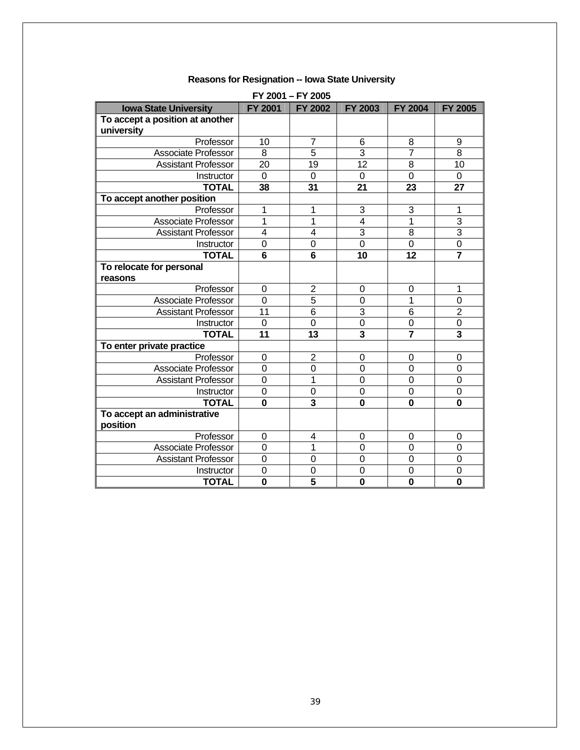**Reasons for Resignation -- Iowa State University**

**FY 2001 – FY 2005**

| Iowa State University | FY 2001 | FY 2002 | FY 2003 | FY 2004 | FY 2005 |
|---|---|---|---|---|---|
| **To accept a position at another university** | | | | | |
| Professor | 10 | 7 | 6 | 8 | 9 |
| Associate Professor | 8 | 5 | 3 | 7 | 8 |
| Assistant Professor | 20 | 19 | 12 | 8 | 10 |
| Instructor | 0 | 0 | 0 | 0 | 0 |
| **TOTAL** | **38** | **31** | **21** | **23** | **27** |
| **To accept another position** | | | | | |
| Professor | 1 | 1 | 3 | 3 | 1 |
| Associate Professor | 1 | 1 | 4 | 1 | 3 |
| Assistant Professor | 4 | 4 | 3 | 8 | 3 |
| Instructor | 0 | 0 | 0 | 0 | 0 |
| **TOTAL** | **6** | **6** | **10** | **12** | **7** |
| **To relocate for personal reasons** | | | | | |
| Professor | 0 | 2 | 0 | 0 | 1 |
| Associate Professor | 0 | 5 | 0 | 1 | 0 |
| Assistant Professor | 11 | 6 | 3 | 6 | 2 |
| Instructor | 0 | 0 | 0 | 0 | 0 |
| **TOTAL** | **11** | **13** | **3** | **7** | **3** |
| **To enter private practice** | | | | | |
| Professor | 0 | 2 | 0 | 0 | 0 |
| Associate Professor | 0 | 0 | 0 | 0 | 0 |
| Assistant Professor | 0 | 1 | 0 | 0 | 0 |
| Instructor | 0 | 0 | 0 | 0 | 0 |
| **TOTAL** | **0** | **3** | **0** | **0** | **0** |
| **To accept an administrative position** | | | | | |
| Professor | 0 | 4 | 0 | 0 | 0 |
| Associate Professor | 0 | 1 | 0 | 0 | 0 |
| Assistant Professor | 0 | 0 | 0 | 0 | 0 |
| Instructor | 0 | 0 | 0 | 0 | 0 |
| **TOTAL** | **0** | **5** | **0** | **0** | **0** |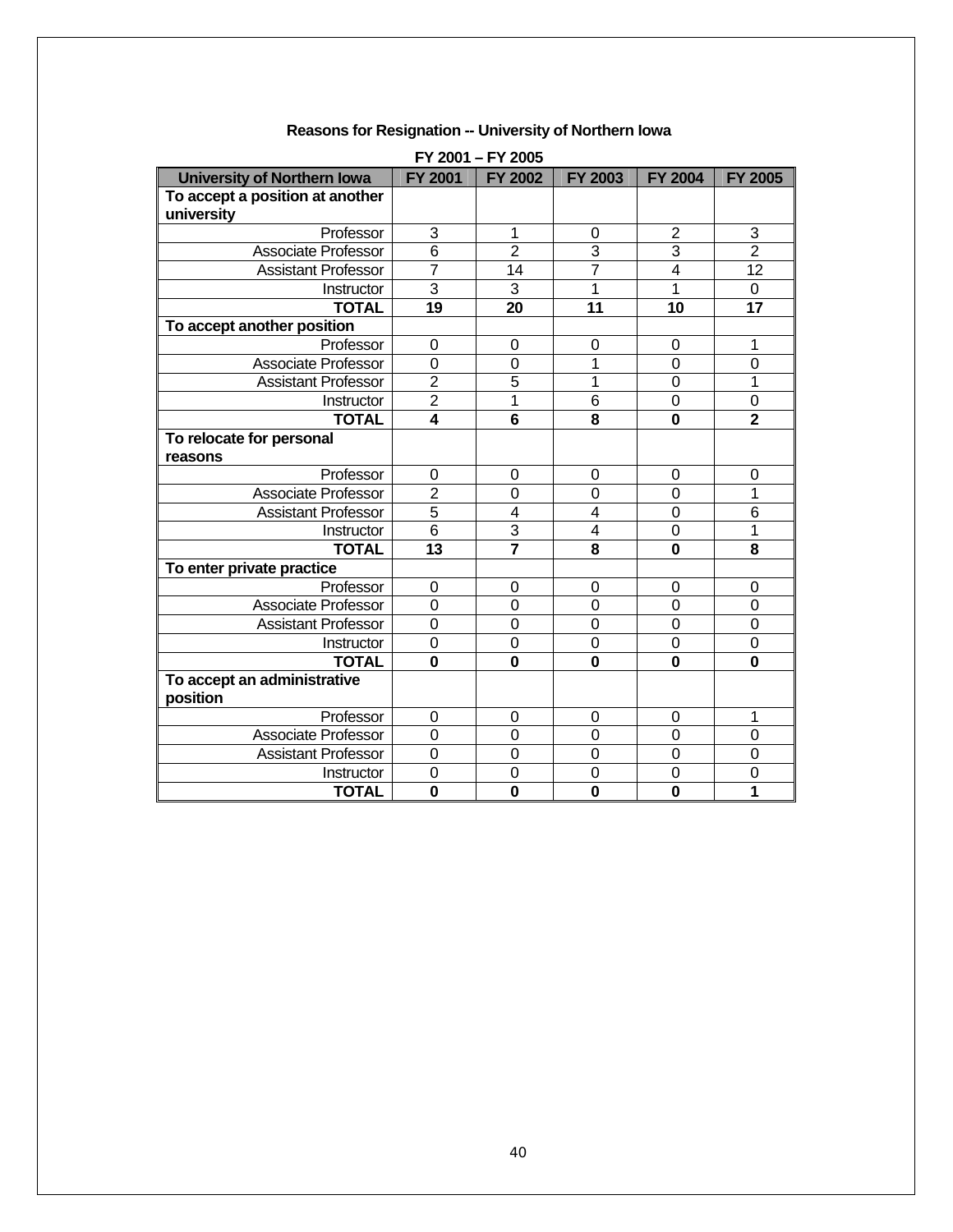**Reasons for Resignation -- University of Northern Iowa**

**FY 2001 – FY 2005**

| University of Northern Iowa | FY 2001 | FY 2002 | FY 2003 | FY 2004 | FY 2005 |
|---|---|---|---|---|---|
| **To accept a position at another university** | | | | | |
| Professor | 3 | 1 | 0 | 2 | 3 |
| Associate Professor | 6 | 2 | 3 | 3 | 2 |
| Assistant Professor | 7 | 14 | 7 | 4 | 12 |
| Instructor | 3 | 3 | 1 | 1 | 0 |
| **TOTAL** | **19** | **20** | **11** | **10** | **17** |
| **To accept another position** | | | | | |
| Professor | 0 | 0 | 0 | 0 | 1 |
| Associate Professor | 0 | 0 | 1 | 0 | 0 |
| Assistant Professor | 2 | 5 | 1 | 0 | 1 |
| Instructor | 2 | 1 | 6 | 0 | 0 |
| **TOTAL** | **4** | **6** | **8** | **0** | **2** |
| **To relocate for personal reasons** | | | | | |
| Professor | 0 | 0 | 0 | 0 | 0 |
| Associate Professor | 2 | 0 | 0 | 0 | 1 |
| Assistant Professor | 5 | 4 | 4 | 0 | 6 |
| Instructor | 6 | 3 | 4 | 0 | 1 |
| **TOTAL** | **13** | **7** | **8** | **0** | **8** |
| **To enter private practice** | | | | | |
| Professor | 0 | 0 | 0 | 0 | 0 |
| Associate Professor | 0 | 0 | 0 | 0 | 0 |
| Assistant Professor | 0 | 0 | 0 | 0 | 0 |
| Instructor | 0 | 0 | 0 | 0 | 0 |
| **TOTAL** | **0** | **0** | **0** | **0** | **0** |
| **To accept an administrative position** | | | | | |
| Professor | 0 | 0 | 0 | 0 | 1 |
| Associate Professor | 0 | 0 | 0 | 0 | 0 |
| Assistant Professor | 0 | 0 | 0 | 0 | 0 |
| Instructor | 0 | 0 | 0 | 0 | 0 |
| **TOTAL** | **0** | **0** | **0** | **0** | **1** |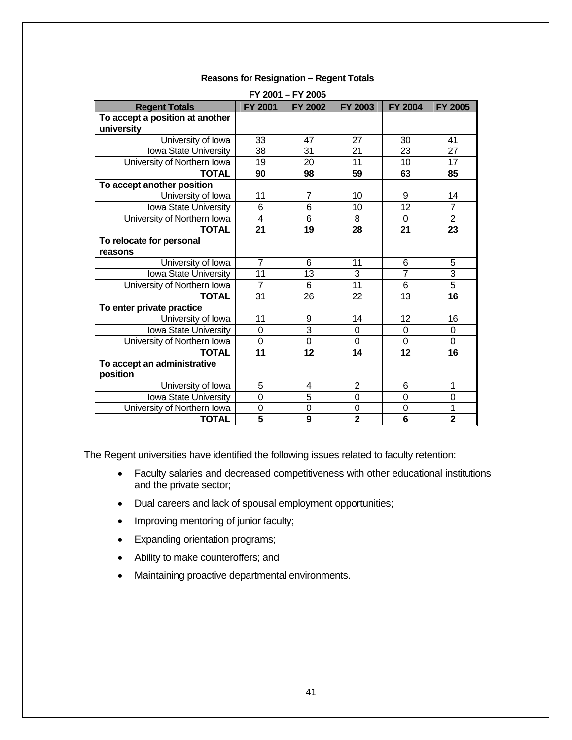**Reasons for Resignation – Regent Totals**

**FY 2001 – FY 2005**

| Regent Totals | FY 2001 | FY 2002 | FY 2003 | FY 2004 | FY 2005 |
|---|---|---|---|---|---|
| **To accept a position at another university** | | | | | |
| University of Iowa | 33 | 47 | 27 | 30 | 41 |
| Iowa State University | 38 | 31 | 21 | 23 | 27 |
| University of Northern Iowa | 19 | 20 | 11 | 10 | 17 |
| **TOTAL** | **90** | **98** | **59** | **63** | **85** |
| **To accept another position** | | | | | |
| University of Iowa | 11 | 7 | 10 | 9 | 14 |
| Iowa State University | 6 | 6 | 10 | 12 | 7 |
| University of Northern Iowa | 4 | 6 | 8 | 0 | 2 |
| **TOTAL** | **21** | **19** | **28** | **21** | **23** |
| **To relocate for personal reasons** | | | | | |
| University of Iowa | 7 | 6 | 11 | 6 | 5 |
| Iowa State University | 11 | 13 | 3 | 7 | 3 |
| University of Northern Iowa | 7 | 6 | 11 | 6 | 5 |
| **TOTAL** | 31 | 26 | 22 | 13 | **16** |
| **To enter private practice** | | | | | |
| University of Iowa | 11 | 9 | 14 | 12 | 16 |
| Iowa State University | 0 | 3 | 0 | 0 | 0 |
| University of Northern Iowa | 0 | 0 | 0 | 0 | 0 |
| **TOTAL** | **11** | **12** | **14** | **12** | **16** |
| **To accept an administrative position** | | | | | |
| University of Iowa | 5 | 4 | 2 | 6 | 1 |
| Iowa State University | 0 | 5 | 0 | 0 | 0 |
| University of Northern Iowa | 0 | 0 | 0 | 0 | 1 |
| **TOTAL** | **5** | **9** | **2** | **6** | **2** |

The Regent universities have identified the following issues related to faculty retention:

- Faculty salaries and decreased competitiveness with other educational institutions and the private sector;
- Dual careers and lack of spousal employment opportunities;
- Improving mentoring of junior faculty;
- Expanding orientation programs;
- Ability to make counteroffers; and
- Maintaining proactive departmental environments.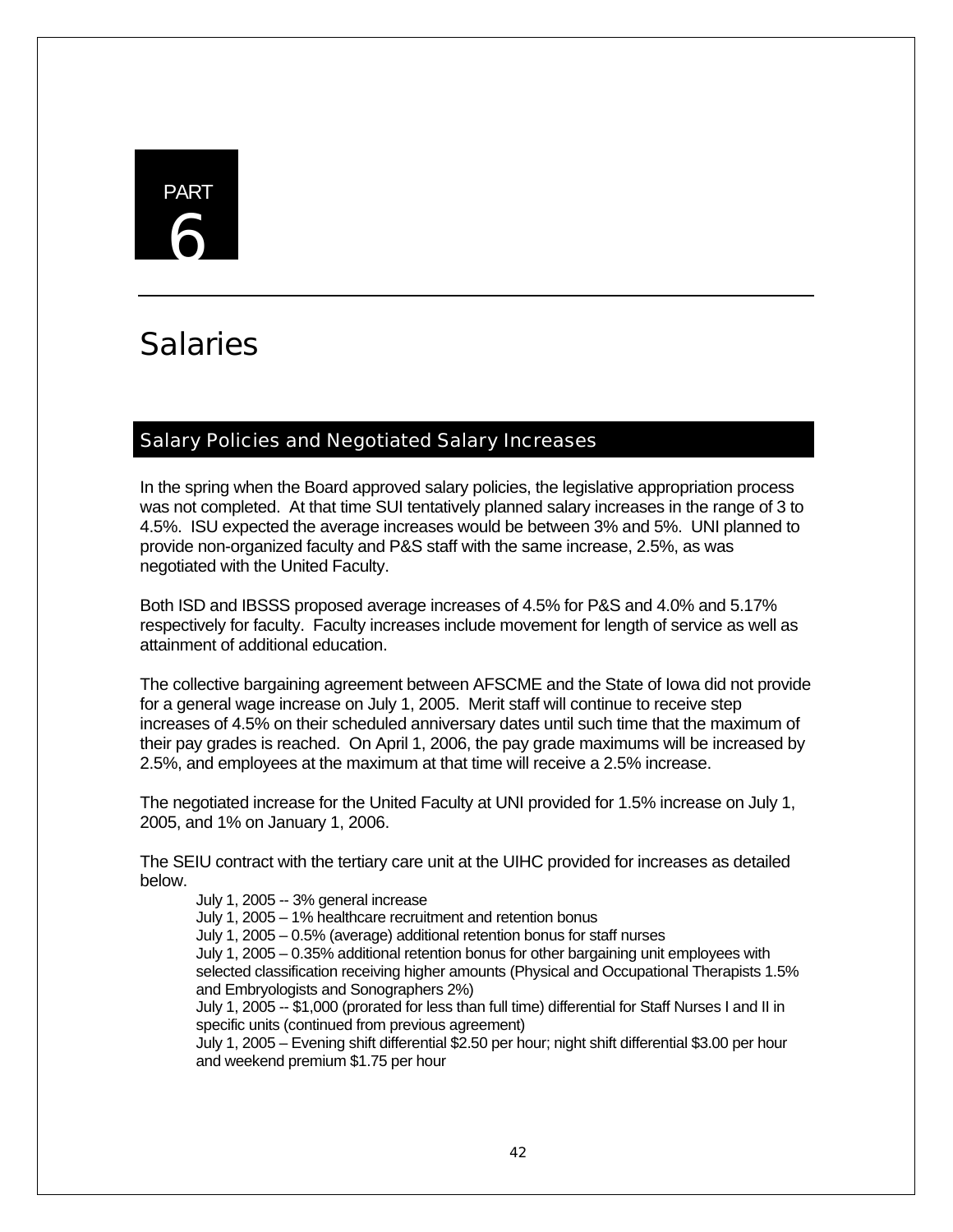PART 6

# Salaries

## Salary Policies and Negotiated Salary Increases

In the spring when the Board approved salary policies, the legislative appropriation process was not completed. At that time SUI tentatively planned salary increases in the range of 3 to 4.5%. ISU expected the average increases would be between 3% and 5%. UNI planned to provide non-organized faculty and P&S staff with the same increase, 2.5%, as was negotiated with the United Faculty.

Both ISD and IBSSS proposed average increases of 4.5% for P&S and 4.0% and 5.17% respectively for faculty. Faculty increases include movement for length of service as well as attainment of additional education.

The collective bargaining agreement between AFSCME and the State of Iowa did not provide for a general wage increase on July 1, 2005. Merit staff will continue to receive step increases of 4.5% on their scheduled anniversary dates until such time that the maximum of their pay grades is reached. On April 1, 2006, the pay grade maximums will be increased by 2.5%, and employees at the maximum at that time will receive a 2.5% increase.

The negotiated increase for the United Faculty at UNI provided for 1.5% increase on July 1, 2005, and 1% on January 1, 2006.

The SEIU contract with the tertiary care unit at the UIHC provided for increases as detailed below.

- July 1, 2005 -- 3% general increase
- July 1, 2005 – 1% healthcare recruitment and retention bonus
- July 1, 2005 – 0.5% (average) additional retention bonus for staff nurses
- July 1, 2005 – 0.35% additional retention bonus for other bargaining unit employees with selected classification receiving higher amounts (Physical and Occupational Therapists 1.5% and Embryologists and Sonographers 2%)
- July 1, 2005 -- $1,000 (prorated for less than full time) differential for Staff Nurses I and II in specific units (continued from previous agreement)
- July 1, 2005 – Evening shift differential $2.50 per hour; night shift differential $3.00 per hour and weekend premium $1.75 per hour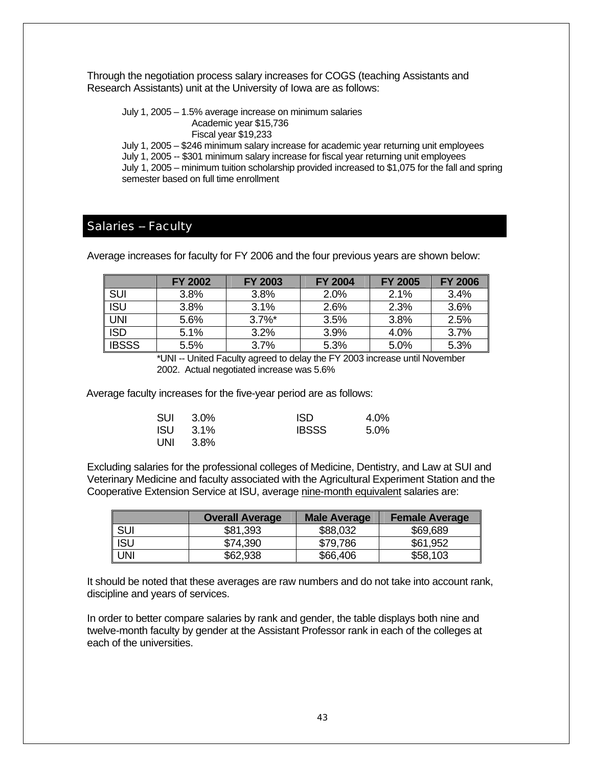Through the negotiation process salary increases for COGS (teaching Assistants and Research Assistants) unit at the University of Iowa are as follows:

July 1, 2005 – 1.5% average increase on minimum salaries
Academic year $15,736
Fiscal year $19,233
July 1, 2005 – $246 minimum salary increase for academic year returning unit employees
July 1, 2005 -- $301 minimum salary increase for fiscal year returning unit employees
July 1, 2005 – minimum tuition scholarship provided increased to $1,075 for the fall and spring semester based on full time enrollment

## Salaries -- Faculty

Average increases for faculty for FY 2006 and the four previous years are shown below:

| | FY 2002 | FY 2003 | FY 2004 | FY 2005 | FY 2006 |
|---|---|---|---|---|---|
| SUI | 3.8% | 3.8% | 2.0% | 2.1% | 3.4% |
| ISU | 3.8% | 3.1% | 2.6% | 2.3% | 3.6% |
| UNI | 5.6% | 3.7%* | 3.5% | 3.8% | 2.5% |
| ISD | 5.1% | 3.2% | 3.9% | 4.0% | 3.7% |
| IBSSS | 5.5% | 3.7% | 5.3% | 5.0% | 5.3% |

*UNI -- United Faculty agreed to delay the FY 2003 increase until November 2002. Actual negotiated increase was 5.6%

Average faculty increases for the five-year period are as follows:

| | | | |
|---|---|---|---|
| SUI | 3.0% | ISD | 4.0% |
| ISU | 3.1% | IBSSS | 5.0% |
| UNI | 3.8% | | |

Excluding salaries for the professional colleges of Medicine, Dentistry, and Law at SUI and Veterinary Medicine and faculty associated with the Agricultural Experiment Station and the Cooperative Extension Service at ISU, average nine-month equivalent salaries are:

| | Overall Average | Male Average | Female Average |
|---|---|---|---|
| SUI | $81,393 | $88,032 | $69,689 |
| ISU | $74,390 | $79,786 | $61,952 |
| UNI | $62,938 | $66,406 | $58,103 |

It should be noted that these averages are raw numbers and do not take into account rank, discipline and years of services.

In order to better compare salaries by rank and gender, the table displays both nine and twelve-month faculty by gender at the Assistant Professor rank in each of the colleges at each of the universities.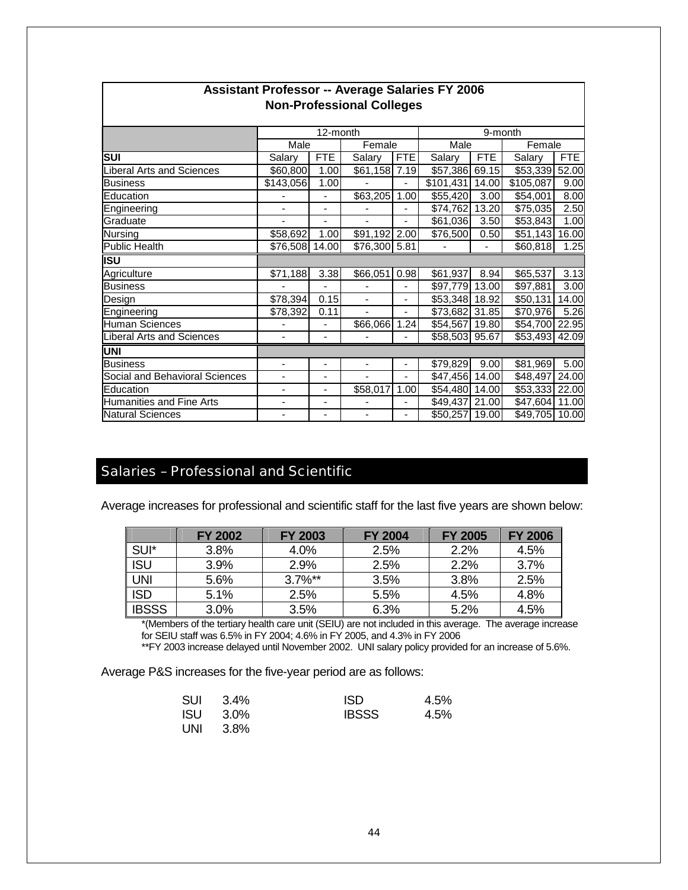| Assistant Professor -- Average Salaries FY 2006<br>Non-Professional Colleges | | | | | | | | |
|---|---|---|---|---|---|---|---|---|
| | 12-month | | | | 9-month | | | |
| | Male | | Female | | Male | | Female | |
| **SUI** | Salary | FTE | Salary | FTE | Salary | FTE | Salary | FTE |
| Liberal Arts and Sciences | $60,800 | 1.00 | $61,158 | 7.19 | $57,386 | 69.15 | $53,339 | 52.00 |
| Business | $143,056 | 1.00 | - | - | $101,431 | 14.00 | $105,087 | 9.00 |
| Education | - | - | $63,205 | 1.00 | $55,420 | 3.00 | $54,001 | 8.00 |
| Engineering | - | - | - | - | $74,762 | 13.20 | $75,035 | 2.50 |
| Graduate | - | - | - | - | $61,036 | 3.50 | $53,843 | 1.00 |
| Nursing | $58,692 | 1.00 | $91,192 | 2.00 | $76,500 | 0.50 | $51,143 | 16.00 |
| Public Health | $76,508 | 14.00 | $76,300 | 5.81 | - | - | $60,818 | 1.25 |
| **ISU** | | | | | | | | |
| Agriculture | $71,188 | 3.38 | $66,051 | 0.98 | $61,937 | 8.94 | $65,537 | 3.13 |
| Business | - | - | - | - | $97,779 | 13.00 | $97,881 | 3.00 |
| Design | $78,394 | 0.15 | - | - | $53,348 | 18.92 | $50,131 | 14.00 |
| Engineering | $78,392 | 0.11 | - | - | $73,682 | 31.85 | $70,976 | 5.26 |
| Human Sciences | - | - | $66,066 | 1.24 | $54,567 | 19.80 | $54,700 | 22.95 |
| Liberal Arts and Sciences | - | - | - | - | $58,503 | 95.67 | $53,493 | 42.09 |
| **UNI** | | | | | | | | |
| Business | - | - | - | - | $79,829 | 9.00 | $81,969 | 5.00 |
| Social and Behavioral Sciences | - | - | - | - | $47,456 | 14.00 | $48,497 | 24.00 |
| Education | - | - | $58,017 | 1.00 | $54,480 | 14.00 | $53,333 | 22.00 |
| Humanities and Fine Arts | - | - | - | - | $49,437 | 21.00 | $47,604 | 11.00 |
| Natural Sciences | - | - | - | - | $50,257 | 19.00 | $49,705 | 10.00 |

## Salaries – Professional and Scientific

Average increases for professional and scientific staff for the last five years are shown below:

| | FY 2002 | FY 2003 | FY 2004 | FY 2005 | FY 2006 |
|---|---|---|---|---|---|
| SUI* | 3.8% | 4.0% | 2.5% | 2.2% | 4.5% |
| ISU | 3.9% | 2.9% | 2.5% | 2.2% | 3.7% |
| UNI | 5.6% | 3.7%** | 3.5% | 3.8% | 2.5% |
| ISD | 5.1% | 2.5% | 5.5% | 4.5% | 4.8% |
| IBSSS | 3.0% | 3.5% | 6.3% | 5.2% | 4.5% |

*(Members of the tertiary health care unit (SEIU) are not included in this average. The average increase for SEIU staff was 6.5% in FY 2004; 4.6% in FY 2005, and 4.3% in FY 2006

**FY 2003 increase delayed until November 2002. UNI salary policy provided for an increase of 5.6%.

Average P&S increases for the five-year period are as follows:

| | | | |
|---|---|---|---|
| SUI | 3.4% | ISD | 4.5% |
| ISU | 3.0% | IBSSS | 4.5% |
| UNI | 3.8% | | |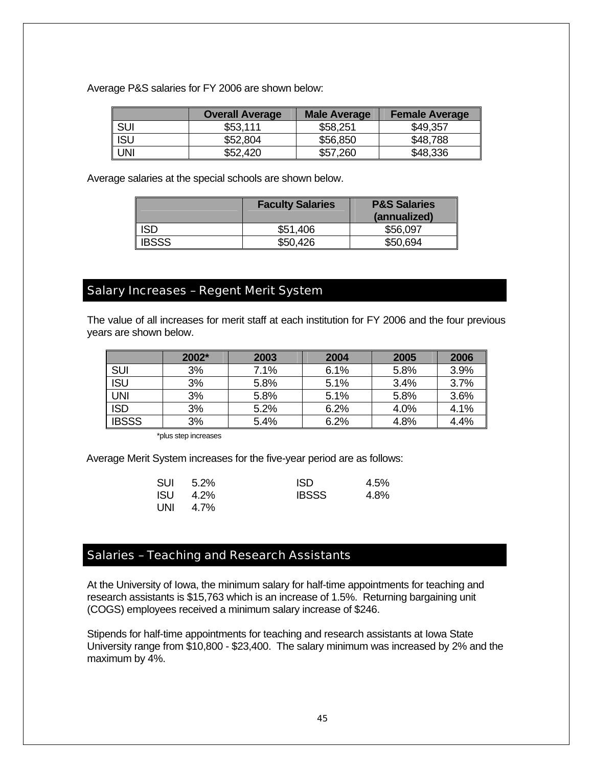Average P&S salaries for FY 2006 are shown below:

| | Overall Average | Male Average | Female Average |
|---|---|---|---|
| SUI | $53,111 | $58,251 | $49,357 |
| ISU | $52,804 | $56,850 | $48,788 |
| UNI | $52,420 | $57,260 | $48,336 |

Average salaries at the special schools are shown below.

| | Faculty Salaries | P&S Salaries (annualized) |
|---|---|---|
| ISD | $51,406 | $56,097 |
| IBSSS | $50,426 | $50,694 |

## Salary Increases – Regent Merit System

The value of all increases for merit staff at each institution for FY 2006 and the four previous years are shown below.

| | 2002* | 2003 | 2004 | 2005 | 2006 |
|---|---|---|---|---|---|
| SUI | 3% | 7.1% | 6.1% | 5.8% | 3.9% |
| ISU | 3% | 5.8% | 5.1% | 3.4% | 3.7% |
| UNI | 3% | 5.8% | 5.1% | 5.8% | 3.6% |
| ISD | 3% | 5.2% | 6.2% | 4.0% | 4.1% |
| IBSSS | 3% | 5.4% | 6.2% | 4.8% | 4.4% |

*plus step increases

Average Merit System increases for the five-year period are as follows:

| | | | |
|---|---|---|---|
| SUI | 5.2% | ISD | 4.5% |
| ISU | 4.2% | IBSSS | 4.8% |
| UNI | 4.7% | | |

## Salaries – Teaching and Research Assistants

At the University of Iowa, the minimum salary for half-time appointments for teaching and research assistants is $15,763 which is an increase of 1.5%. Returning bargaining unit (COGS) employees received a minimum salary increase of $246.

Stipends for half-time appointments for teaching and research assistants at Iowa State University range from $10,800 - $23,400. The salary minimum was increased by 2% and the maximum by 4%.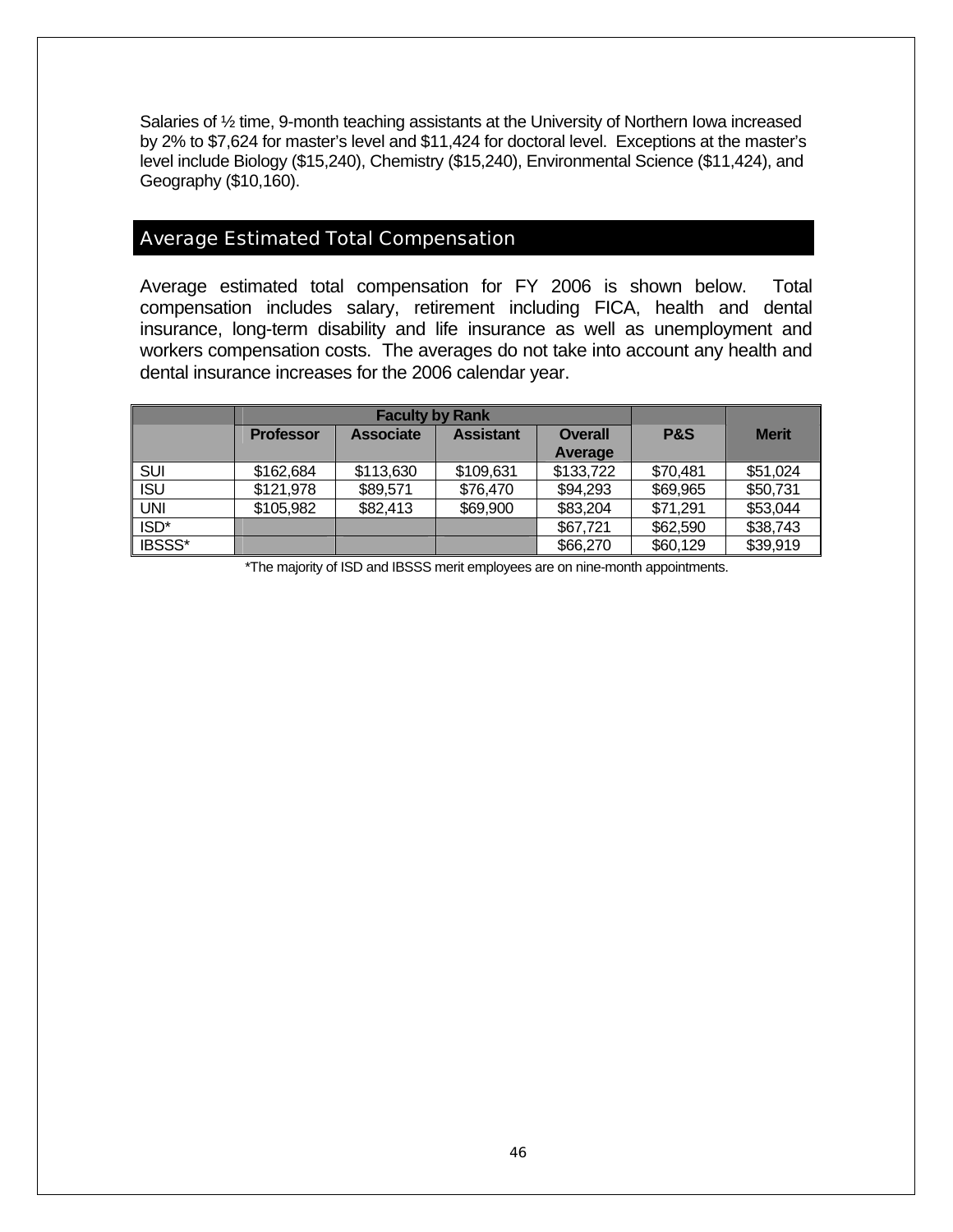Salaries of ½ time, 9-month teaching assistants at the University of Northern Iowa increased by 2% to $7,624 for master's level and $11,424 for doctoral level. Exceptions at the master's level include Biology ($15,240), Chemistry ($15,240), Environmental Science ($11,424), and Geography ($10,160).

## Average Estimated Total Compensation

Average estimated total compensation for FY 2006 is shown below. Total compensation includes salary, retirement including FICA, health and dental insurance, long-term disability and life insurance as well as unemployment and workers compensation costs. The averages do not take into account any health and dental insurance increases for the 2006 calendar year.

| | Faculty by Rank | | | | | |
|---|---|---|---|---|---|---|
| | Professor | Associate | Assistant | Overall Average | P&S | Merit |
| SUI | $162,684 | $113,630 | $109,631 | $133,722 | $70,481 | $51,024 |
| ISU | $121,978 | $89,571 | $76,470 | $94,293 | $69,965 | $50,731 |
| UNI | $105,982 | $82,413 | $69,900 | $83,204 | $71,291 | $53,044 |
| ISD* | | | | $67,721 | $62,590 | $38,743 |
| IBSSS* | | | | $66,270 | $60,129 | $39,919 |

*The majority of ISD and IBSSS merit employees are on nine-month appointments.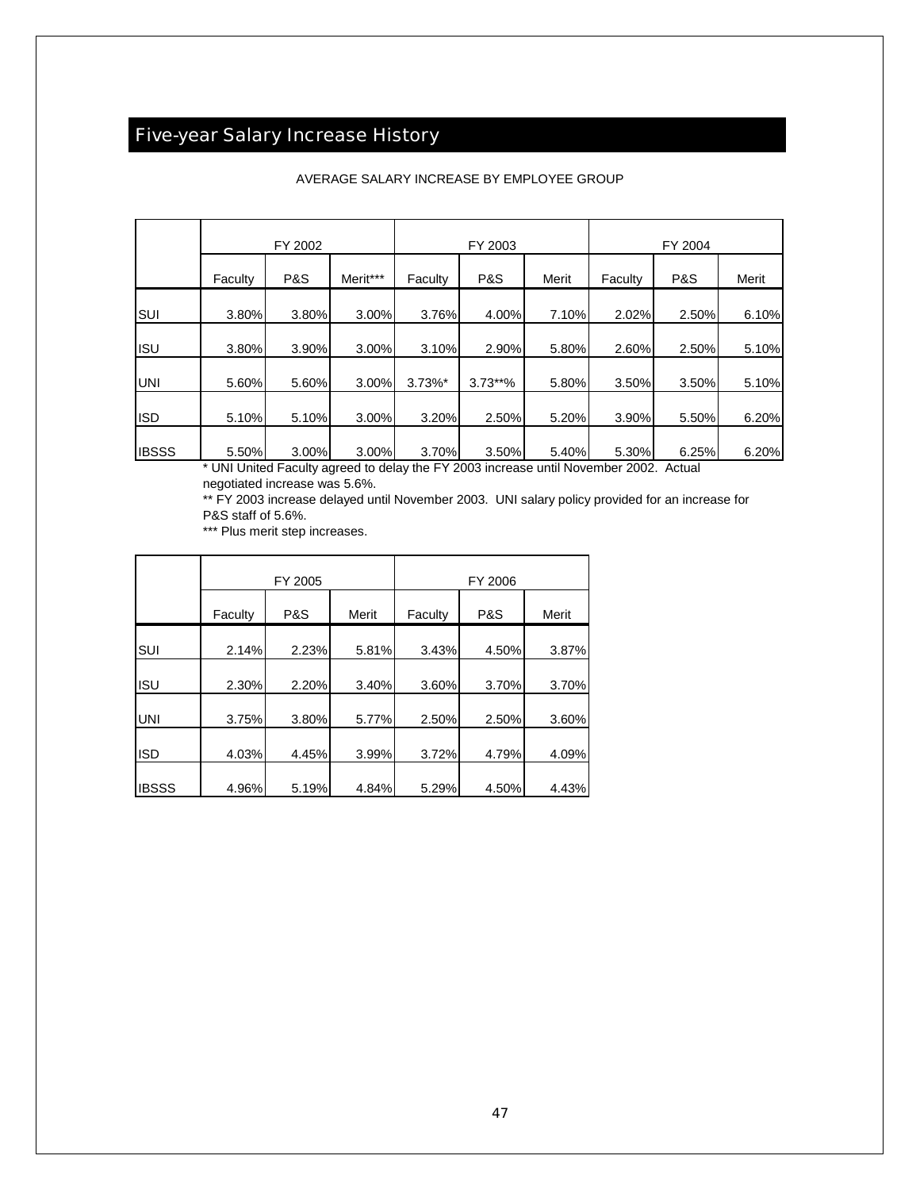## Five-year Salary Increase History

AVERAGE SALARY INCREASE BY EMPLOYEE GROUP

| | FY 2002 | | | FY 2003 | | | FY 2004 | | |
|---|---|---|---|---|---|---|---|---|---|
| | Faculty | P&S | Merit*** | Faculty | P&S | Merit | Faculty | P&S | Merit |
| SUI | 3.80% | 3.80% | 3.00% | 3.76% | 4.00% | 7.10% | 2.02% | 2.50% | 6.10% |
| ISU | 3.80% | 3.90% | 3.00% | 3.10% | 2.90% | 5.80% | 2.60% | 2.50% | 5.10% |
| UNI | 5.60% | 5.60% | 3.00% | 3.73%* | 3.73**% | 5.80% | 3.50% | 3.50% | 5.10% |
| ISD | 5.10% | 5.10% | 3.00% | 3.20% | 2.50% | 5.20% | 3.90% | 5.50% | 6.20% |
| IBSSS | 5.50% | 3.00% | 3.00% | 3.70% | 3.50% | 5.40% | 5.30% | 6.25% | 6.20% |

* UNI United Faculty agreed to delay the FY 2003 increase until November 2002. Actual negotiated increase was 5.6%.

** FY 2003 increase delayed until November 2003. UNI salary policy provided for an increase for P&S staff of 5.6%.

*** Plus merit step increases.

| | FY 2005 | | | FY 2006 | | |
|---|---|---|---|---|---|---|
| | Faculty | P&S | Merit | Faculty | P&S | Merit |
| SUI | 2.14% | 2.23% | 5.81% | 3.43% | 4.50% | 3.87% |
| ISU | 2.30% | 2.20% | 3.40% | 3.60% | 3.70% | 3.70% |
| UNI | 3.75% | 3.80% | 5.77% | 2.50% | 2.50% | 3.60% |
| ISD | 4.03% | 4.45% | 3.99% | 3.72% | 4.79% | 4.09% |
| IBSSS | 4.96% | 5.19% | 4.84% | 5.29% | 4.50% | 4.43% |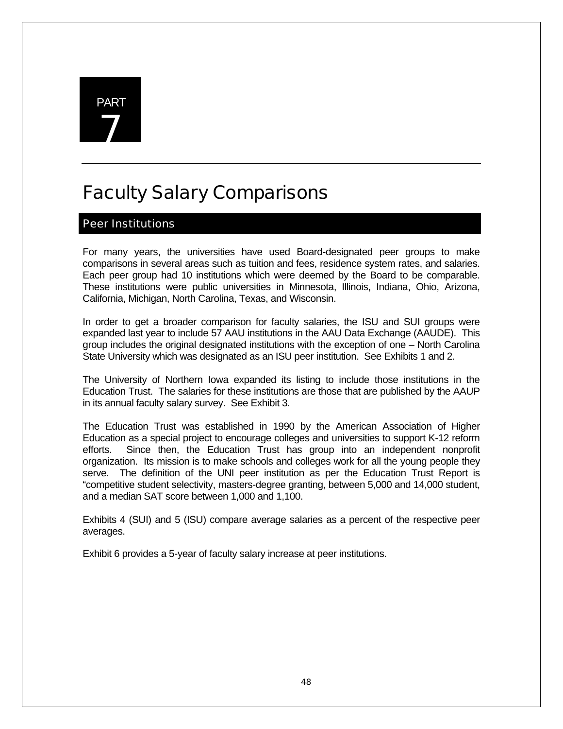PART
7

# Faculty Salary Comparisons

## Peer Institutions

For many years, the universities have used Board-designated peer groups to make comparisons in several areas such as tuition and fees, residence system rates, and salaries. Each peer group had 10 institutions which were deemed by the Board to be comparable. These institutions were public universities in Minnesota, Illinois, Indiana, Ohio, Arizona, California, Michigan, North Carolina, Texas, and Wisconsin.

In order to get a broader comparison for faculty salaries, the ISU and SUI groups were expanded last year to include 57 AAU institutions in the AAU Data Exchange (AAUDE). This group includes the original designated institutions with the exception of one – North Carolina State University which was designated as an ISU peer institution. See Exhibits 1 and 2.

The University of Northern Iowa expanded its listing to include those institutions in the Education Trust. The salaries for these institutions are those that are published by the AAUP in its annual faculty salary survey. See Exhibit 3.

The Education Trust was established in 1990 by the American Association of Higher Education as a special project to encourage colleges and universities to support K-12 reform efforts. Since then, the Education Trust has group into an independent nonprofit organization. Its mission is to make schools and colleges work for all the young people they serve. The definition of the UNI peer institution as per the Education Trust Report is "competitive student selectivity, masters-degree granting, between 5,000 and 14,000 student, and a median SAT score between 1,000 and 1,100.

Exhibits 4 (SUI) and 5 (ISU) compare average salaries as a percent of the respective peer averages.

Exhibit 6 provides a 5-year of faculty salary increase at peer institutions.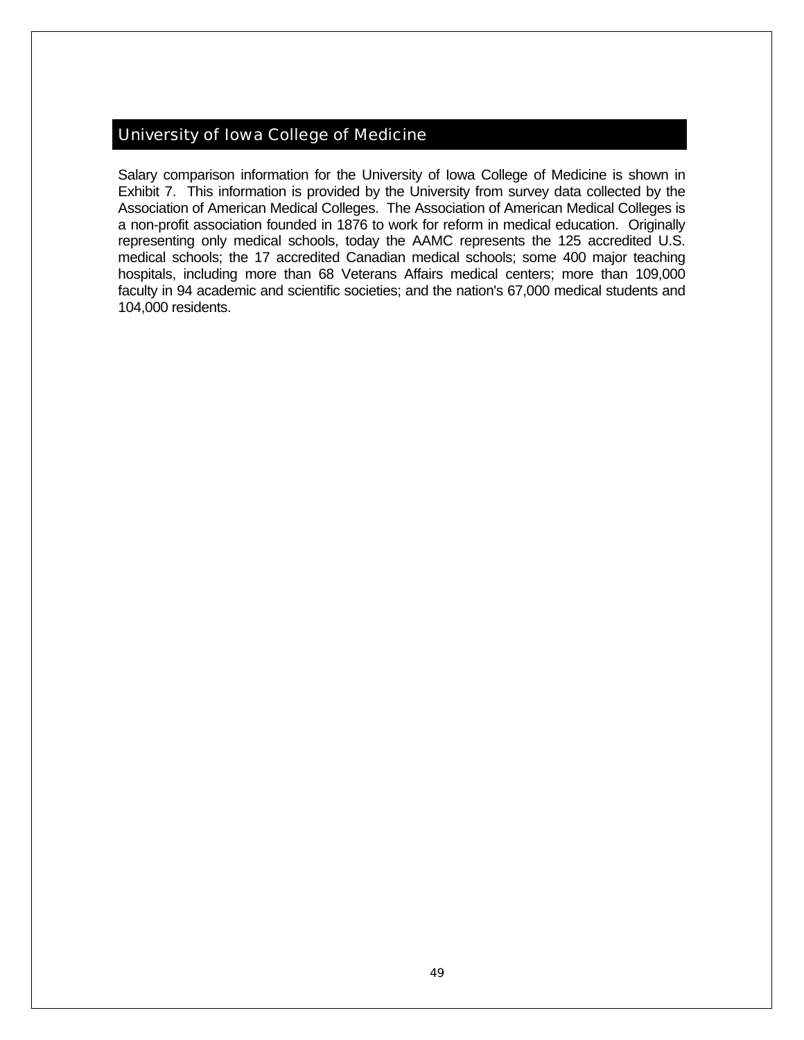## University of Iowa College of Medicine

Salary comparison information for the University of Iowa College of Medicine is shown in Exhibit 7. This information is provided by the University from survey data collected by the Association of American Medical Colleges. The Association of American Medical Colleges is a non-profit association founded in 1876 to work for reform in medical education. Originally representing only medical schools, today the AAMC represents the 125 accredited U.S. medical schools; the 17 accredited Canadian medical schools; some 400 major teaching hospitals, including more than 68 Veterans Affairs medical centers; more than 109,000 faculty in 94 academic and scientific societies; and the nation's 67,000 medical students and 104,000 residents.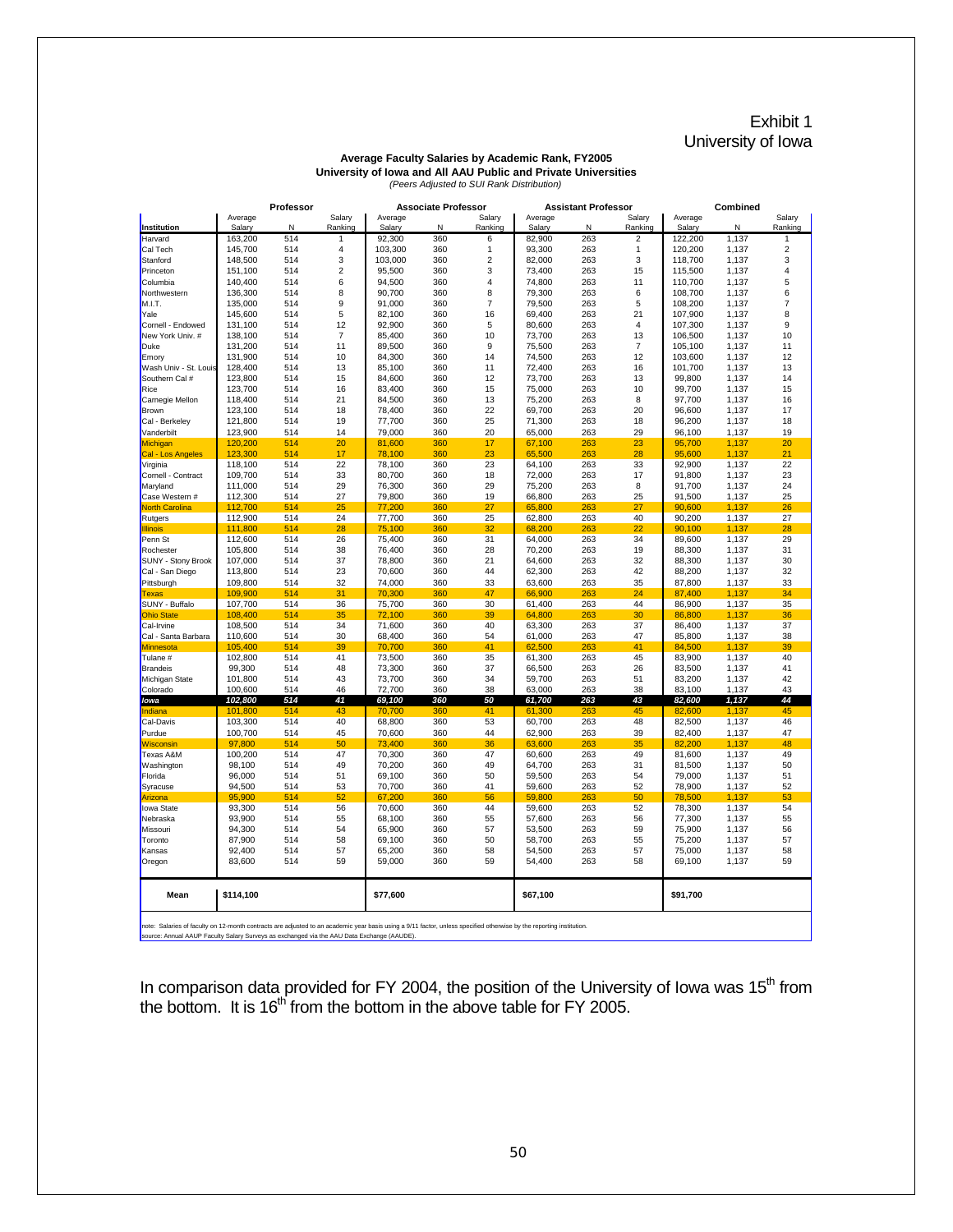Exhibit 1
University of Iowa

**Average Faculty Salaries by Academic Rank, FY2005**
**University of Iowa and All AAU Public and Private Universities**
*(Peers Adjusted to SUI Rank Distribution)*

| | Professor | | | Associate Professor | | | Assistant Professor | | | Combined | | |
|---|---|---|---|---|---|---|---|---|---|---|---|---|
| Institution | Average Salary | N | Salary Ranking | Average Salary | N | Salary Ranking | Average Salary | N | Salary Ranking | Average Salary | N | Salary Ranking |
| Harvard | 163,200 | 514 | 1 | 92,300 | 360 | 6 | 82,900 | 263 | 2 | 122,200 | 1,137 | 1 |
| Cal Tech | 145,700 | 514 | 4 | 103,300 | 360 | 1 | 93,300 | 263 | 1 | 120,200 | 1,137 | 2 |
| Stanford | 148,500 | 514 | 3 | 103,000 | 360 | 2 | 82,000 | 263 | 3 | 118,700 | 1,137 | 3 |
| Princeton | 151,100 | 514 | 2 | 95,500 | 360 | 3 | 73,400 | 263 | 15 | 115,500 | 1,137 | 4 |
| Columbia | 140,400 | 514 | 6 | 94,500 | 360 | 4 | 74,800 | 263 | 11 | 110,700 | 1,137 | 5 |
| Northwestern | 136,300 | 514 | 8 | 90,700 | 360 | 8 | 79,300 | 263 | 6 | 108,700 | 1,137 | 6 |
| M.I.T. | 135,000 | 514 | 9 | 91,000 | 360 | 7 | 79,500 | 263 | 5 | 108,200 | 1,137 | 7 |
| Yale | 145,600 | 514 | 5 | 82,100 | 360 | 16 | 69,400 | 263 | 21 | 107,900 | 1,137 | 8 |
| Cornell - Endowed | 131,100 | 514 | 12 | 92,900 | 360 | 5 | 80,600 | 263 | 4 | 107,300 | 1,137 | 9 |
| New York Univ. # | 138,100 | 514 | 7 | 85,400 | 360 | 10 | 73,700 | 263 | 13 | 106,500 | 1,137 | 10 |
| Duke | 131,200 | 514 | 11 | 89,500 | 360 | 9 | 75,500 | 263 | 7 | 105,100 | 1,137 | 11 |
| Emory | 131,900 | 514 | 10 | 84,300 | 360 | 14 | 74,500 | 263 | 12 | 103,600 | 1,137 | 12 |
| Wash Univ - St. Louis | 128,400 | 514 | 13 | 85,100 | 360 | 11 | 72,400 | 263 | 16 | 101,700 | 1,137 | 13 |
| Southern Cal # | 123,800 | 514 | 15 | 84,600 | 360 | 12 | 73,700 | 263 | 13 | 99,800 | 1,137 | 14 |
| Rice | 123,700 | 514 | 16 | 83,400 | 360 | 15 | 75,000 | 263 | 10 | 99,700 | 1,137 | 15 |
| Carnegie Mellon | 118,400 | 514 | 21 | 84,500 | 360 | 13 | 75,200 | 263 | 8 | 97,700 | 1,137 | 16 |
| Brown | 123,100 | 514 | 18 | 78,400 | 360 | 22 | 69,700 | 263 | 20 | 96,600 | 1,137 | 17 |
| Cal - Berkeley | 121,800 | 514 | 19 | 77,700 | 360 | 25 | 71,300 | 263 | 18 | 96,200 | 1,137 | 18 |
| Vanderbilt | 123,900 | 514 | 14 | 79,000 | 360 | 20 | 65,000 | 263 | 29 | 96,100 | 1,137 | 19 |
| Michigan | 120,200 | 514 | 20 | 81,600 | 360 | 17 | 67,100 | 263 | 23 | 95,700 | 1,137 | 20 |
| Cal - Los Angeles | 123,300 | 514 | 17 | 78,100 | 360 | 23 | 65,500 | 263 | 28 | 95,600 | 1,137 | 21 |
| Virginia | 118,100 | 514 | 22 | 78,100 | 360 | 23 | 64,100 | 263 | 33 | 92,900 | 1,137 | 22 |
| Cornell - Contract | 109,700 | 514 | 33 | 80,700 | 360 | 18 | 72,000 | 263 | 17 | 91,800 | 1,137 | 23 |
| Maryland | 111,000 | 514 | 29 | 76,300 | 360 | 29 | 75,200 | 263 | 8 | 91,700 | 1,137 | 24 |
| Case Western # | 112,300 | 514 | 27 | 79,800 | 360 | 19 | 66,800 | 263 | 25 | 91,500 | 1,137 | 25 |
| North Carolina | 112,700 | 514 | 25 | 77,200 | 360 | 27 | 65,800 | 263 | 27 | 90,600 | 1,137 | 26 |
| Rutgers | 112,900 | 514 | 24 | 77,700 | 360 | 25 | 62,800 | 263 | 40 | 90,200 | 1,137 | 27 |
| Illinois | 111,800 | 514 | 28 | 75,100 | 360 | 32 | 68,200 | 263 | 22 | 90,100 | 1,137 | 28 |
| Penn St | 112,600 | 514 | 26 | 75,400 | 360 | 31 | 64,000 | 263 | 34 | 89,600 | 1,137 | 29 |
| Rochester | 105,800 | 514 | 38 | 76,400 | 360 | 28 | 70,200 | 263 | 19 | 88,300 | 1,137 | 31 |
| SUNY - Stony Brook | 107,000 | 514 | 37 | 78,800 | 360 | 21 | 64,600 | 263 | 32 | 88,300 | 1,137 | 30 |
| Cal - San Diego | 113,800 | 514 | 23 | 70,600 | 360 | 44 | 62,300 | 263 | 42 | 88,200 | 1,137 | 32 |
| Pittsburgh | 109,800 | 514 | 32 | 74,000 | 360 | 33 | 63,600 | 263 | 35 | 87,800 | 1,137 | 33 |
| Texas | 109,900 | 514 | 31 | 70,300 | 360 | 47 | 66,900 | 263 | 24 | 87,400 | 1,137 | 34 |
| SUNY - Buffalo | 107,700 | 514 | 36 | 75,700 | 360 | 30 | 61,400 | 263 | 44 | 86,900 | 1,137 | 35 |
| Ohio State | 108,400 | 514 | 35 | 72,100 | 360 | 39 | 64,800 | 263 | 30 | 86,800 | 1,137 | 36 |
| Cal-Irvine | 108,500 | 514 | 34 | 71,600 | 360 | 40 | 63,300 | 263 | 37 | 86,400 | 1,137 | 37 |
| Cal - Santa Barbara | 110,600 | 514 | 30 | 68,400 | 360 | 54 | 61,000 | 263 | 47 | 85,800 | 1,137 | 38 |
| Minnesota | 105,400 | 514 | 39 | 70,700 | 360 | 41 | 62,500 | 263 | 41 | 84,500 | 1,137 | 39 |
| Tulane # | 102,800 | 514 | 41 | 73,500 | 360 | 35 | 61,300 | 263 | 45 | 83,900 | 1,137 | 40 |
| Brandeis | 99,300 | 514 | 48 | 73,300 | 360 | 37 | 66,500 | 263 | 26 | 83,500 | 1,137 | 41 |
| Michigan State | 101,800 | 514 | 43 | 73,700 | 360 | 34 | 59,700 | 263 | 51 | 83,200 | 1,137 | 42 |
| Colorado | 100,600 | 514 | 46 | 72,700 | 360 | 38 | 63,000 | 263 | 38 | 83,100 | 1,137 | 43 |
| ***Iowa*** | ***102,800*** | ***514*** | ***41*** | ***69,100*** | ***360*** | ***50*** | ***61,700*** | ***263*** | ***43*** | ***82,600*** | ***1,137*** | ***44*** |
| Indiana | 101,800 | 514 | 43 | 70,700 | 360 | 41 | 61,300 | 263 | 45 | 82,600 | 1,137 | 45 |
| Cal-Davis | 103,300 | 514 | 40 | 68,800 | 360 | 53 | 60,700 | 263 | 48 | 82,500 | 1,137 | 46 |
| Purdue | 100,700 | 514 | 45 | 70,600 | 360 | 44 | 62,900 | 263 | 39 | 82,400 | 1,137 | 47 |
| Wisconsin | 97,800 | 514 | 50 | 73,400 | 360 | 36 | 63,600 | 263 | 35 | 82,200 | 1,137 | 48 |
| Texas A&M | 100,200 | 514 | 47 | 70,300 | 360 | 47 | 60,600 | 263 | 49 | 81,600 | 1,137 | 49 |
| Washington | 98,100 | 514 | 49 | 70,200 | 360 | 49 | 64,700 | 263 | 31 | 81,500 | 1,137 | 50 |
| Florida | 96,000 | 514 | 51 | 69,100 | 360 | 50 | 59,500 | 263 | 54 | 79,000 | 1,137 | 51 |
| Syracuse | 94,500 | 514 | 53 | 70,700 | 360 | 41 | 59,600 | 263 | 52 | 78,900 | 1,137 | 52 |
| Arizona | 95,900 | 514 | 52 | 67,200 | 360 | 56 | 59,800 | 263 | 50 | 78,500 | 1,137 | 53 |
| Iowa State | 93,300 | 514 | 56 | 70,600 | 360 | 44 | 59,600 | 263 | 52 | 78,300 | 1,137 | 54 |
| Nebraska | 93,900 | 514 | 55 | 68,100 | 360 | 55 | 57,600 | 263 | 56 | 77,300 | 1,137 | 55 |
| Missouri | 94,300 | 514 | 54 | 65,900 | 360 | 57 | 53,500 | 263 | 59 | 75,900 | 1,137 | 56 |
| Toronto | 87,900 | 514 | 58 | 69,100 | 360 | 50 | 58,700 | 263 | 55 | 75,200 | 1,137 | 57 |
| Kansas | 92,400 | 514 | 57 | 65,200 | 360 | 58 | 54,500 | 263 | 57 | 75,000 | 1,137 | 58 |
| Oregon | 83,600 | 514 | 59 | 59,000 | 360 | 59 | 54,400 | 263 | 58 | 69,100 | 1,137 | 59 |
| **Mean** | **$114,100** | | | **$77,600** | | | **$67,100** | | | **$91,700** | | |

note: Salaries of faculty on 12-month contracts are adjusted to an academic year basis using a 9/11 factor, unless specified otherwise by the reporting institution.
source: Annual AAUP Faculty Salary Surveys as exchanged via the AAU Data Exchange (AAUDE).

In comparison data provided for FY 2004, the position of the University of Iowa was 15th from the bottom. It is 16th from the bottom in the above table for FY 2005.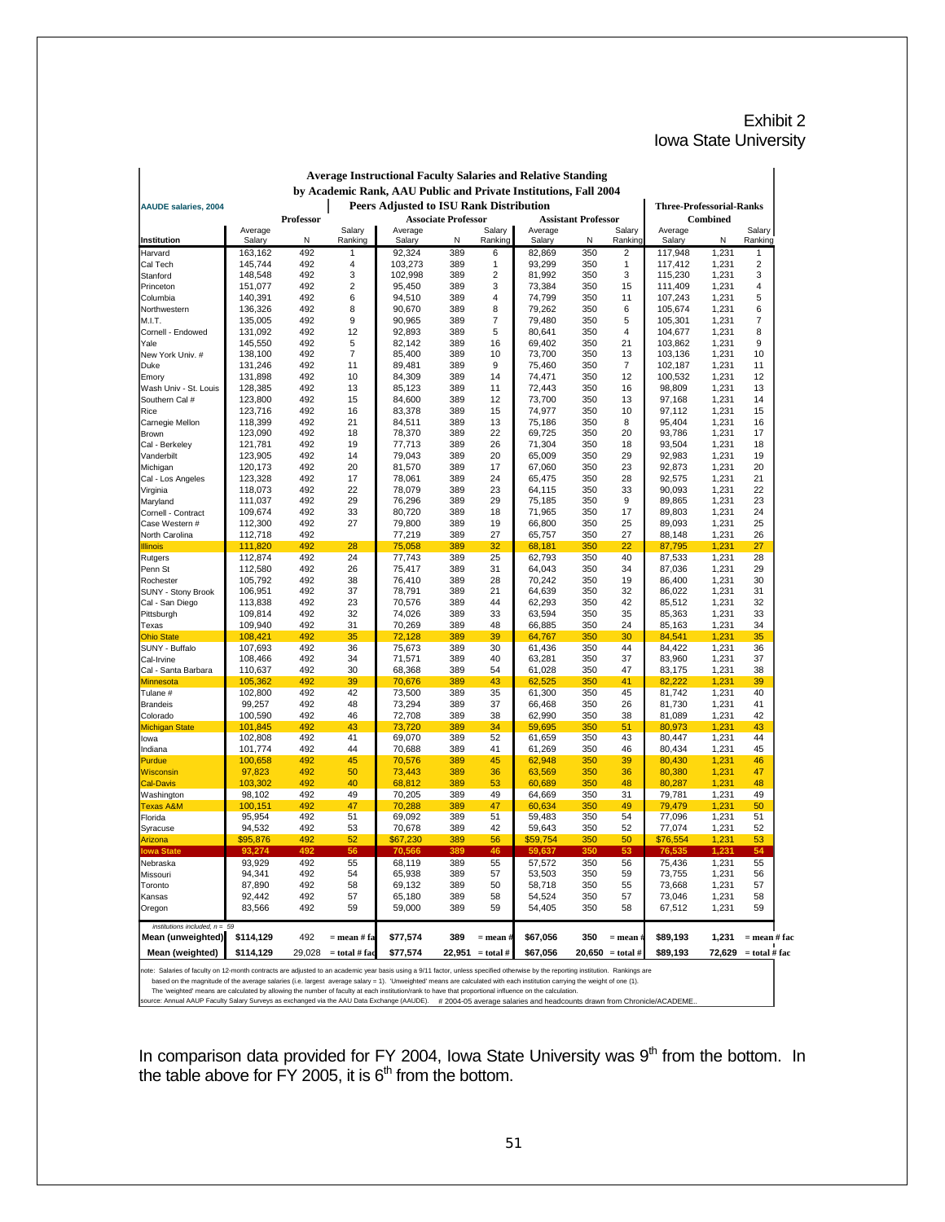Exhibit 2
Iowa State University

**Average Instructional Faculty Salaries and Relative Standing by Academic Rank, AAU Public and Private Institutions, Fall 2004**

**Peers Adjusted to ISU Rank Distribution**

AAUDE salaries, 2004

| | Professor | | | Associate Professor | | | Assistant Professor | | | Three-Professorial-Ranks Combined | | |
|---|---|---|---|---|---|---|---|---|---|---|---|---|
| Institution | Average Salary | N | Salary Ranking | Average Salary | N | Salary Ranking | Average Salary | N | Salary Ranking | Average Salary | N | Salary Ranking |
| Harvard | 163,162 | 492 | 1 | 92,324 | 389 | 6 | 82,869 | 350 | 2 | 117,948 | 1,231 | 1 |
| Cal Tech | 145,744 | 492 | 4 | 103,273 | 389 | 1 | 93,299 | 350 | 1 | 117,412 | 1,231 | 2 |
| Stanford | 148,548 | 492 | 3 | 102,998 | 389 | 2 | 81,992 | 350 | 3 | 115,230 | 1,231 | 3 |
| Princeton | 151,077 | 492 | 2 | 95,450 | 389 | 3 | 73,384 | 350 | 15 | 111,409 | 1,231 | 4 |
| Columbia | 140,391 | 492 | 6 | 94,510 | 389 | 4 | 74,799 | 350 | 11 | 107,243 | 1,231 | 5 |
| Northwestern | 136,326 | 492 | 8 | 90,670 | 389 | 8 | 79,262 | 350 | 6 | 105,674 | 1,231 | 6 |
| M.I.T. | 135,005 | 492 | 9 | 90,965 | 389 | 7 | 79,480 | 350 | 5 | 105,301 | 1,231 | 7 |
| Cornell - Endowed | 131,092 | 492 | 12 | 92,893 | 389 | 5 | 80,641 | 350 | 4 | 104,677 | 1,231 | 8 |
| Yale | 145,550 | 492 | 5 | 82,142 | 389 | 16 | 69,402 | 350 | 21 | 103,862 | 1,231 | 9 |
| New York Univ. # | 138,100 | 492 | 7 | 85,400 | 389 | 10 | 73,700 | 350 | 13 | 103,136 | 1,231 | 10 |
| Duke | 131,246 | 492 | 11 | 89,481 | 389 | 9 | 75,460 | 350 | 7 | 102,187 | 1,231 | 11 |
| Emory | 131,898 | 492 | 10 | 84,309 | 389 | 14 | 74,471 | 350 | 12 | 100,532 | 1,231 | 12 |
| Wash Univ - St. Louis | 128,385 | 492 | 13 | 85,123 | 389 | 11 | 72,443 | 350 | 16 | 98,809 | 1,231 | 13 |
| Southern Cal # | 123,800 | 492 | 15 | 84,600 | 389 | 12 | 73,700 | 350 | 13 | 97,168 | 1,231 | 14 |
| Rice | 123,716 | 492 | 16 | 83,378 | 389 | 15 | 74,977 | 350 | 10 | 97,112 | 1,231 | 15 |
| Carnegie Mellon | 118,399 | 492 | 21 | 84,511 | 389 | 13 | 75,186 | 350 | 8 | 95,404 | 1,231 | 16 |
| Brown | 123,090 | 492 | 18 | 78,370 | 389 | 22 | 69,725 | 350 | 20 | 93,786 | 1,231 | 17 |
| Cal - Berkeley | 121,781 | 492 | 19 | 77,713 | 389 | 26 | 71,304 | 350 | 18 | 93,504 | 1,231 | 18 |
| Vanderbilt | 123,905 | 492 | 14 | 79,043 | 389 | 20 | 65,009 | 350 | 29 | 92,983 | 1,231 | 19 |
| Michigan | 120,173 | 492 | 20 | 81,570 | 389 | 17 | 67,060 | 350 | 23 | 92,873 | 1,231 | 20 |
| Cal - Los Angeles | 123,328 | 492 | 17 | 78,061 | 389 | 24 | 65,475 | 350 | 28 | 92,575 | 1,231 | 21 |
| Virginia | 118,073 | 492 | 22 | 78,079 | 389 | 23 | 64,115 | 350 | 33 | 90,093 | 1,231 | 22 |
| Maryland | 111,037 | 492 | 29 | 76,296 | 389 | 29 | 75,185 | 350 | 9 | 89,865 | 1,231 | 23 |
| Cornell - Contract | 109,674 | 492 | 33 | 80,720 | 389 | 18 | 71,965 | 350 | 17 | 89,803 | 1,231 | 24 |
| Case Western # | 112,300 | 492 | 27 | 79,800 | 389 | 19 | 66,800 | 350 | 25 | 89,093 | 1,231 | 25 |
| North Carolina | 112,718 | 492 | | 77,219 | 389 | 27 | 65,757 | 350 | 27 | 88,148 | 1,231 | 26 |
| Illinois | 111,820 | 492 | 28 | 75,058 | 389 | 32 | 68,181 | 350 | 22 | 87,795 | 1,231 | 27 |
| Rutgers | 112,874 | 492 | 24 | 77,743 | 389 | 25 | 62,793 | 350 | 40 | 87,533 | 1,231 | 28 |
| Penn St | 112,580 | 492 | 26 | 75,417 | 389 | 31 | 64,043 | 350 | 34 | 87,036 | 1,231 | 29 |
| Rochester | 105,792 | 492 | 38 | 76,410 | 389 | 28 | 70,242 | 350 | 19 | 86,400 | 1,231 | 30 |
| SUNY - Stony Brook | 106,951 | 492 | 37 | 78,791 | 389 | 21 | 64,639 | 350 | 32 | 86,022 | 1,231 | 31 |
| Cal - San Diego | 113,838 | 492 | 23 | 70,576 | 389 | 44 | 62,293 | 350 | 42 | 85,512 | 1,231 | 32 |
| Pittsburgh | 109,814 | 492 | 32 | 74,026 | 389 | 33 | 63,594 | 350 | 35 | 85,363 | 1,231 | 33 |
| Texas | 109,940 | 492 | 31 | 70,269 | 389 | 48 | 66,885 | 350 | 24 | 85,163 | 1,231 | 34 |
| Ohio State | 108,421 | 492 | 35 | 72,128 | 389 | 39 | 64,767 | 350 | 30 | 84,541 | 1,231 | 35 |
| SUNY - Buffalo | 107,693 | 492 | 36 | 75,673 | 389 | 30 | 61,436 | 350 | 44 | 84,422 | 1,231 | 36 |
| Cal-Irvine | 108,466 | 492 | 34 | 71,571 | 389 | 40 | 63,281 | 350 | 37 | 83,960 | 1,231 | 37 |
| Cal - Santa Barbara | 110,637 | 492 | 30 | 68,368 | 389 | 54 | 61,028 | 350 | 47 | 83,175 | 1,231 | 38 |
| Minnesota | 105,362 | 492 | 39 | 70,676 | 389 | 43 | 62,525 | 350 | 41 | 82,222 | 1,231 | 39 |
| Tulane # | 102,800 | 492 | 42 | 73,500 | 389 | 35 | 61,300 | 350 | 45 | 81,742 | 1,231 | 40 |
| Brandeis | 99,257 | 492 | 48 | 73,294 | 389 | 37 | 66,468 | 350 | 26 | 81,730 | 1,231 | 41 |
| Colorado | 100,590 | 492 | 46 | 72,708 | 389 | 38 | 62,990 | 350 | 38 | 81,089 | 1,231 | 42 |
| Michigan State | 101,845 | 492 | 43 | 73,720 | 389 | 34 | 59,695 | 350 | 51 | 80,973 | 1,231 | 43 |
| Iowa | 102,808 | 492 | 41 | 69,070 | 389 | 52 | 61,659 | 350 | 43 | 80,447 | 1,231 | 44 |
| Indiana | 101,774 | 492 | 44 | 70,688 | 389 | 41 | 61,269 | 350 | 46 | 80,434 | 1,231 | 45 |
| Purdue | 100,658 | 492 | 45 | 70,576 | 389 | 45 | 62,948 | 350 | 39 | 80,430 | 1,231 | 46 |
| Wisconsin | 97,823 | 492 | 50 | 73,443 | 389 | 36 | 63,569 | 350 | 36 | 80,380 | 1,231 | 47 |
| Cal-Davis | 103,302 | 492 | 40 | 68,812 | 389 | 53 | 60,689 | 350 | 48 | 80,287 | 1,231 | 48 |
| Washington | 98,102 | 492 | 49 | 70,205 | 389 | 49 | 64,669 | 350 | 31 | 79,781 | 1,231 | 49 |
| Texas A&M | 100,151 | 492 | 47 | 70,288 | 389 | 47 | 60,634 | 350 | 49 | 79,479 | 1,231 | 50 |
| Florida | 95,954 | 492 | 51 | 69,092 | 389 | 51 | 59,483 | 350 | 54 | 77,096 | 1,231 | 51 |
| Syracuse | 94,532 | 492 | 53 | 70,678 | 389 | 42 | 59,643 | 350 | 52 | 77,074 | 1,231 | 52 |
| Arizona | $95,876 | 492 | 52 | $67,230 | 389 | 56 | $59,754 | 350 | 50 | $76,554 | 1,231 | 53 |
| **Iowa State** | **93,274** | **492** | **56** | **70,566** | **389** | **46** | **59,637** | **350** | **53** | **76,535** | **1,231** | **54** |
| Nebraska | 93,929 | 492 | 55 | 68,119 | 389 | 55 | 57,572 | 350 | 56 | 75,436 | 1,231 | 55 |
| Missouri | 94,341 | 492 | 54 | 65,938 | 389 | 57 | 53,503 | 350 | 59 | 73,755 | 1,231 | 56 |
| Toronto | 87,890 | 492 | 58 | 69,132 | 389 | 50 | 58,718 | 350 | 55 | 73,668 | 1,231 | 57 |
| Kansas | 92,442 | 492 | 57 | 65,180 | 389 | 58 | 54,524 | 350 | 57 | 73,046 | 1,231 | 58 |
| Oregon | 83,566 | 492 | 59 | 59,000 | 389 | 59 | 54,405 | 350 | 58 | 67,512 | 1,231 | 59 |
| *institutions included, n = 59* | | | | | | | | | | | | |
| **Mean (unweighted)** | **$114,129** | 492 | = mean # fac | **$77,574** | **389** | = mean # | **$67,056** | **350** | = mean # | **$89,193** | **1,231** | = mean # fac |
| **Mean (weighted)** | **$114,129** | 29,028 | = total # fac | **$77,574** | **22,951** | = total # | **$67,056** | **20,650** | = total # | **$89,193** | **72,629** | = total # fac |

note: Salaries of faculty on 12-month contracts are adjusted to an academic year basis using a 9/11 factor, unless specified otherwise by the reporting institution. Rankings are based on the magnitude of the average salaries (i.e. largest average salary = 1). 'Unweighted' means are calculated with each institution carrying the weight of one (1). The 'weighted' means are calculated by allowing the number of faculty at each institution/rank to have that proportional influence on the calculation.
source: Annual AAUP Faculty Salary Surveys as exchanged via the AAU Data Exchange (AAUDE). # 2004-05 average salaries and headcounts drawn from Chronicle/ACADEME..

In comparison data provided for FY 2004, Iowa State University was 9th from the bottom. In the table above for FY 2005, it is 6th from the bottom.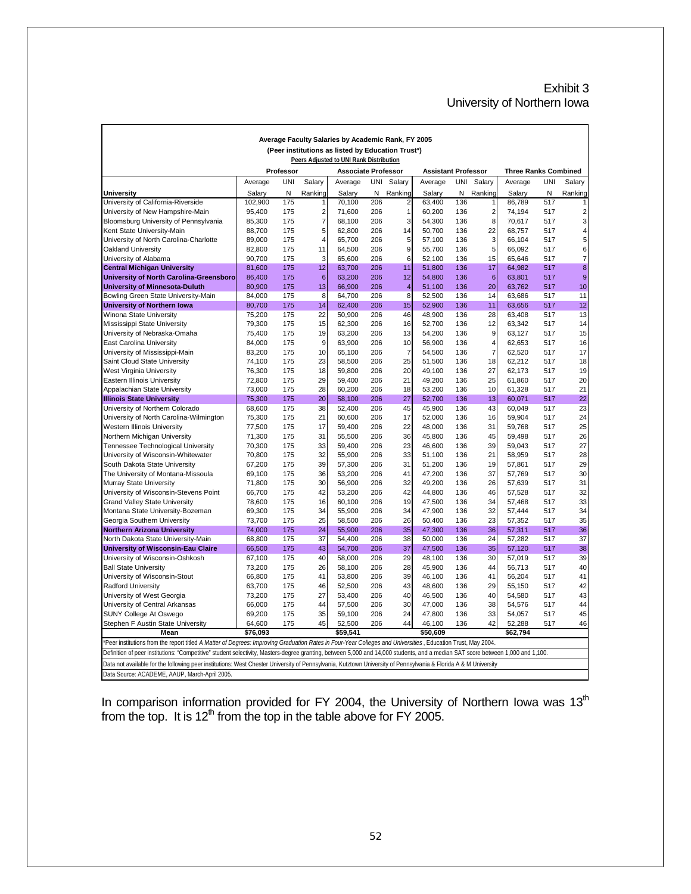# Exhibit 3
## University of Northern Iowa

**Average Faculty Salaries by Academic Rank, FY 2005**
**(Peer institutions as listed by Education Trust*)**
**Peers Adjusted to UNI Rank Distribution**

| | Professor | | | Associate Professor | | | Assistant Professor | | | Three Ranks Combined | | |
|---|---|---|---|---|---|---|---|---|---|---|---|---|
| **University** | Average Salary | UNI N | Salary Ranking | Average Salary | UNI N | Salary Ranking | Average Salary | UNI N | Salary Ranking | Average Salary | UNI N | Salary Ranking |
| University of California-Riverside | 102,900 | 175 | 1 | 70,100 | 206 | 2 | 63,400 | 136 | 1 | 86,789 | 517 | 1 |
| University of New Hampshire-Main | 95,400 | 175 | 2 | 71,600 | 206 | 1 | 60,200 | 136 | 2 | 74,194 | 517 | 2 |
| Bloomsburg University of Pennsylvania | 85,300 | 175 | 7 | 68,100 | 206 | 3 | 54,300 | 136 | 8 | 70,617 | 517 | 3 |
| Kent State University-Main | 88,700 | 175 | 5 | 62,800 | 206 | 14 | 50,700 | 136 | 22 | 68,757 | 517 | 4 |
| University of North Carolina-Charlotte | 89,000 | 175 | 4 | 65,700 | 206 | 5 | 57,100 | 136 | 3 | 66,104 | 517 | 5 |
| Oakland University | 82,800 | 175 | 11 | 64,500 | 206 | 9 | 55,700 | 136 | 5 | 66,092 | 517 | 6 |
| University of Alabama | 90,700 | 175 | 3 | 65,600 | 206 | 6 | 52,100 | 136 | 15 | 65,646 | 517 | 7 |
| **Central Michigan University** | 81,600 | 175 | 12 | 63,700 | 206 | 11 | 51,800 | 136 | 17 | 64,982 | 517 | 8 |
| **University of North Carolina-Greensboro** | 86,400 | 175 | 6 | 63,200 | 206 | 12 | 54,800 | 136 | 6 | 63,801 | 517 | 9 |
| **University of Minnesota-Duluth** | 80,900 | 175 | 13 | 66,900 | 206 | 4 | 51,100 | 136 | 20 | 63,762 | 517 | 10 |
| Bowling Green State University-Main | 84,000 | 175 | 8 | 64,700 | 206 | 8 | 52,500 | 136 | 14 | 63,686 | 517 | 11 |
| **University of Northern Iowa** | 80,700 | 175 | 14 | 62,400 | 206 | 15 | 52,900 | 136 | 11 | 63,656 | 517 | 12 |
| Winona State University | 75,200 | 175 | 22 | 50,900 | 206 | 46 | 48,900 | 136 | 28 | 63,408 | 517 | 13 |
| Mississippi State University | 79,300 | 175 | 15 | 62,300 | 206 | 16 | 52,700 | 136 | 12 | 63,342 | 517 | 14 |
| University of Nebraska-Omaha | 75,400 | 175 | 19 | 63,200 | 206 | 13 | 54,200 | 136 | 9 | 63,127 | 517 | 15 |
| East Carolina University | 84,000 | 175 | 9 | 63,900 | 206 | 10 | 56,900 | 136 | 4 | 62,653 | 517 | 16 |
| University of Mississippi-Main | 83,200 | 175 | 10 | 65,100 | 206 | 7 | 54,500 | 136 | 7 | 62,520 | 517 | 17 |
| Saint Cloud State University | 74,100 | 175 | 23 | 58,500 | 206 | 25 | 51,500 | 136 | 18 | 62,212 | 517 | 18 |
| West Virginia University | 76,300 | 175 | 18 | 59,800 | 206 | 20 | 49,100 | 136 | 27 | 62,173 | 517 | 19 |
| Eastern Illinois University | 72,800 | 175 | 29 | 59,400 | 206 | 21 | 49,200 | 136 | 25 | 61,860 | 517 | 20 |
| Appalachian State University | 73,000 | 175 | 28 | 60,200 | 206 | 18 | 53,200 | 136 | 10 | 61,328 | 517 | 21 |
| **Illinois State University** | 75,300 | 175 | 20 | 58,100 | 206 | 27 | 52,700 | 136 | 13 | 60,071 | 517 | 22 |
| University of Northern Colorado | 68,600 | 175 | 38 | 52,400 | 206 | 45 | 45,900 | 136 | 43 | 60,049 | 517 | 23 |
| University of North Carolina-Wilmington | 75,300 | 175 | 21 | 60,600 | 206 | 17 | 52,000 | 136 | 16 | 59,904 | 517 | 24 |
| Western Illinois University | 77,500 | 175 | 17 | 59,400 | 206 | 22 | 48,000 | 136 | 31 | 59,768 | 517 | 25 |
| Northern Michigan University | 71,300 | 175 | 31 | 55,500 | 206 | 36 | 45,800 | 136 | 45 | 59,498 | 517 | 26 |
| Tennessee Technological University | 70,300 | 175 | 33 | 59,400 | 206 | 23 | 46,600 | 136 | 39 | 59,043 | 517 | 27 |
| University of Wisconsin-Whitewater | 70,800 | 175 | 32 | 55,900 | 206 | 33 | 51,100 | 136 | 21 | 58,959 | 517 | 28 |
| South Dakota State University | 67,200 | 175 | 39 | 57,300 | 206 | 31 | 51,200 | 136 | 19 | 57,861 | 517 | 29 |
| The University of Montana-Missoula | 69,100 | 175 | 36 | 53,200 | 206 | 41 | 47,200 | 136 | 37 | 57,769 | 517 | 30 |
| Murray State University | 71,800 | 175 | 30 | 56,900 | 206 | 32 | 49,200 | 136 | 26 | 57,639 | 517 | 31 |
| University of Wisconsin-Stevens Point | 66,700 | 175 | 42 | 53,200 | 206 | 42 | 44,800 | 136 | 46 | 57,528 | 517 | 32 |
| Grand Valley State University | 78,600 | 175 | 16 | 60,100 | 206 | 19 | 47,500 | 136 | 34 | 57,468 | 517 | 33 |
| Montana State University-Bozeman | 69,300 | 175 | 34 | 55,900 | 206 | 34 | 47,900 | 136 | 32 | 57,444 | 517 | 34 |
| Georgia Southern University | 73,700 | 175 | 25 | 58,500 | 206 | 26 | 50,400 | 136 | 23 | 57,352 | 517 | 35 |
| **Northern Arizona University** | 74,000 | 175 | 24 | 55,900 | 206 | 35 | 47,300 | 136 | 36 | 57,311 | 517 | 36 |
| North Dakota State University-Main | 68,800 | 175 | 37 | 54,400 | 206 | 38 | 50,000 | 136 | 24 | 57,282 | 517 | 37 |
| **University of Wisconsin-Eau Claire** | 66,500 | 175 | 43 | 54,700 | 206 | 37 | 47,500 | 136 | 35 | 57,120 | 517 | 38 |
| University of Wisconsin-Oshkosh | 67,100 | 175 | 40 | 58,000 | 206 | 29 | 48,100 | 136 | 30 | 57,019 | 517 | 39 |
| Ball State University | 73,200 | 175 | 26 | 58,100 | 206 | 28 | 45,900 | 136 | 44 | 56,713 | 517 | 40 |
| University of Wisconsin-Stout | 66,800 | 175 | 41 | 53,800 | 206 | 39 | 46,100 | 136 | 41 | 56,204 | 517 | 41 |
| Radford University | 63,700 | 175 | 46 | 52,500 | 206 | 43 | 48,600 | 136 | 29 | 55,150 | 517 | 42 |
| University of West Georgia | 73,200 | 175 | 27 | 53,400 | 206 | 40 | 46,500 | 136 | 40 | 54,580 | 517 | 43 |
| University of Central Arkansas | 66,000 | 175 | 44 | 57,500 | 206 | 30 | 47,000 | 136 | 38 | 54,576 | 517 | 44 |
| SUNY College At Oswego | 69,200 | 175 | 35 | 59,100 | 206 | 24 | 47,800 | 136 | 33 | 54,057 | 517 | 45 |
| Stephen F Austin State University | 64,600 | 175 | 45 | 52,500 | 206 | 44 | 46,100 | 136 | 42 | 52,288 | 517 | 46 |
| **Mean** | **$76,093** | | | **$59,541** | | | **$50,609** | | | **$62,794** | | |

*Peer institutions from the report titled *A Matter of Degrees: Improving Graduation Rates in Four-Year Colleges and Universities*, Education Trust, May 2004.

Definition of peer institutions: "Competitive" student selectivity, Masters-degree granting, between 5,000 and 14,000 students, and a median SAT score between 1,000 and 1,100.

Data not available for the following peer institutions: West Chester University of Pennsylvania, Kutztown University of Pennsylvania & Florida A & M University

Data Source: ACADEME, AAUP, March-April 2005.

In comparison information provided for FY 2004, the University of Northern Iowa was 13th from the top. It is 12th from the top in the table above for FY 2005.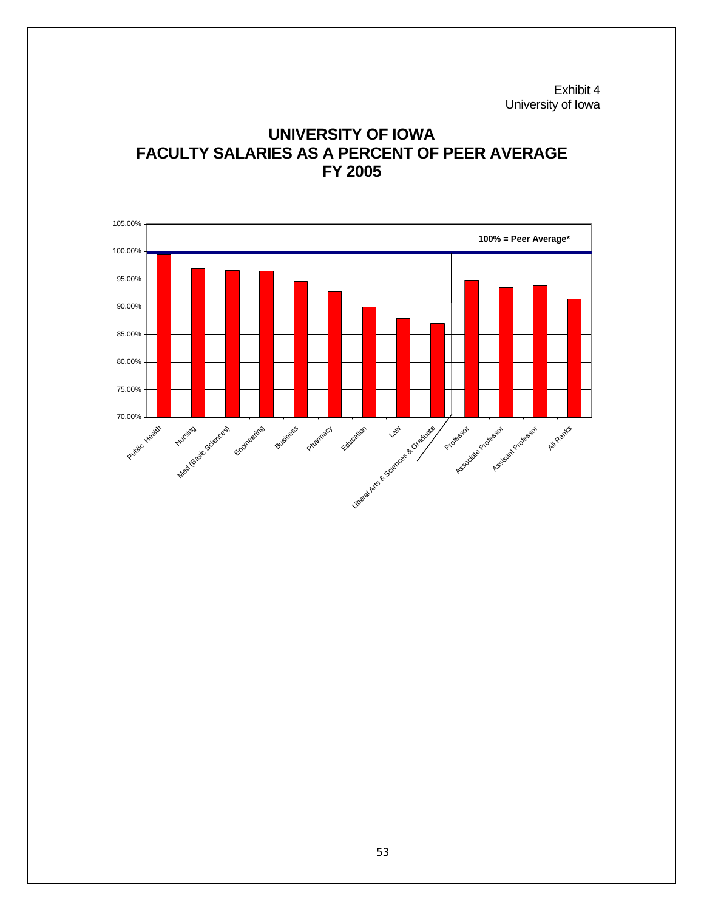Exhibit 4
University of Iowa

# UNIVERSITY OF IOWA
# FACULTY SALARIES AS A PERCENT OF PEER AVERAGE
# FY 2005

100% = Peer Average*

105.00%
100.00%
95.00%
90.00%
85.00%
80.00%
75.00%
70.00%

Public Health, Nursing, Med (Basic Sciences), Engineering, Business, Pharmacy, Education, Law, Liberal Arts & Sciences & Graduate, Professor, Associate Professor, Assisant Professor, All Ranks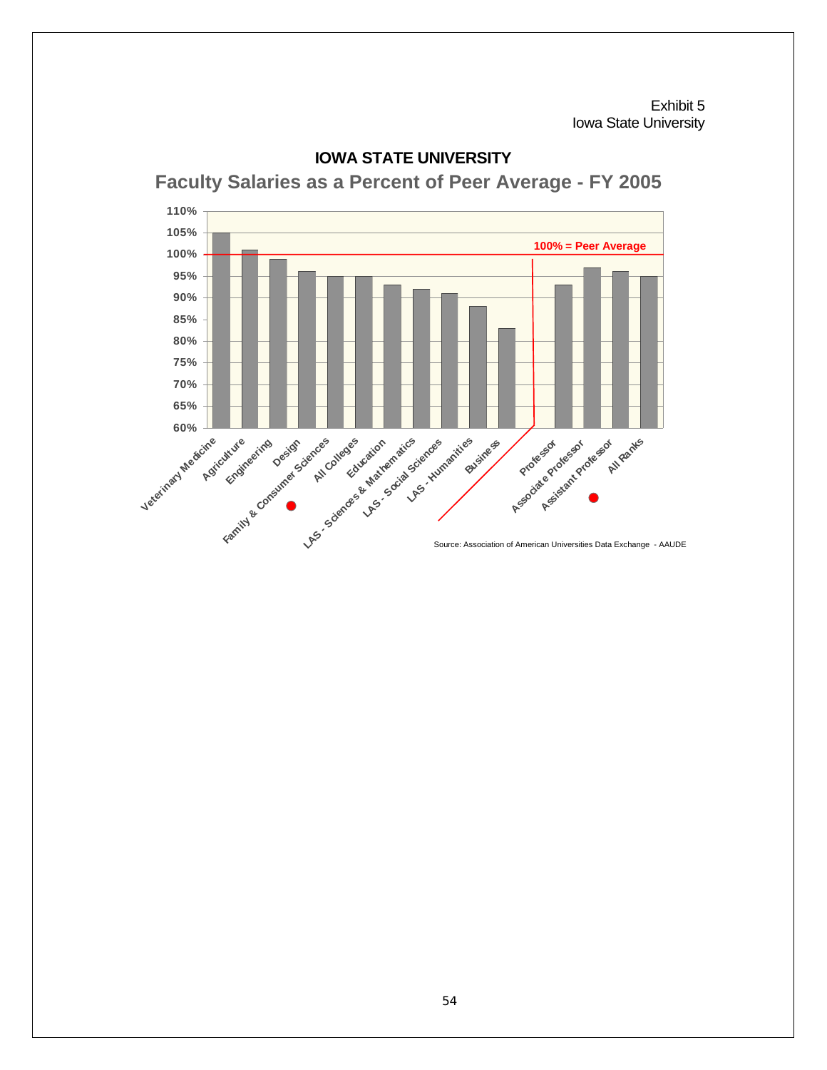Exhibit 5
Iowa State University

## IOWA STATE UNIVERSITY

## Faculty Salaries as a Percent of Peer Average - FY 2005

| Category | Percent of Peer Average |
| --- | --- |
| Veterinary Medicine | 105% |
| Agriculture | 101% |
| Engineering | 99% |
| Design | 96% |
| Family & Consumer Sciences | 95% |
| All Colleges | 95% |
| Education | 93% |
| LAS - Sciences & Mathematics | 92% |
| LAS - Social Sciences | 91% |
| LAS - Humanities | 88% |
| Business | 83% |
| Professor | 93% |
| Associate Professor | 97% |
| Assistant Professor | 96% |
| All Ranks | 95% |

100% = Peer Average

Source: Association of American Universities Data Exchange - AAUDE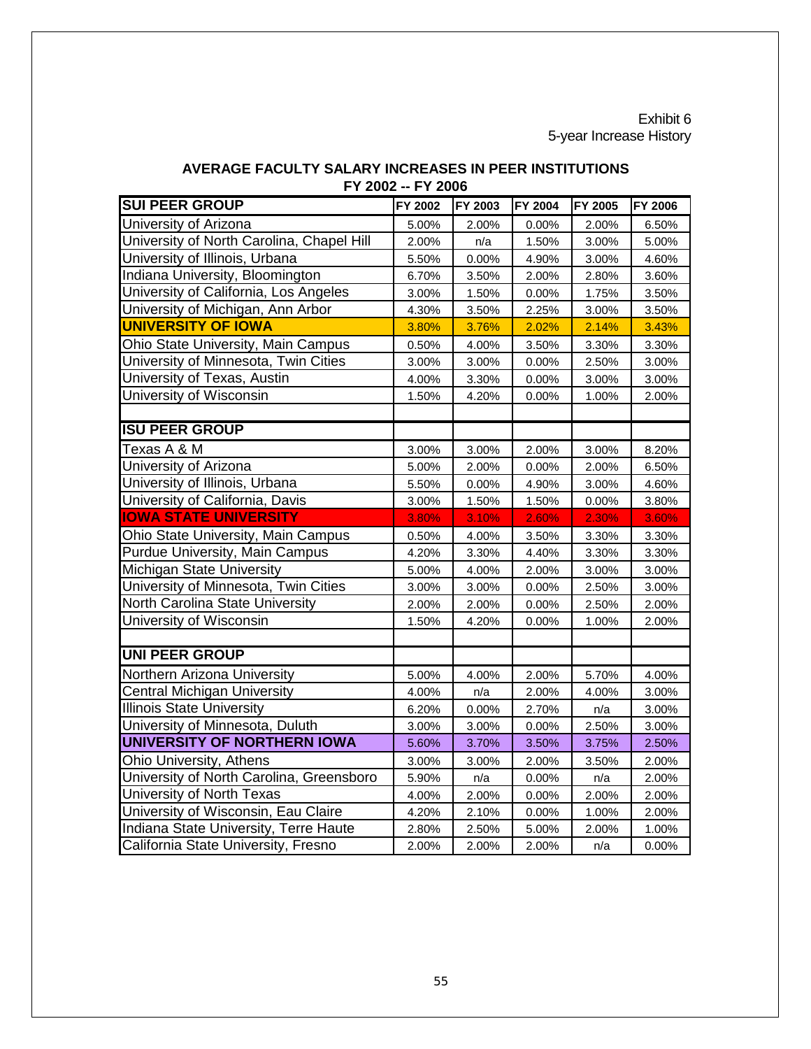Exhibit 6
5-year Increase History

## AVERAGE FACULTY SALARY INCREASES IN PEER INSTITUTIONS
### FY 2002 -- FY 2006

| SUI PEER GROUP | FY 2002 | FY 2003 | FY 2004 | FY 2005 | FY 2006 |
|---|---|---|---|---|---|
| University of Arizona | 5.00% | 2.00% | 0.00% | 2.00% | 6.50% |
| University of North Carolina, Chapel Hill | 2.00% | n/a | 1.50% | 3.00% | 5.00% |
| University of Illinois, Urbana | 5.50% | 0.00% | 4.90% | 3.00% | 4.60% |
| Indiana University, Bloomington | 6.70% | 3.50% | 2.00% | 2.80% | 3.60% |
| University of California, Los Angeles | 3.00% | 1.50% | 0.00% | 1.75% | 3.50% |
| University of Michigan, Ann Arbor | 4.30% | 3.50% | 2.25% | 3.00% | 3.50% |
| **UNIVERSITY OF IOWA** | 3.80% | 3.76% | 2.02% | 2.14% | 3.43% |
| Ohio State University, Main Campus | 0.50% | 4.00% | 3.50% | 3.30% | 3.30% |
| University of Minnesota, Twin Cities | 3.00% | 3.00% | 0.00% | 2.50% | 3.00% |
| University of Texas, Austin | 4.00% | 3.30% | 0.00% | 3.00% | 3.00% |
| University of Wisconsin | 1.50% | 4.20% | 0.00% | 1.00% | 2.00% |
| | | | | | |
| **ISU PEER GROUP** | | | | | |
| Texas A & M | 3.00% | 3.00% | 2.00% | 3.00% | 8.20% |
| University of Arizona | 5.00% | 2.00% | 0.00% | 2.00% | 6.50% |
| University of Illinois, Urbana | 5.50% | 0.00% | 4.90% | 3.00% | 4.60% |
| University of California, Davis | 3.00% | 1.50% | 1.50% | 0.00% | 3.80% |
| **IOWA STATE UNIVERSITY** | 3.80% | 3.10% | 2.60% | 2.30% | 3.60% |
| Ohio State University, Main Campus | 0.50% | 4.00% | 3.50% | 3.30% | 3.30% |
| Purdue University, Main Campus | 4.20% | 3.30% | 4.40% | 3.30% | 3.30% |
| Michigan State University | 5.00% | 4.00% | 2.00% | 3.00% | 3.00% |
| University of Minnesota, Twin Cities | 3.00% | 3.00% | 0.00% | 2.50% | 3.00% |
| North Carolina State University | 2.00% | 2.00% | 0.00% | 2.50% | 2.00% |
| University of Wisconsin | 1.50% | 4.20% | 0.00% | 1.00% | 2.00% |
| | | | | | |
| **UNI PEER GROUP** | | | | | |
| Northern Arizona University | 5.00% | 4.00% | 2.00% | 5.70% | 4.00% |
| Central Michigan University | 4.00% | n/a | 2.00% | 4.00% | 3.00% |
| Illinois State University | 6.20% | 0.00% | 2.70% | n/a | 3.00% |
| University of Minnesota, Duluth | 3.00% | 3.00% | 0.00% | 2.50% | 3.00% |
| **UNIVERSITY OF NORTHERN IOWA** | 5.60% | 3.70% | 3.50% | 3.75% | 2.50% |
| Ohio University, Athens | 3.00% | 3.00% | 2.00% | 3.50% | 2.00% |
| University of North Carolina, Greensboro | 5.90% | n/a | 0.00% | n/a | 2.00% |
| University of North Texas | 4.00% | 2.00% | 0.00% | 2.00% | 2.00% |
| University of Wisconsin, Eau Claire | 4.20% | 2.10% | 0.00% | 1.00% | 2.00% |
| Indiana State University, Terre Haute | 2.80% | 2.50% | 5.00% | 2.00% | 1.00% |
| California State University, Fresno | 2.00% | 2.00% | 2.00% | n/a | 0.00% |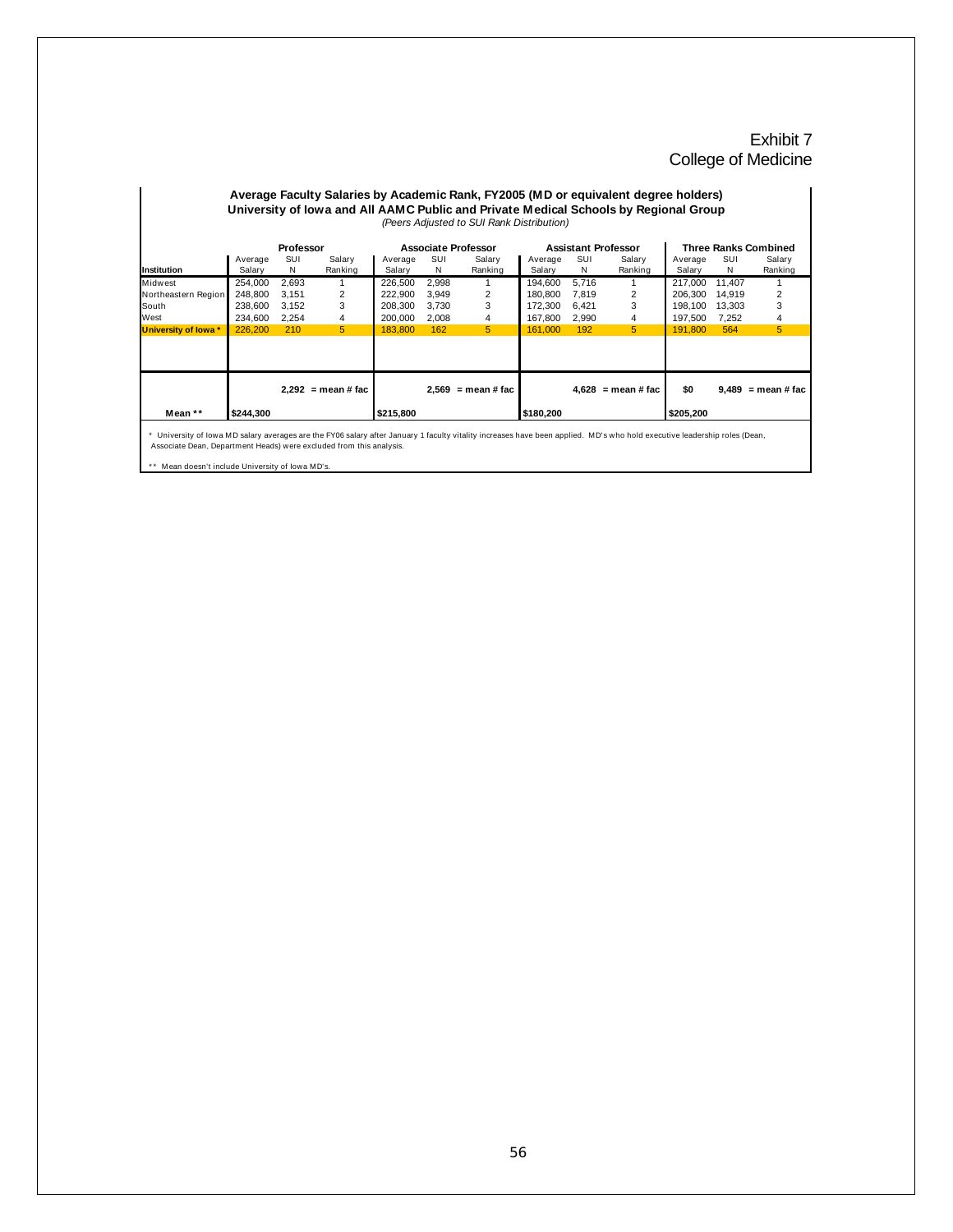Exhibit 7
College of Medicine

**Average Faculty Salaries by Academic Rank, FY2005 (MD or equivalent degree holders)**
**University of Iowa and All AAMC Public and Private Medical Schools by Regional Group**
*(Peers Adjusted to SUI Rank Distribution)*

| | Professor | | | Associate Professor | | | Assistant Professor | | | Three Ranks Combined | | |
|---|---|---|---|---|---|---|---|---|---|---|---|---|
| Institution | Average Salary | SUI N | Salary Ranking | Average Salary | SUI N | Salary Ranking | Average Salary | SUI N | Salary Ranking | Average Salary | SUI N | Salary Ranking |
| Midwest | 254,000 | 2,693 | 1 | 226,500 | 2,998 | 1 | 194,600 | 5,716 | 1 | 217,000 | 11,407 | 1 |
| Northeastern Region | 248,800 | 3,151 | 2 | 222,900 | 3,949 | 2 | 180,800 | 7,819 | 2 | 206,300 | 14,919 | 2 |
| South | 238,600 | 3,152 | 3 | 208,300 | 3,730 | 3 | 172,300 | 6,421 | 3 | 198,100 | 13,303 | 3 |
| West | 234,600 | 2,254 | 4 | 200,000 | 2,008 | 4 | 167,800 | 2,990 | 4 | 197,500 | 7,252 | 4 |
| **University of Iowa *** | 226,200 | 210 | 5 | 183,800 | 162 | 5 | 161,000 | 192 | 5 | 191,800 | 564 | 5 |
| | | **2,292** | **= mean # fac** | | **2,569** | **= mean # fac** | | **4,628** | **= mean # fac** | **$0** | **9,489** | **= mean # fac** |
| **Mean **** | **$244,300** | | | **$215,800** | | | **$180,200** | | | **$205,200** | | |

\* University of Iowa MD salary averages are the FY06 salary after January 1 faculty vitality increases have been applied. MD's who hold executive leadership roles (Dean, Associate Dean, Department Heads) were excluded from this analysis.

\*\* Mean doesn't include University of Iowa MD's.